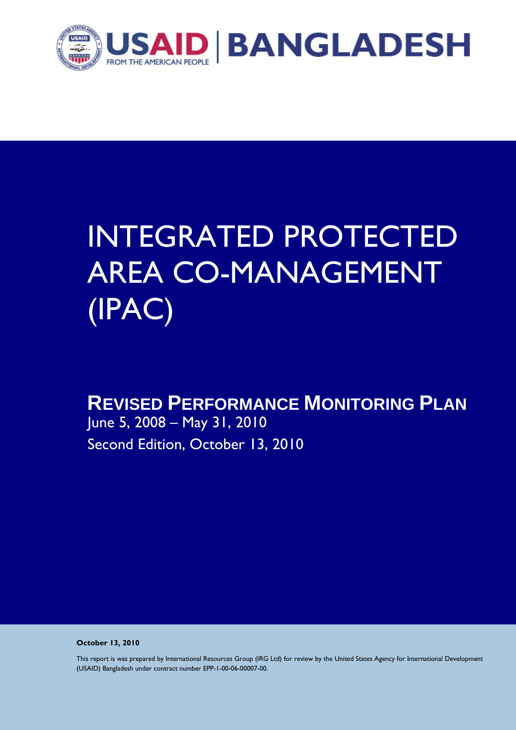USAID | BANGLADESH

FROM THE AMERICAN PEOPLE

# INTEGRATED PROTECTED AREA CO-MANAGEMENT (IPAC)

## REVISED PERFORMANCE MONITORING PLAN

June 5, 2008 – May 31, 2010

Second Edition, October 13, 2010

**October 13, 2010**

This report is was prepared by International Resources Group (IRG Ltd) for review by the United States Agency for International Development (USAID) Bangladesh under contract number EPP-1-00-06-00007-00.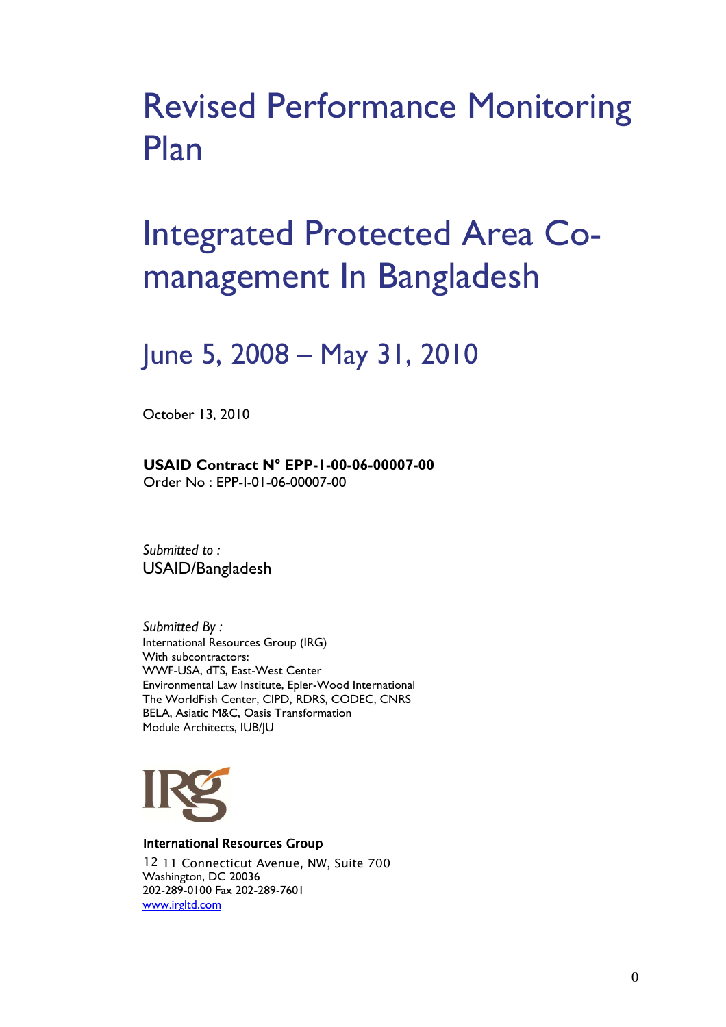# Revised Performance Monitoring Plan

# Integrated Protected Area Co-management In Bangladesh

## June 5, 2008 – May 31, 2010

October 13, 2010

**USAID Contract N° EPP-1-00-06-00007-00**
Order No : EPP-I-01-06-00007-00

*Submitted to :*
USAID/Bangladesh

*Submitted By :*
International Resources Group (IRG)
With subcontractors:
WWF-USA, dTS, East-West Center
Environmental Law Institute, Epler-Wood International
The WorldFish Center, CIPD, RDRS, CODEC, CNRS
BELA, Asiatic M&C, Oasis Transformation
Module Architects, IUB/JU

IRG

**International Resources Group**
12 11 Connecticut Avenue, NW, Suite 700
Washington, DC 20036
202-289-0100 Fax 202-289-7601
www.irgltd.com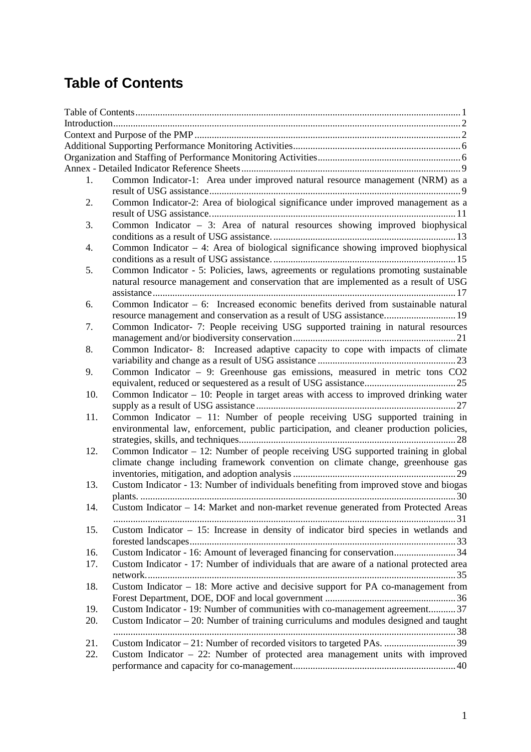# Table of Contents

Table of Contents ... 1
Introduction ... 2
Context and Purpose of the PMP ... 2
Additional Supporting Performance Monitoring Activities ... 6
Organization and Staffing of Performance Monitoring Activities ... 6
Annex - Detailed Indicator Reference Sheets ... 9

1. Common Indicator-1: Area under improved natural resource management (NRM) as a result of USG assistance ... 9
2. Common Indicator-2: Area of biological significance under improved management as a result of USG assistance ... 11
3. Common Indicator – 3: Area of natural resources showing improved biophysical conditions as a result of USG assistance ... 13
4. Common Indicator – 4: Area of biological significance showing improved biophysical conditions as a result of USG assistance ... 15
5. Common Indicator - 5: Policies, laws, agreements or regulations promoting sustainable natural resource management and conservation that are implemented as a result of USG assistance ... 17
6. Common Indicator – 6: Increased economic benefits derived from sustainable natural resource management and conservation as a result of USG assistance ... 19
7. Common Indicator- 7: People receiving USG supported training in natural resources management and/or biodiversity conservation ... 21
8. Common Indicator- 8: Increased adaptive capacity to cope with impacts of climate variability and change as a result of USG assistance ... 23
9. Common Indicator – 9: Greenhouse gas emissions, measured in metric tons CO2 equivalent, reduced or sequestered as a result of USG assistance ... 25
10. Common Indicator – 10: People in target areas with access to improved drinking water supply as a result of USG assistance ... 27
11. Common Indicator – 11: Number of people receiving USG supported training in environmental law, enforcement, public participation, and cleaner production policies, strategies, skills, and techniques ... 28
12. Common Indicator – 12: Number of people receiving USG supported training in global climate change including framework convention on climate change, greenhouse gas inventories, mitigation, and adoption analysis ... 29
13. Custom Indicator - 13: Number of individuals benefiting from improved stove and biogas plants. ... 30
14. Custom Indicator – 14: Market and non-market revenue generated from Protected Areas ... 31
15. Custom Indicator – 15: Increase in density of indicator bird species in wetlands and forested landscapes ... 33
16. Custom Indicator - 16: Amount of leveraged financing for conservation ... 34
17. Custom Indicator - 17: Number of individuals that are aware of a national protected area network. ... 35
18. Custom Indicator – 18: More active and decisive support for PA co-management from Forest Department, DOE, DOF and local government ... 36
19. Custom Indicator - 19: Number of communities with co-management agreement ... 37
20. Custom Indicator – 20: Number of training curriculums and modules designed and taught ... 38
21. Custom Indicator – 21: Number of recorded visitors to targeted PAs. ... 39
22. Custom Indicator – 22: Number of protected area management units with improved performance and capacity for co-management ... 40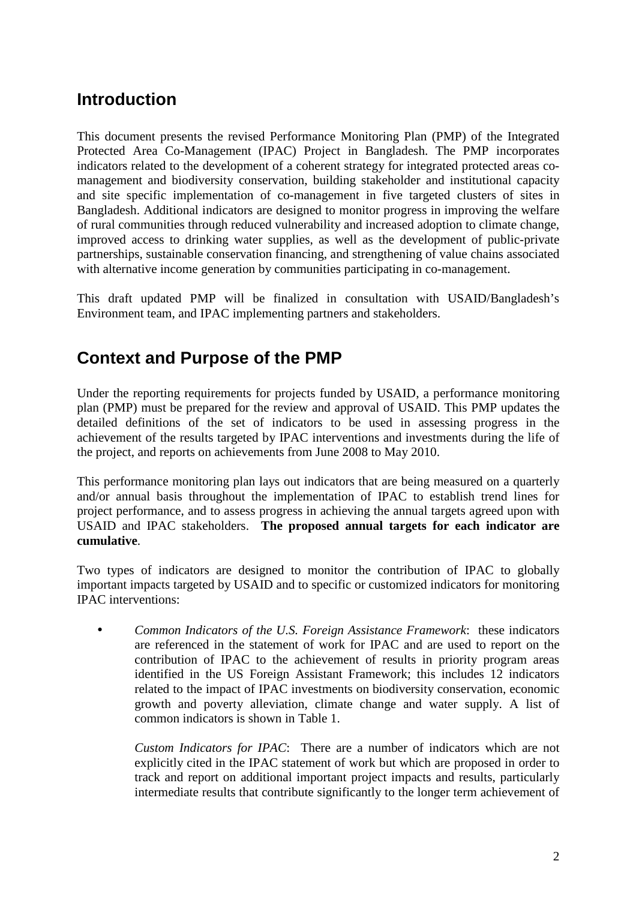## Introduction

This document presents the revised Performance Monitoring Plan (PMP) of the Integrated Protected Area Co-Management (IPAC) Project in Bangladesh. The PMP incorporates indicators related to the development of a coherent strategy for integrated protected areas co-management and biodiversity conservation, building stakeholder and institutional capacity and site specific implementation of co-management in five targeted clusters of sites in Bangladesh. Additional indicators are designed to monitor progress in improving the welfare of rural communities through reduced vulnerability and increased adoption to climate change, improved access to drinking water supplies, as well as the development of public-private partnerships, sustainable conservation financing, and strengthening of value chains associated with alternative income generation by communities participating in co-management.

This draft updated PMP will be finalized in consultation with USAID/Bangladesh's Environment team, and IPAC implementing partners and stakeholders.

## Context and Purpose of the PMP

Under the reporting requirements for projects funded by USAID, a performance monitoring plan (PMP) must be prepared for the review and approval of USAID. This PMP updates the detailed definitions of the set of indicators to be used in assessing progress in the achievement of the results targeted by IPAC interventions and investments during the life of the project, and reports on achievements from June 2008 to May 2010.

This performance monitoring plan lays out indicators that are being measured on a quarterly and/or annual basis throughout the implementation of IPAC to establish trend lines for project performance, and to assess progress in achieving the annual targets agreed upon with USAID and IPAC stakeholders. **The proposed annual targets for each indicator are cumulative**.

Two types of indicators are designed to monitor the contribution of IPAC to globally important impacts targeted by USAID and to specific or customized indicators for monitoring IPAC interventions:

- *Common Indicators of the U.S. Foreign Assistance Framework*: these indicators are referenced in the statement of work for IPAC and are used to report on the contribution of IPAC to the achievement of results in priority program areas identified in the US Foreign Assistant Framework; this includes 12 indicators related to the impact of IPAC investments on biodiversity conservation, economic growth and poverty alleviation, climate change and water supply. A list of common indicators is shown in Table 1.

  *Custom Indicators for IPAC*: There are a number of indicators which are not explicitly cited in the IPAC statement of work but which are proposed in order to track and report on additional important project impacts and results, particularly intermediate results that contribute significantly to the longer term achievement of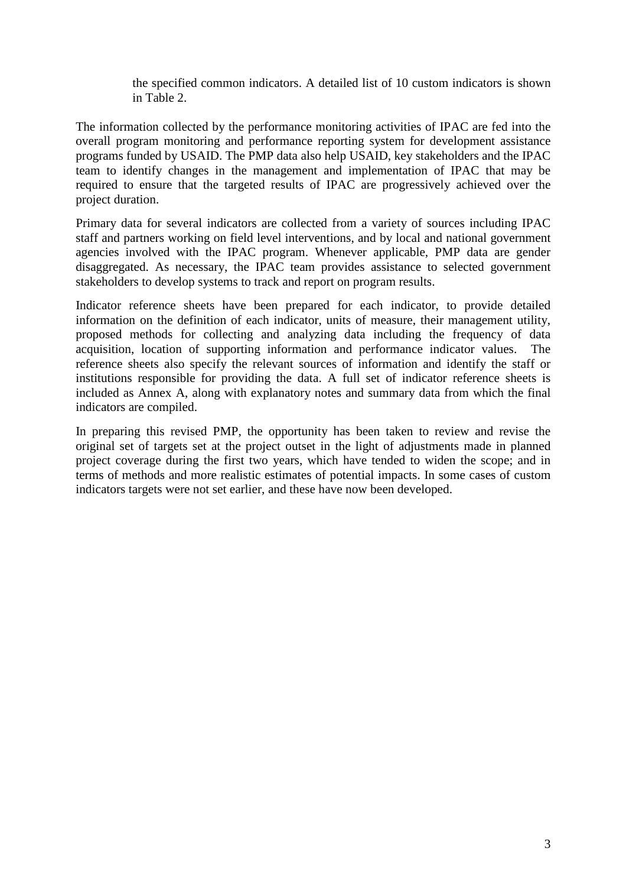the specified common indicators. A detailed list of 10 custom indicators is shown in Table 2.

The information collected by the performance monitoring activities of IPAC are fed into the overall program monitoring and performance reporting system for development assistance programs funded by USAID. The PMP data also help USAID, key stakeholders and the IPAC team to identify changes in the management and implementation of IPAC that may be required to ensure that the targeted results of IPAC are progressively achieved over the project duration.

Primary data for several indicators are collected from a variety of sources including IPAC staff and partners working on field level interventions, and by local and national government agencies involved with the IPAC program. Whenever applicable, PMP data are gender disaggregated. As necessary, the IPAC team provides assistance to selected government stakeholders to develop systems to track and report on program results.

Indicator reference sheets have been prepared for each indicator, to provide detailed information on the definition of each indicator, units of measure, their management utility, proposed methods for collecting and analyzing data including the frequency of data acquisition, location of supporting information and performance indicator values. The reference sheets also specify the relevant sources of information and identify the staff or institutions responsible for providing the data. A full set of indicator reference sheets is included as Annex A, along with explanatory notes and summary data from which the final indicators are compiled.

In preparing this revised PMP, the opportunity has been taken to review and revise the original set of targets set at the project outset in the light of adjustments made in planned project coverage during the first two years, which have tended to widen the scope; and in terms of methods and more realistic estimates of potential impacts. In some cases of custom indicators targets were not set earlier, and these have now been developed.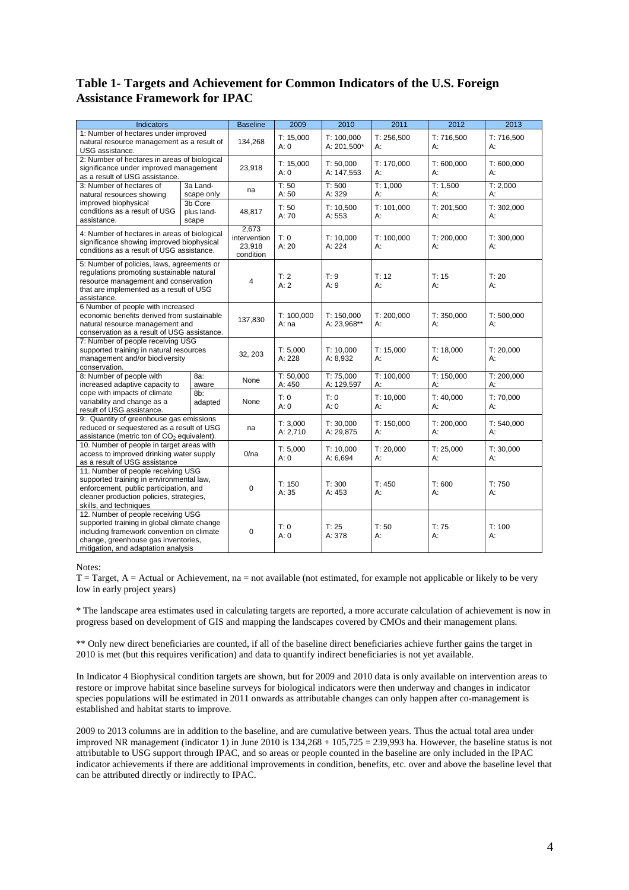## Table 1- Targets and Achievement for Common Indicators of the U.S. Foreign Assistance Framework for IPAC

| Indicators | | Baseline | 2009 | 2010 | 2011 | 2012 | 2013 |
|---|---|---|---|---|---|---|---|
| 1: Number of hectares under improved natural resource management as a result of USG assistance. | | 134,268 | T: 15,000<br>A: 0 | T: 100,000<br>A: 201,500* | T: 256,500<br>A: | T: 716,500<br>A: | T: 716,500<br>A: |
| 2: Number of hectares in areas of biological significance under improved management as a result of USG assistance. | | 23,918 | T: 15,000<br>A: 0 | T: 50,000<br>A: 147,553 | T: 170,000<br>A: | T: 600,000<br>A: | T: 600,000<br>A: |
| 3: Number of hectares of natural resources showing improved biophysical conditions as a result of USG assistance. | 3a Land-scape only | na | T: 50<br>A: 50 | T: 500<br>A: 329 | T: 1,000<br>A: | T: 1,500<br>A: | T: 2,000<br>A: |
| | 3b Core plus land-scape | 48,817 | T: 50<br>A: 70 | T: 10,500<br>A: 553 | T: 101,000<br>A: | T: 201,500<br>A: | T: 302,000<br>A: |
| 4: Number of hectares in areas of biological significance showing improved biophysical conditions as a result of USG assistance. | | 2,673 intervention<br>23,918 condition | T: 0<br>A: 20 | T: 10,000<br>A: 224 | T: 100,000<br>A: | T: 200,000<br>A: | T: 300,000<br>A: |
| 5: Number of policies, laws, agreements or regulations promoting sustainable natural resource management and conservation that are implemented as a result of USG assistance. | | 4 | T: 2<br>A: 2 | T: 9<br>A: 9 | T: 12<br>A: | T: 15<br>A: | T: 20<br>A: |
| 6 Number of people with increased economic benefits derived from sustainable natural resource management and conservation as a result of USG assistance. | | 137,830 | T: 100,000<br>A: na | T: 150,000<br>A: 23,968** | T: 200,000<br>A: | T: 350,000<br>A: | T: 500,000<br>A: |
| 7: Number of people receiving USG supported training in natural resources management and/or biodiversity conservation. | | 32, 203 | T: 5,000<br>A: 228 | T: 10,000<br>A: 8,932 | T: 15,000<br>A: | T: 18,000<br>A: | T: 20,000<br>A: |
| 8: Number of people with increased adaptive capacity to cope with impacts of climate variability and change as a result of USG assistance. | 8a: aware | None | T: 50,000<br>A: 450 | T: 75,000<br>A: 129,597 | T: 100,000<br>A: | T: 150,000<br>A: | T: 200,000<br>A: |
| | 8b: adapted | None | T: 0<br>A: 0 | T: 0<br>A: 0 | T: 10,000<br>A: | T: 40,000<br>A: | T: 70,000<br>A: |
| 9: Quantity of greenhouse gas emissions reduced or sequestered as a result of USG assistance (metric ton of $CO_2$ equivalent). | | na | T: 3,000<br>A: 2,710 | T: 30,000<br>A: 29,875 | T: 150,000<br>A: | T: 200,000<br>A: | T: 540,000<br>A: |
| 10. Number of people in target areas with access to improved drinking water supply as a result of USG assistance | | 0/na | T: 5,000<br>A: 0 | T: 10,000<br>A: 6,694 | T: 20,000<br>A: | T: 25,000<br>A: | T: 30,000<br>A: |
| 11. Number of people receiving USG supported training in environmental law, enforcement, public participation, and cleaner production policies, strategies, skills, and techniques | | 0 | T: 150<br>A: 35 | T: 300<br>A: 453 | T: 450<br>A: | T: 600<br>A: | T: 750<br>A: |
| 12. Number of people receiving USG supported training in global climate change including framework convention on climate change, greenhouse gas inventories, mitigation, and adaptation analysis | | 0 | T: 0<br>A: 0 | T: 25<br>A: 378 | T: 50<br>A: | T: 75<br>A: | T: 100<br>A: |

Notes:

T = Target, A = Actual or Achievement, na = not available (not estimated, for example not applicable or likely to be very low in early project years)

* The landscape area estimates used in calculating targets are reported, a more accurate calculation of achievement is now in progress based on development of GIS and mapping the landscapes covered by CMOs and their management plans.

** Only new direct beneficiaries are counted, if all of the baseline direct beneficiaries achieve further gains the target in 2010 is met (but this requires verification) and data to quantify indirect beneficiaries is not yet available.

In Indicator 4 Biophysical condition targets are shown, but for 2009 and 2010 data is only available on intervention areas to restore or improve habitat since baseline surveys for biological indicators were then underway and changes in indicator species populations will be estimated in 2011 onwards as attributable changes can only happen after co-management is established and habitat starts to improve.

2009 to 2013 columns are in addition to the baseline, and are cumulative between years. Thus the actual total area under improved NR management (indicator 1) in June 2010 is 134,268 + 105,725 = 239,993 ha. However, the baseline status is not attributable to USG support through IPAC, and so areas or people counted in the baseline are only included in the IPAC indicator achievements if there are additional improvements in condition, benefits, etc. over and above the baseline level that can be attributed directly or indirectly to IPAC.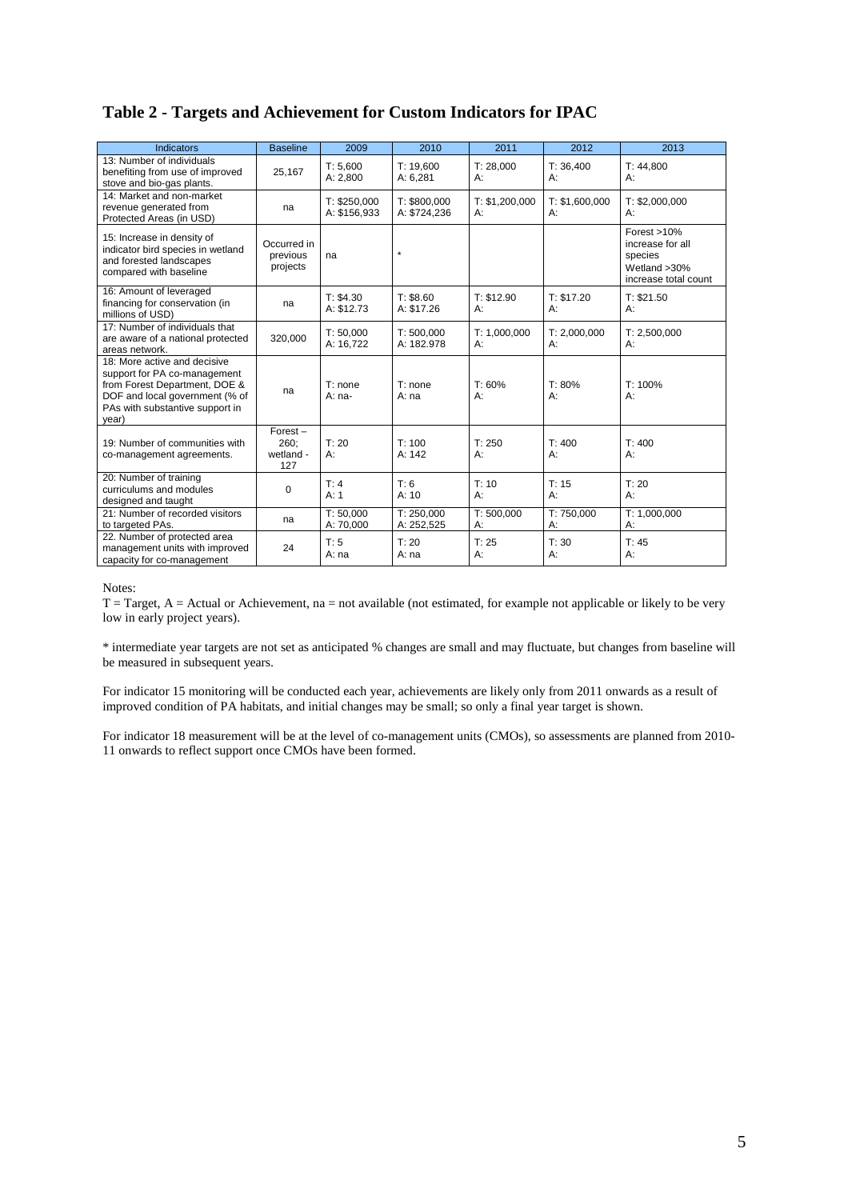## Table 2 - Targets and Achievement for Custom Indicators for IPAC

| Indicators | Baseline | 2009 | 2010 | 2011 | 2012 | 2013 |
|---|---|---|---|---|---|---|
| 13: Number of individuals benefiting from use of improved stove and bio-gas plants. | 25,167 | T: 5,600<br>A: 2,800 | T: 19,600<br>A: 6,281 | T: 28,000<br>A: | T: 36,400<br>A: | T: 44,800<br>A: |
| 14: Market and non-market revenue generated from Protected Areas (in USD) | na | T: $250,000<br>A: $156,933 | T: $800,000<br>A: $724,236 | T: $1,200,000<br>A: | T: $1,600,000<br>A: | T: $2,000,000<br>A: |
| 15: Increase in density of indicator bird species in wetland and forested landscapes compared with baseline | Occurred in previous projects | na | * | | | Forest >10% increase for all species<br>Wetland >30% increase total count |
| 16: Amount of leveraged financing for conservation (in millions of USD) | na | T: $4.30<br>A: $12.73 | T: $8.60<br>A: $17.26 | T: $12.90<br>A: | T: $17.20<br>A: | T: $21.50<br>A: |
| 17: Number of individuals that are aware of a national protected areas network. | 320,000 | T: 50,000<br>A: 16,722 | T: 500,000<br>A: 182.978 | T: 1,000,000<br>A: | T: 2,000,000<br>A: | T: 2,500,000<br>A: |
| 18: More active and decisive support for PA co-management from Forest Department, DOE & DOF and local government (% of PAs with substantive support in year) | na | T: none<br>A: na- | T: none<br>A: na | T: 60%<br>A: | T: 80%<br>A: | T: 100%<br>A: |
| 19: Number of communities with co-management agreements. | Forest – 260; wetland - 127 | T: 20<br>A: | T: 100<br>A: 142 | T: 250<br>A: | T: 400<br>A: | T: 400<br>A: |
| 20: Number of training curriculums and modules designed and taught | 0 | T: 4<br>A: 1 | T: 6<br>A: 10 | T: 10<br>A: | T: 15<br>A: | T: 20<br>A: |
| 21: Number of recorded visitors to targeted PAs. | na | T: 50,000<br>A: 70,000 | T: 250,000<br>A: 252,525 | T: 500,000<br>A: | T: 750,000<br>A: | T: 1,000,000<br>A: |
| 22. Number of protected area management units with improved capacity for co-management | 24 | T: 5<br>A: na | T: 20<br>A: na | T: 25<br>A: | T: 30<br>A: | T: 45<br>A: |

Notes:

T = Target, A = Actual or Achievement, na = not available (not estimated, for example not applicable or likely to be very low in early project years).

* intermediate year targets are not set as anticipated % changes are small and may fluctuate, but changes from baseline will be measured in subsequent years.

For indicator 15 monitoring will be conducted each year, achievements are likely only from 2011 onwards as a result of improved condition of PA habitats, and initial changes may be small; so only a final year target is shown.

For indicator 18 measurement will be at the level of co-management units (CMOs), so assessments are planned from 2010-11 onwards to reflect support once CMOs have been formed.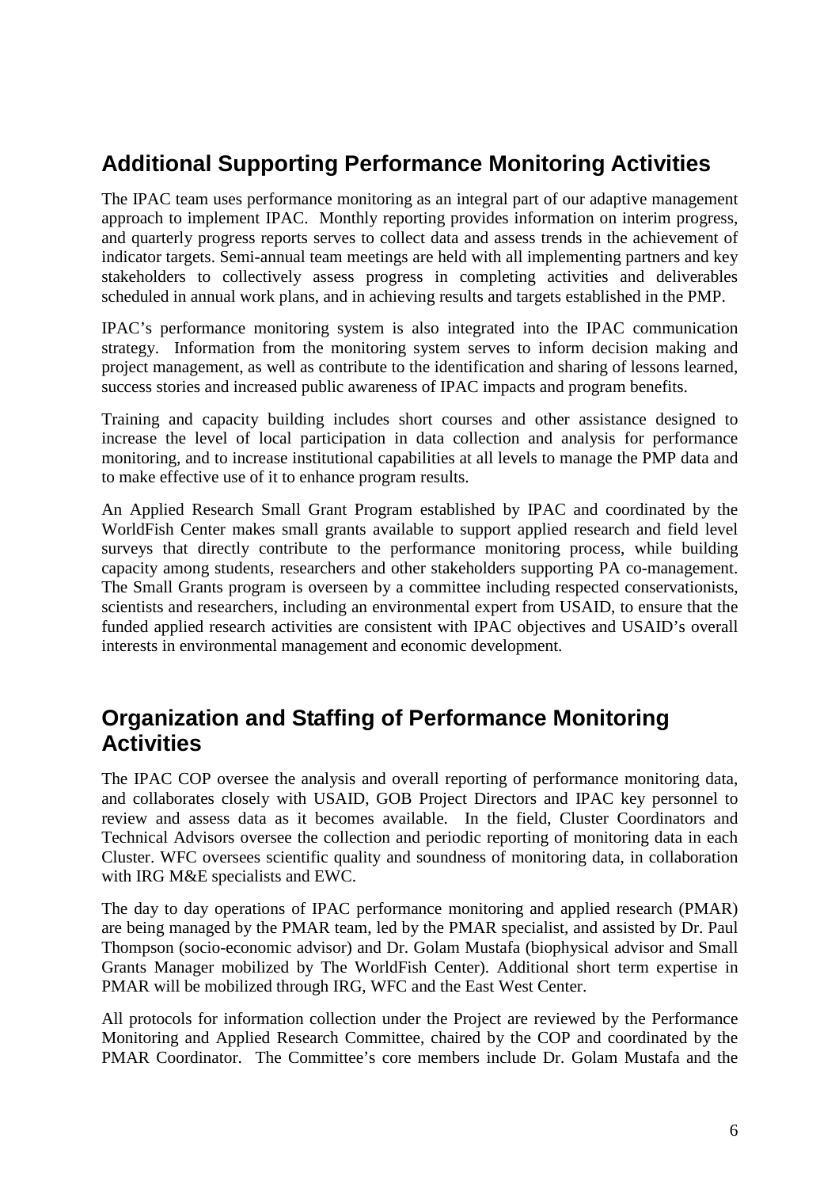## Additional Supporting Performance Monitoring Activities

The IPAC team uses performance monitoring as an integral part of our adaptive management approach to implement IPAC. Monthly reporting provides information on interim progress, and quarterly progress reports serves to collect data and assess trends in the achievement of indicator targets. Semi-annual team meetings are held with all implementing partners and key stakeholders to collectively assess progress in completing activities and deliverables scheduled in annual work plans, and in achieving results and targets established in the PMP.

IPAC's performance monitoring system is also integrated into the IPAC communication strategy. Information from the monitoring system serves to inform decision making and project management, as well as contribute to the identification and sharing of lessons learned, success stories and increased public awareness of IPAC impacts and program benefits.

Training and capacity building includes short courses and other assistance designed to increase the level of local participation in data collection and analysis for performance monitoring, and to increase institutional capabilities at all levels to manage the PMP data and to make effective use of it to enhance program results.

An Applied Research Small Grant Program established by IPAC and coordinated by the WorldFish Center makes small grants available to support applied research and field level surveys that directly contribute to the performance monitoring process, while building capacity among students, researchers and other stakeholders supporting PA co-management. The Small Grants program is overseen by a committee including respected conservationists, scientists and researchers, including an environmental expert from USAID, to ensure that the funded applied research activities are consistent with IPAC objectives and USAID's overall interests in environmental management and economic development.

## Organization and Staffing of Performance Monitoring Activities

The IPAC COP oversee the analysis and overall reporting of performance monitoring data, and collaborates closely with USAID, GOB Project Directors and IPAC key personnel to review and assess data as it becomes available. In the field, Cluster Coordinators and Technical Advisors oversee the collection and periodic reporting of monitoring data in each Cluster. WFC oversees scientific quality and soundness of monitoring data, in collaboration with IRG M&E specialists and EWC.

The day to day operations of IPAC performance monitoring and applied research (PMAR) are being managed by the PMAR team, led by the PMAR specialist, and assisted by Dr. Paul Thompson (socio-economic advisor) and Dr. Golam Mustafa (biophysical advisor and Small Grants Manager mobilized by The WorldFish Center). Additional short term expertise in PMAR will be mobilized through IRG, WFC and the East West Center.

All protocols for information collection under the Project are reviewed by the Performance Monitoring and Applied Research Committee, chaired by the COP and coordinated by the PMAR Coordinator. The Committee's core members include Dr. Golam Mustafa and the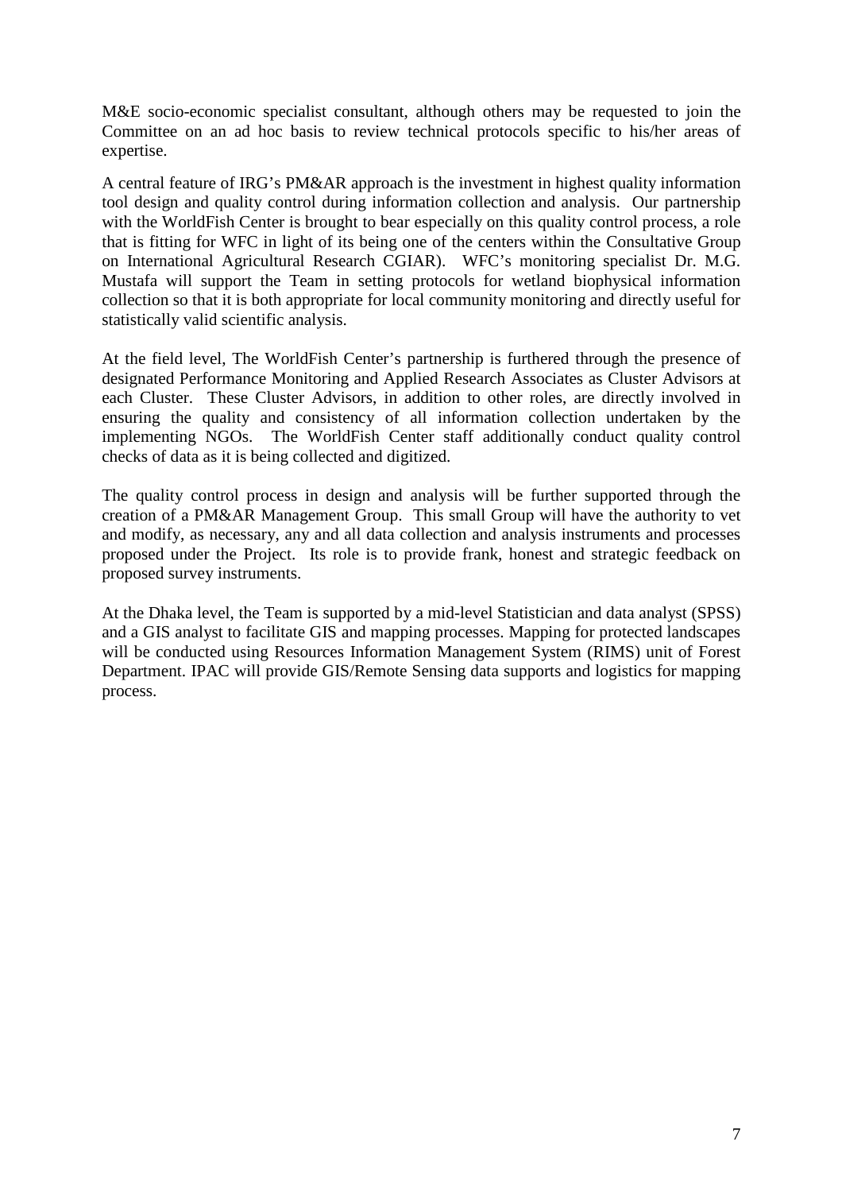M&E socio-economic specialist consultant, although others may be requested to join the Committee on an ad hoc basis to review technical protocols specific to his/her areas of expertise.

A central feature of IRG's PM&AR approach is the investment in highest quality information tool design and quality control during information collection and analysis. Our partnership with the WorldFish Center is brought to bear especially on this quality control process, a role that is fitting for WFC in light of its being one of the centers within the Consultative Group on International Agricultural Research CGIAR). WFC's monitoring specialist Dr. M.G. Mustafa will support the Team in setting protocols for wetland biophysical information collection so that it is both appropriate for local community monitoring and directly useful for statistically valid scientific analysis.

At the field level, The WorldFish Center's partnership is furthered through the presence of designated Performance Monitoring and Applied Research Associates as Cluster Advisors at each Cluster. These Cluster Advisors, in addition to other roles, are directly involved in ensuring the quality and consistency of all information collection undertaken by the implementing NGOs. The WorldFish Center staff additionally conduct quality control checks of data as it is being collected and digitized.

The quality control process in design and analysis will be further supported through the creation of a PM&AR Management Group. This small Group will have the authority to vet and modify, as necessary, any and all data collection and analysis instruments and processes proposed under the Project. Its role is to provide frank, honest and strategic feedback on proposed survey instruments.

At the Dhaka level, the Team is supported by a mid-level Statistician and data analyst (SPSS) and a GIS analyst to facilitate GIS and mapping processes. Mapping for protected landscapes will be conducted using Resources Information Management System (RIMS) unit of Forest Department. IPAC will provide GIS/Remote Sensing data supports and logistics for mapping process.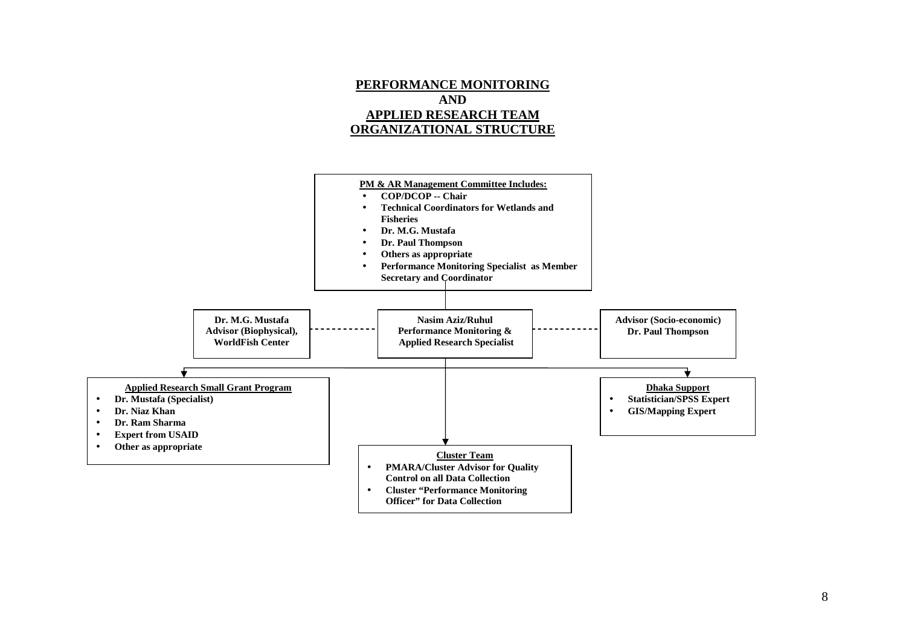# PERFORMANCE MONITORING
# AND
# APPLIED RESEARCH TEAM
# ORGANIZATIONAL STRUCTURE

**PM & AR Management Committee Includes:**

- **COP/DCOP -- Chair**
- **Technical Coordinators for Wetlands and Fisheries**
- **Dr. M.G. Mustafa**
- **Dr. Paul Thompson**
- **Others as appropriate**
- **Performance Monitoring Specialist as Member Secretary and Coordinator**

**Dr. M.G. Mustafa**
**Advisor (Biophysical),**
**WorldFish Center**

**Nasim Aziz/Ruhul**
**Performance Monitoring &**
**Applied Research Specialist**

**Advisor (Socio-economic)**
**Dr. Paul Thompson**

**Applied Research Small Grant Program**

- **Dr. Mustafa (Specialist)**
- **Dr. Niaz Khan**
- **Dr. Ram Sharma**
- **Expert from USAID**
- **Other as appropriate**

**Dhaka Support**

- **Statistician/SPSS Expert**
- **GIS/Mapping Expert**

**Cluster Team**

- **PMARA/Cluster Advisor for Quality Control on all Data Collection**
- **Cluster "Performance Monitoring Officer" for Data Collection**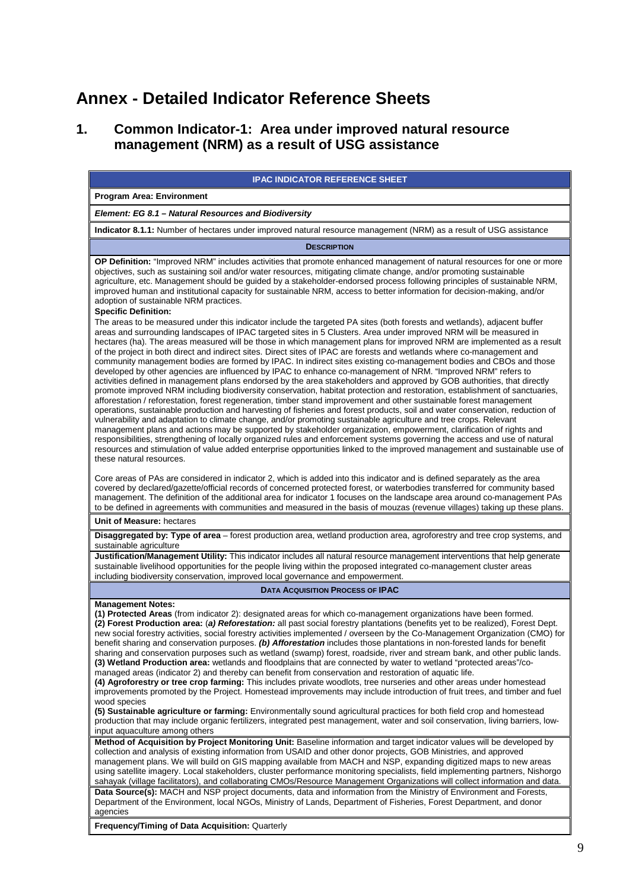# Annex - Detailed Indicator Reference Sheets

## 1. Common Indicator-1: Area under improved natural resource management (NRM) as a result of USG assistance

**IPAC INDICATOR REFERENCE SHEET**

**Program Area: Environment**

***Element: EG 8.1 – Natural Resources and Biodiversity***

**Indicator 8.1.1:** Number of hectares under improved natural resource management (NRM) as a result of USG assistance

**DESCRIPTION**

**OP Definition:** "Improved NRM" includes activities that promote enhanced management of natural resources for one or more objectives, such as sustaining soil and/or water resources, mitigating climate change, and/or promoting sustainable agriculture, etc. Management should be guided by a stakeholder-endorsed process following principles of sustainable NRM, improved human and institutional capacity for sustainable NRM, access to better information for decision-making, and/or adoption of sustainable NRM practices.

**Specific Definition:**

The areas to be measured under this indicator include the targeted PA sites (both forests and wetlands), adjacent buffer areas and surrounding landscapes of IPAC targeted sites in 5 Clusters. Area under improved NRM will be measured in hectares (ha). The areas measured will be those in which management plans for improved NRM are implemented as a result of the project in both direct and indirect sites. Direct sites of IPAC are forests and wetlands where co-management and community management bodies are formed by IPAC. In indirect sites existing co-management bodies and CBOs and those developed by other agencies are influenced by IPAC to enhance co-management of NRM. "Improved NRM" refers to activities defined in management plans endorsed by the area stakeholders and approved by GOB authorities, that directly promote improved NRM including biodiversity conservation, habitat protection and restoration, establishment of sanctuaries, afforestation / reforestation, forest regeneration, timber stand improvement and other sustainable forest management operations, sustainable production and harvesting of fisheries and forest products, soil and water conservation, reduction of vulnerability and adaptation to climate change, and/or promoting sustainable agriculture and tree crops. Relevant management plans and actions may be supported by stakeholder organization, empowerment, clarification of rights and responsibilities, strengthening of locally organized rules and enforcement systems governing the access and use of natural resources and stimulation of value added enterprise opportunities linked to the improved management and sustainable use of these natural resources.

Core areas of PAs are considered in indicator 2, which is added into this indicator and is defined separately as the area covered by declared/gazette/official records of concerned protected forest, or waterbodies transferred for community based management. The definition of the additional area for indicator 1 focuses on the landscape area around co-management PAs to be defined in agreements with communities and measured in the basis of mouzas (revenue villages) taking up these plans.

**Unit of Measure:** hectares

**Disaggregated by: Type of area** – forest production area, wetland production area, agroforestry and tree crop systems, and sustainable agriculture

**Justification/Management Utility:** This indicator includes all natural resource management interventions that help generate sustainable livelihood opportunities for the people living within the proposed integrated co-management cluster areas including biodiversity conservation, improved local governance and empowerment.

**DATA ACQUISITION PROCESS OF IPAC**

**Management Notes:**

**(1) Protected Areas** (from indicator 2): designated areas for which co-management organizations have been formed.

**(2) Forest Production area:** (***a) Reforestation:*** all past social forestry plantations (benefits yet to be realized), Forest Dept. new social forestry activities, social forestry activities implemented / overseen by the Co-Management Organization (CMO) for benefit sharing and conservation purposes. ***(b) Afforestation*** includes those plantations in non-forested lands for benefit sharing and conservation purposes such as wetland (swamp) forest, roadside, river and stream bank, and other public lands.

**(3) Wetland Production area:** wetlands and floodplains that are connected by water to wetland "protected areas"/co-managed areas (indicator 2) and thereby can benefit from conservation and restoration of aquatic life.

**(4) Agroforestry or tree crop farming:** This includes private woodlots, tree nurseries and other areas under homestead improvements promoted by the Project. Homestead improvements may include introduction of fruit trees, and timber and fuel wood species

**(5) Sustainable agriculture or farming:** Environmentally sound agricultural practices for both field crop and homestead production that may include organic fertilizers, integrated pest management, water and soil conservation, living barriers, low-input aquaculture among others

**Method of Acquisition by Project Monitoring Unit:** Baseline information and target indicator values will be developed by collection and analysis of existing information from USAID and other donor projects, GOB Ministries, and approved management plans. We will build on GIS mapping available from MACH and NSP, expanding digitized maps to new areas using satellite imagery. Local stakeholders, cluster performance monitoring specialists, field implementing partners, Nishorgo sahayak (village facilitators), and collaborating CMOs/Resource Management Organizations will collect information and data.

**Data Source(s):** MACH and NSP project documents, data and information from the Ministry of Environment and Forests, Department of the Environment, local NGOs, Ministry of Lands, Department of Fisheries, Forest Department, and donor agencies

**Frequency/Timing of Data Acquisition:** Quarterly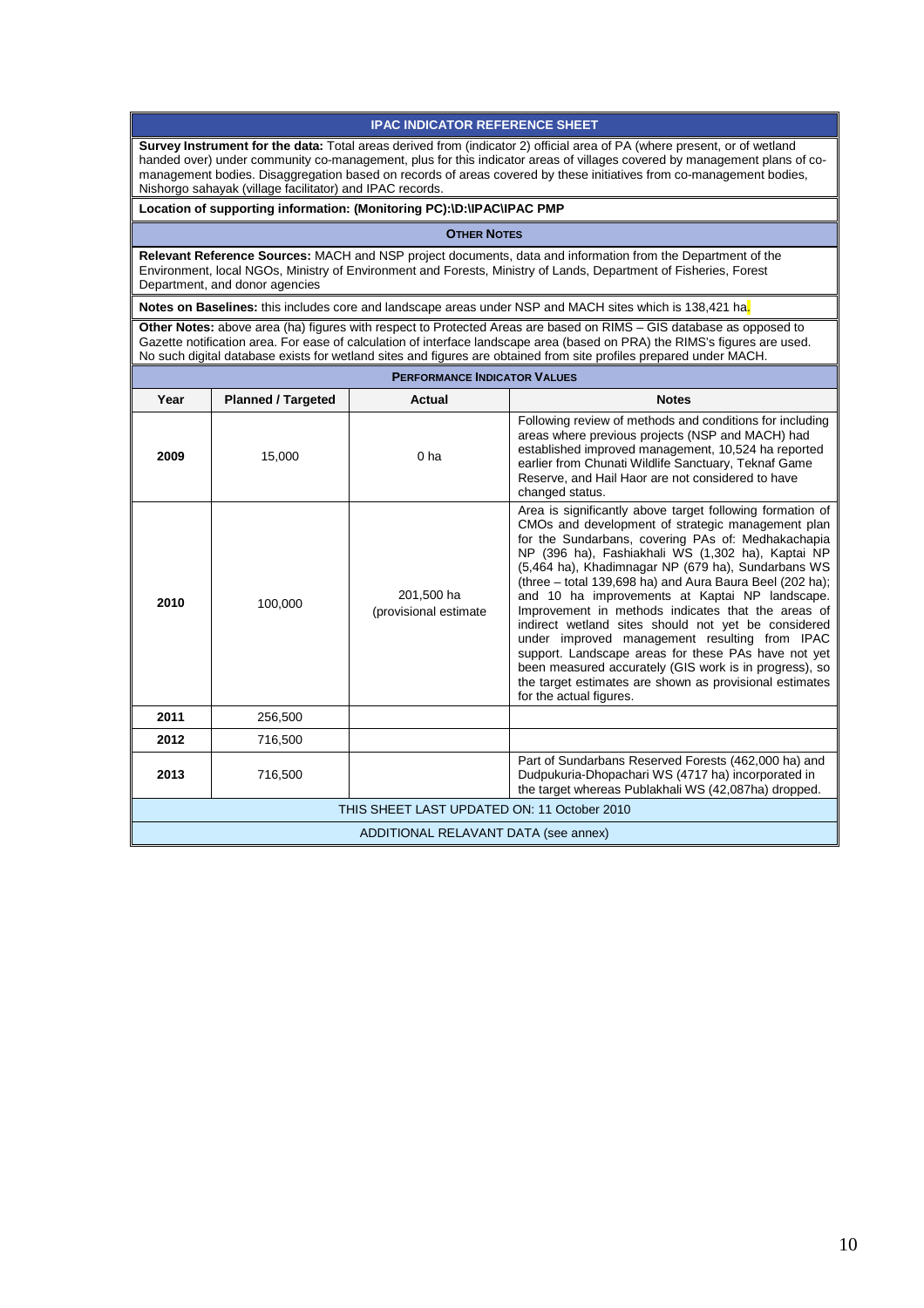## IPAC INDICATOR REFERENCE SHEET

**Survey Instrument for the data:** Total areas derived from (indicator 2) official area of PA (where present, or of wetland handed over) under community co-management, plus for this indicator areas of villages covered by management plans of co-management bodies. Disaggregation based on records of areas covered by these initiatives from co-management bodies, Nishorgo sahayak (village facilitator) and IPAC records.

**Location of supporting information: (Monitoring PC):\D:\IPAC\IPAC PMP**

### OTHER NOTES

**Relevant Reference Sources:** MACH and NSP project documents, data and information from the Department of the Environment, local NGOs, Ministry of Environment and Forests, Ministry of Lands, Department of Fisheries, Forest Department, and donor agencies

**Notes on Baselines:** this includes core and landscape areas under NSP and MACH sites which is 138,421 ha.

**Other Notes:** above area (ha) figures with respect to Protected Areas are based on RIMS – GIS database as opposed to Gazette notification area. For ease of calculation of interface landscape area (based on PRA) the RIMS's figures are used. No such digital database exists for wetland sites and figures are obtained from site profiles prepared under MACH.

### PERFORMANCE INDICATOR VALUES

| Year | Planned / Targeted | Actual | Notes |
|---|---|---|---|
| 2009 | 15,000 | 0 ha | Following review of methods and conditions for including areas where previous projects (NSP and MACH) had established improved management, 10,524 ha reported earlier from Chunati Wildlife Sanctuary, Teknaf Game Reserve, and Hail Haor are not considered to have changed status. |
| 2010 | 100,000 | 201,500 ha (provisional estimate | Area is significantly above target following formation of CMOs and development of strategic management plan for the Sundarbans, covering PAs of: Medhakachapia NP (396 ha), Fashiakhali WS (1,302 ha), Kaptai NP (5,464 ha), Khadimnagar NP (679 ha), Sundarbans WS (three – total 139,698 ha) and Aura Baura Beel (202 ha); and 10 ha improvements at Kaptai NP landscape. Improvement in methods indicates that the areas of indirect wetland sites should not yet be considered under improved management resulting from IPAC support. Landscape areas for these PAs have not yet been measured accurately (GIS work is in progress), so the target estimates are shown as provisional estimates for the actual figures. |
| 2011 | 256,500 | | |
| 2012 | 716,500 | | |
| 2013 | 716,500 | | Part of Sundarbans Reserved Forests (462,000 ha) and Dudpukuria-Dhopachari WS (4717 ha) incorporated in the target whereas Publakhali WS (42,087ha) dropped. |

THIS SHEET LAST UPDATED ON: 11 October 2010

ADDITIONAL RELAVANT DATA (see annex)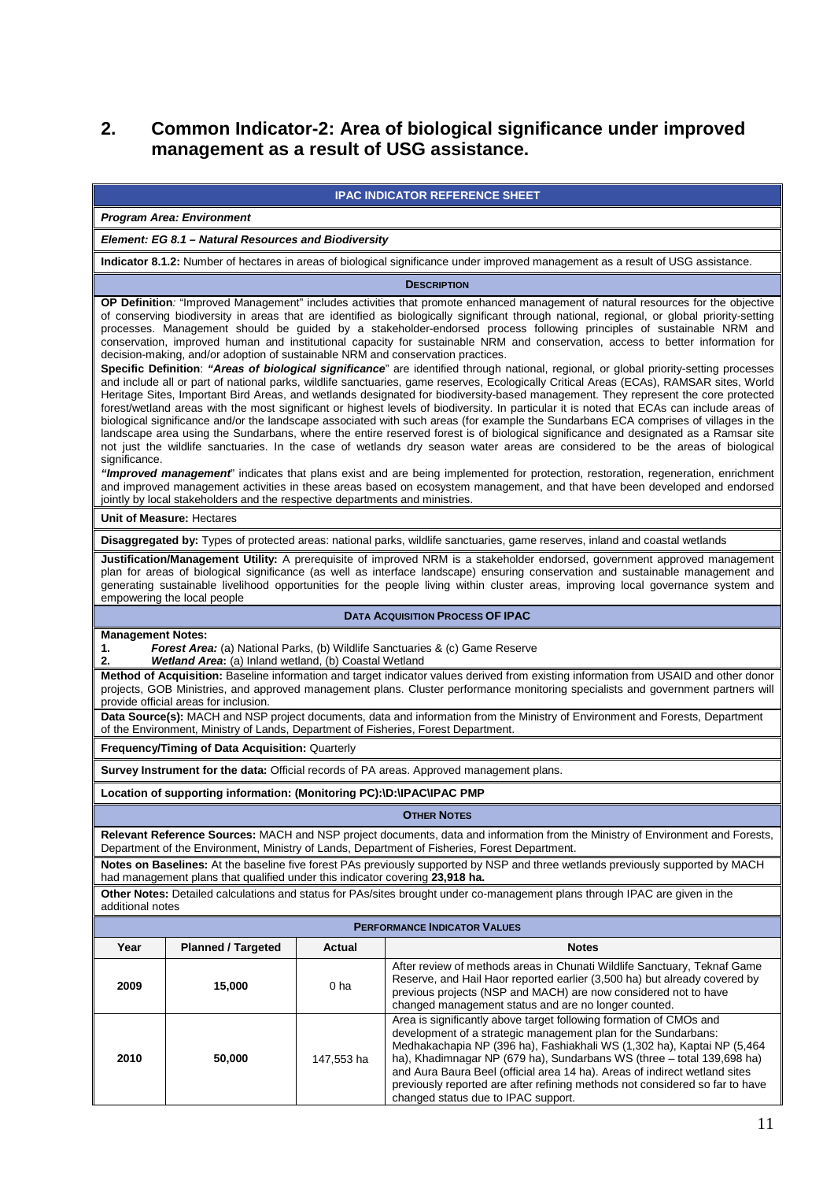## 2. Common Indicator-2: Area of biological significance under improved management as a result of USG assistance.

**IPAC INDICATOR REFERENCE SHEET**

***Program Area: Environment***

***Element: EG 8.1 – Natural Resources and Biodiversity***

**Indicator 8.1.2:** Number of hectares in areas of biological significance under improved management as a result of USG assistance.

**DESCRIPTION**

**OP Definition***:* "Improved Management" includes activities that promote enhanced management of natural resources for the objective of conserving biodiversity in areas that are identified as biologically significant through national, regional, or global priority-setting processes. Management should be guided by a stakeholder-endorsed process following principles of sustainable NRM and conservation, improved human and institutional capacity for sustainable NRM and conservation, access to better information for decision-making, and/or adoption of sustainable NRM and conservation practices.

**Specific Definition**: ***"Areas of biological significance"*** are identified through national, regional, or global priority-setting processes and include all or part of national parks, wildlife sanctuaries, game reserves, Ecologically Critical Areas (ECAs), RAMSAR sites, World Heritage Sites, Important Bird Areas, and wetlands designated for biodiversity-based management. They represent the core protected forest/wetland areas with the most significant or highest levels of biodiversity. In particular it is noted that ECAs can include areas of biological significance and/or the landscape associated with such areas (for example the Sundarbans ECA comprises of villages in the landscape area using the Sundarbans, where the entire reserved forest is of biological significance and designated as a Ramsar site not just the wildlife sanctuaries. In the case of wetlands dry season water areas are considered to be the areas of biological significance.

***"Improved management***" indicates that plans exist and are being implemented for protection, restoration, regeneration, enrichment and improved management activities in these areas based on ecosystem management, and that have been developed and endorsed jointly by local stakeholders and the respective departments and ministries.

**Unit of Measure:** Hectares

**Disaggregated by:** Types of protected areas: national parks, wildlife sanctuaries, game reserves, inland and coastal wetlands

**Justification/Management Utility:** A prerequisite of improved NRM is a stakeholder endorsed, government approved management plan for areas of biological significance (as well as interface landscape) ensuring conservation and sustainable management and generating sustainable livelihood opportunities for the people living within cluster areas, improving local governance system and empowering the local people

**DATA ACQUISITION PROCESS OF IPAC**

**Management Notes:**

1. ***Forest Area:*** (a) National Parks, (b) Wildlife Sanctuaries & (c) Game Reserve
2. ***Wetland Area*****:** (a) Inland wetland, (b) Coastal Wetland

**Method of Acquisition:** Baseline information and target indicator values derived from existing information from USAID and other donor projects, GOB Ministries, and approved management plans. Cluster performance monitoring specialists and government partners will provide official areas for inclusion.

**Data Source(s):** MACH and NSP project documents, data and information from the Ministry of Environment and Forests, Department of the Environment, Ministry of Lands, Department of Fisheries, Forest Department.

**Frequency/Timing of Data Acquisition:** Quarterly

**Survey Instrument for the data:** Official records of PA areas. Approved management plans.

**Location of supporting information: (Monitoring PC):\D:\IPAC\IPAC PMP**

**OTHER NOTES**

**Relevant Reference Sources:** MACH and NSP project documents, data and information from the Ministry of Environment and Forests, Department of the Environment, Ministry of Lands, Department of Fisheries, Forest Department.

**Notes on Baselines:** At the baseline five forest PAs previously supported by NSP and three wetlands previously supported by MACH had management plans that qualified under this indicator covering **23,918 ha.**

**Other Notes:** Detailed calculations and status for PAs/sites brought under co-management plans through IPAC are given in the additional notes

**PERFORMANCE INDICATOR VALUES**

| Year | Planned / Targeted | Actual | Notes |
|---|---|---|---|
| 2009 | 15,000 | 0 ha | After review of methods areas in Chunati Wildlife Sanctuary, Teknaf Game Reserve, and Hail Haor reported earlier (3,500 ha) but already covered by previous projects (NSP and MACH) are now considered not to have changed management status and are no longer counted. |
| 2010 | 50,000 | 147,553 ha | Area is significantly above target following formation of CMOs and development of a strategic management plan for the Sundarbans: Medhakachapia NP (396 ha), Fashiakhali WS (1,302 ha), Kaptai NP (5,464 ha), Khadimnagar NP (679 ha), Sundarbans WS (three – total 139,698 ha) and Aura Baura Beel (official area 14 ha). Areas of indirect wetland sites previously reported are after refining methods not considered so far to have changed status due to IPAC support. |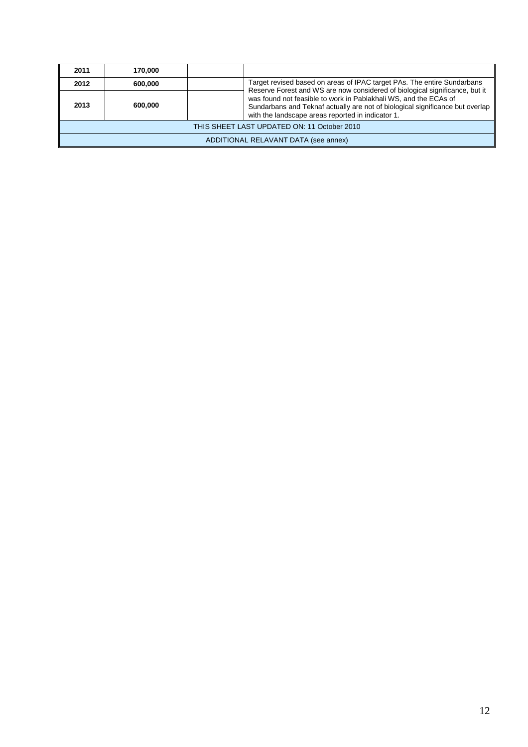| | | | |
|---|---|---|---|
| **2011** | **170,000** | | |
| **2012** | **600,000** | | Target revised based on areas of IPAC target PAs. The entire Sundarbans Reserve Forest and WS are now considered of biological significance, but it was found not feasible to work in Pablakhali WS, and the ECAs of Sundarbans and Teknaf actually are not of biological significance but overlap with the landscape areas reported in indicator 1. |
| **2013** | **600,000** | | |
| THIS SHEET LAST UPDATED ON: 11 October 2010 | | | |
| ADDITIONAL RELAVANT DATA (see annex) | | | |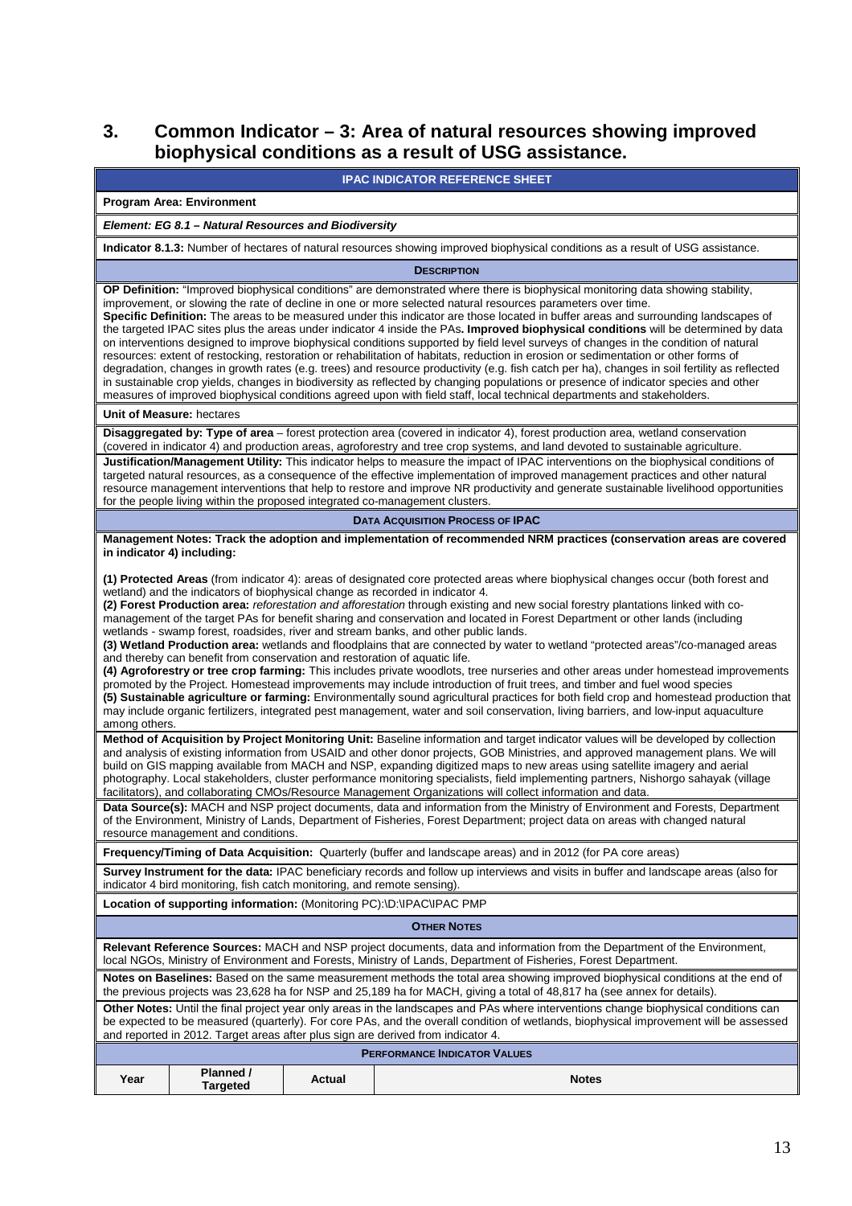## 3. Common Indicator – 3: Area of natural resources showing improved biophysical conditions as a result of USG assistance.

**IPAC INDICATOR REFERENCE SHEET**

**Program Area: Environment**

***Element: EG 8.1 – Natural Resources and Biodiversity***

**Indicator 8.1.3:** Number of hectares of natural resources showing improved biophysical conditions as a result of USG assistance.

**DESCRIPTION**

**OP Definition:** "Improved biophysical conditions" are demonstrated where there is biophysical monitoring data showing stability, improvement, or slowing the rate of decline in one or more selected natural resources parameters over time.
**Specific Definition:** The areas to be measured under this indicator are those located in buffer areas and surrounding landscapes of the targeted IPAC sites plus the areas under indicator 4 inside the PAs**. Improved biophysical conditions** will be determined by data on interventions designed to improve biophysical conditions supported by field level surveys of changes in the condition of natural resources: extent of restocking, restoration or rehabilitation of habitats, reduction in erosion or sedimentation or other forms of degradation, changes in growth rates (e.g. trees) and resource productivity (e.g. fish catch per ha), changes in soil fertility as reflected in sustainable crop yields, changes in biodiversity as reflected by changing populations or presence of indicator species and other measures of improved biophysical conditions agreed upon with field staff, local technical departments and stakeholders.

**Unit of Measure:** hectares

**Disaggregated by: Type of area** – forest protection area (covered in indicator 4), forest production area, wetland conservation (covered in indicator 4) and production areas, agroforestry and tree crop systems, and land devoted to sustainable agriculture.

**Justification/Management Utility:** This indicator helps to measure the impact of IPAC interventions on the biophysical conditions of targeted natural resources, as a consequence of the effective implementation of improved management practices and other natural resource management interventions that help to restore and improve NR productivity and generate sustainable livelihood opportunities for the people living within the proposed integrated co-management clusters.

**DATA ACQUISITION PROCESS OF IPAC**

**Management Notes: Track the adoption and implementation of recommended NRM practices (conservation areas are covered in indicator 4) including:**

**(1) Protected Areas** (from indicator 4): areas of designated core protected areas where biophysical changes occur (both forest and wetland) and the indicators of biophysical change as recorded in indicator 4.
**(2) Forest Production area:** *reforestation and afforestation* through existing and new social forestry plantations linked with co-management of the target PAs for benefit sharing and conservation and located in Forest Department or other lands (including wetlands - swamp forest, roadsides, river and stream banks, and other public lands.
**(3) Wetland Production area:** wetlands and floodplains that are connected by water to wetland "protected areas"/co-managed areas and thereby can benefit from conservation and restoration of aquatic life.
**(4) Agroforestry or tree crop farming:** This includes private woodlots, tree nurseries and other areas under homestead improvements promoted by the Project. Homestead improvements may include introduction of fruit trees, and timber and fuel wood species
**(5) Sustainable agriculture or farming:** Environmentally sound agricultural practices for both field crop and homestead production that may include organic fertilizers, integrated pest management, water and soil conservation, living barriers, and low-input aquaculture among others.

**Method of Acquisition by Project Monitoring Unit:** Baseline information and target indicator values will be developed by collection and analysis of existing information from USAID and other donor projects, GOB Ministries, and approved management plans. We will build on GIS mapping available from MACH and NSP, expanding digitized maps to new areas using satellite imagery and aerial photography. Local stakeholders, cluster performance monitoring specialists, field implementing partners, Nishorgo sahayak (village facilitators), and collaborating CMOs/Resource Management Organizations will collect information and data.

**Data Source(s):** MACH and NSP project documents, data and information from the Ministry of Environment and Forests, Department of the Environment, Ministry of Lands, Department of Fisheries, Forest Department; project data on areas with changed natural resource management and conditions.

**Frequency/Timing of Data Acquisition:** Quarterly (buffer and landscape areas) and in 2012 (for PA core areas)

**Survey Instrument for the data:** IPAC beneficiary records and follow up interviews and visits in buffer and landscape areas (also for indicator 4 bird monitoring, fish catch monitoring, and remote sensing).

**Location of supporting information:** (Monitoring PC):\D:\IPAC\IPAC PMP

**OTHER NOTES**

**Relevant Reference Sources:** MACH and NSP project documents, data and information from the Department of the Environment, local NGOs, Ministry of Environment and Forests, Ministry of Lands, Department of Fisheries, Forest Department.

**Notes on Baselines:** Based on the same measurement methods the total area showing improved biophysical conditions at the end of the previous projects was 23,628 ha for NSP and 25,189 ha for MACH, giving a total of 48,817 ha (see annex for details).

**Other Notes:** Until the final project year only areas in the landscapes and PAs where interventions change biophysical conditions can be expected to be measured (quarterly). For core PAs, and the overall condition of wetlands, biophysical improvement will be assessed and reported in 2012. Target areas after plus sign are derived from indicator 4.

**PERFORMANCE INDICATOR VALUES**

| Year | Planned / Targeted | Actual | Notes |
|---|---|---|---|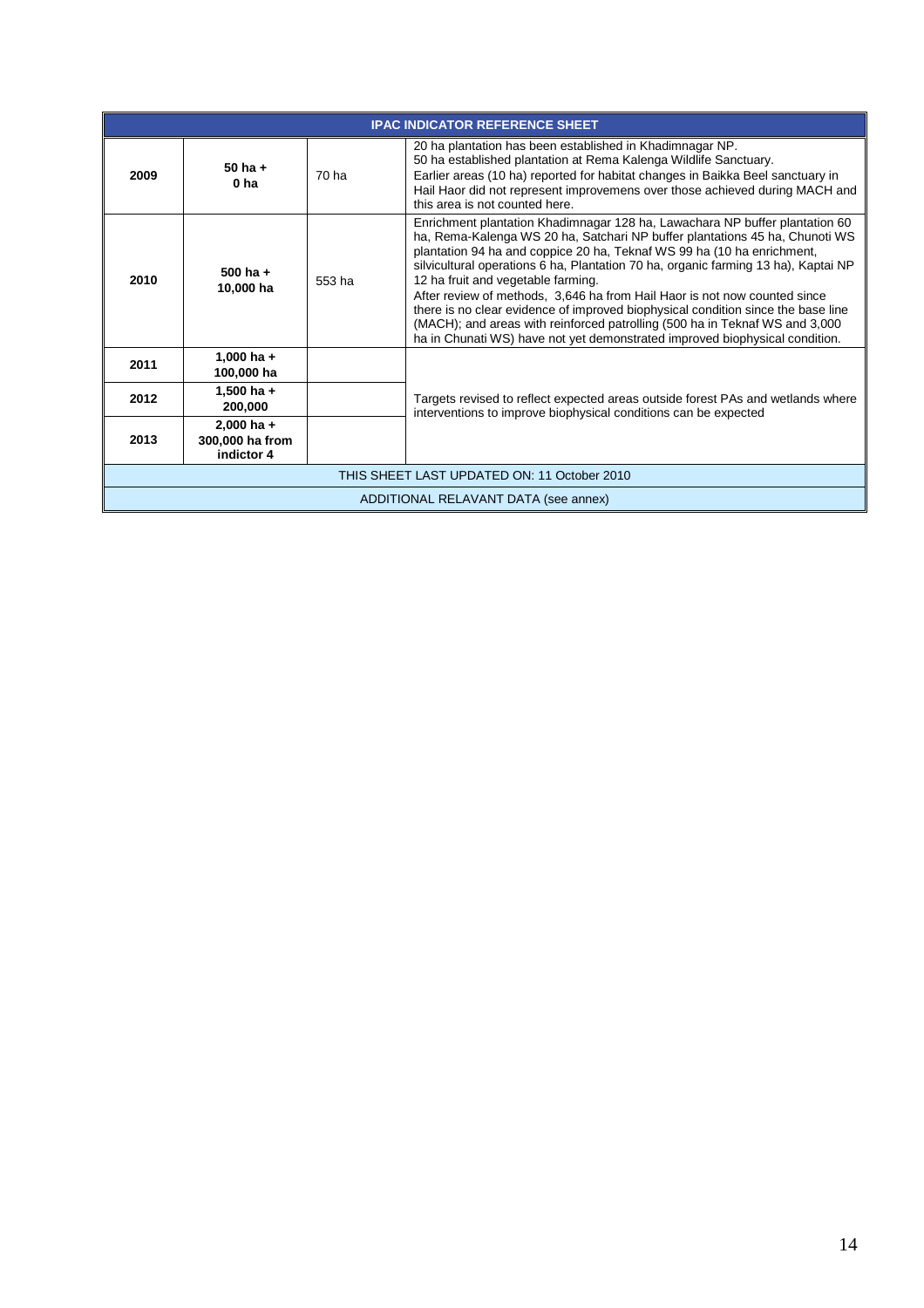| IPAC INDICATOR REFERENCE SHEET | | | |
|---|---|---|---|
| **2009** | **50 ha + 0 ha** | 70 ha | 20 ha plantation has been established in Khadimnagar NP. 50 ha established plantation at Rema Kalenga Wildlife Sanctuary. Earlier areas (10 ha) reported for habitat changes in Baikka Beel sanctuary in Hail Haor did not represent improvemens over those achieved during MACH and this area is not counted here. |
| **2010** | **500 ha + 10,000 ha** | 553 ha | Enrichment plantation Khadimnagar 128 ha, Lawachara NP buffer plantation 60 ha, Rema-Kalenga WS 20 ha, Satchari NP buffer plantations 45 ha, Chunoti WS plantation 94 ha and coppice 20 ha, Teknaf WS 99 ha (10 ha enrichment, silvicultural operations 6 ha, Plantation 70 ha, organic farming 13 ha), Kaptai NP 12 ha fruit and vegetable farming. After review of methods, 3,646 ha from Hail Haor is not now counted since there is no clear evidence of improved biophysical condition since the base line (MACH); and areas with reinforced patrolling (500 ha in Teknaf WS and 3,000 ha in Chunati WS) have not yet demonstrated improved biophysical condition. |
| **2011** | **1,000 ha + 100,000 ha** | | Targets revised to reflect expected areas outside forest PAs and wetlands where interventions to improve biophysical conditions can be expected |
| **2012** | **1,500 ha + 200,000** | | |
| **2013** | **2,000 ha + 300,000 ha from indictor 4** | | |
| THIS SHEET LAST UPDATED ON: 11 October 2010 | | | |
| ADDITIONAL RELAVANT DATA (see annex) | | | |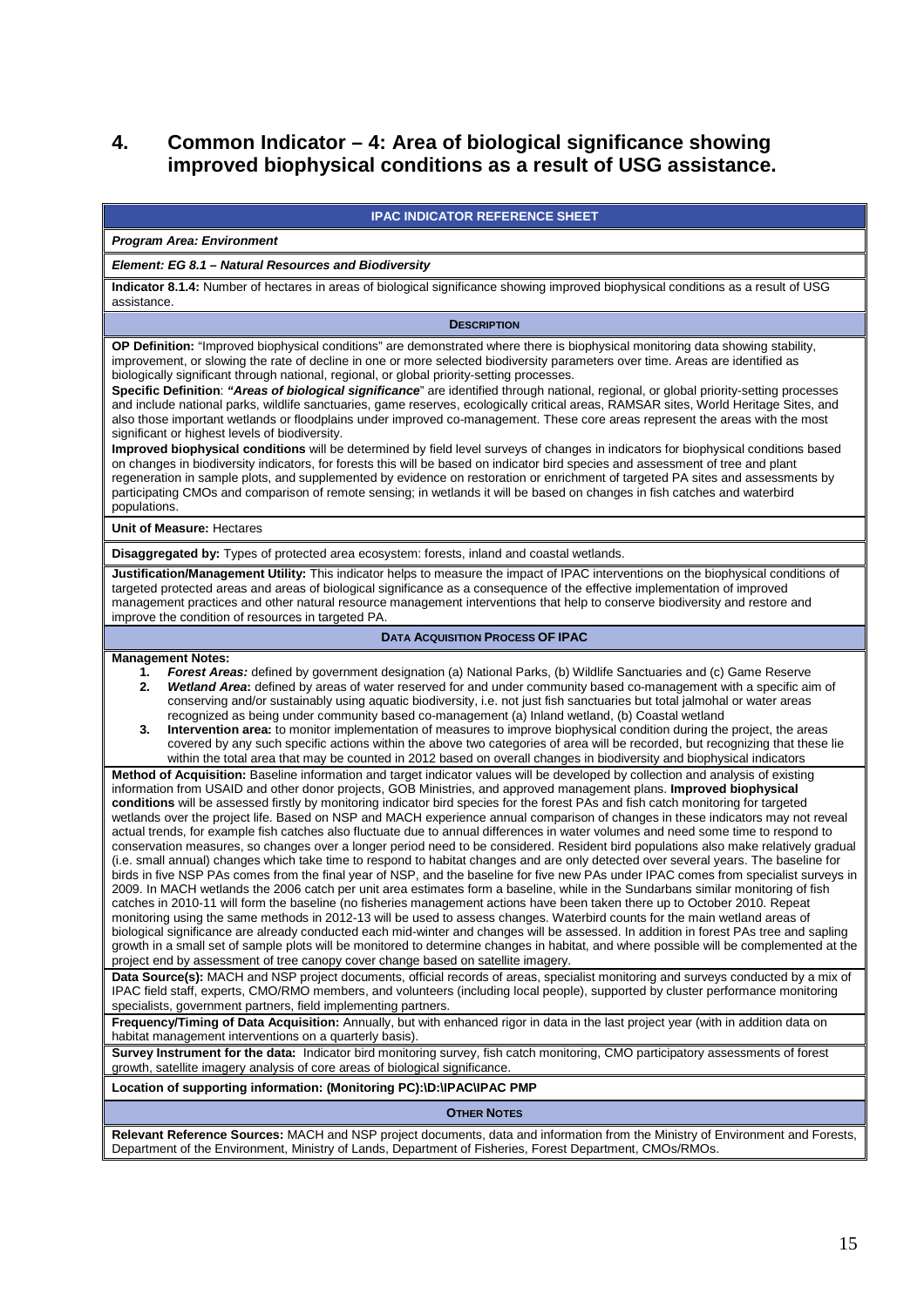# 4. Common Indicator – 4: Area of biological significance showing improved biophysical conditions as a result of USG assistance.

**IPAC INDICATOR REFERENCE SHEET**

***Program Area: Environment***

***Element: EG 8.1 – Natural Resources and Biodiversity***

**Indicator 8.1.4:** Number of hectares in areas of biological significance showing improved biophysical conditions as a result of USG assistance.

**DESCRIPTION**

**OP Definition:** "Improved biophysical conditions" are demonstrated where there is biophysical monitoring data showing stability, improvement, or slowing the rate of decline in one or more selected biodiversity parameters over time. Areas are identified as biologically significant through national, regional, or global priority-setting processes.

**Specific Definition**: ***"Areas of biological significance***" are identified through national, regional, or global priority-setting processes and include national parks, wildlife sanctuaries, game reserves, ecologically critical areas, RAMSAR sites, World Heritage Sites, and also those important wetlands or floodplains under improved co-management. These core areas represent the areas with the most significant or highest levels of biodiversity.

**Improved biophysical conditions** will be determined by field level surveys of changes in indicators for biophysical conditions based on changes in biodiversity indicators, for forests this will be based on indicator bird species and assessment of tree and plant regeneration in sample plots, and supplemented by evidence on restoration or enrichment of targeted PA sites and assessments by participating CMOs and comparison of remote sensing; in wetlands it will be based on changes in fish catches and waterbird populations.

**Unit of Measure:** Hectares

**Disaggregated by:** Types of protected area ecosystem: forests, inland and coastal wetlands.

**Justification/Management Utility:** This indicator helps to measure the impact of IPAC interventions on the biophysical conditions of targeted protected areas and areas of biological significance as a consequence of the effective implementation of improved management practices and other natural resource management interventions that help to conserve biodiversity and restore and improve the condition of resources in targeted PA.

**DATA ACQUISITION PROCESS OF IPAC**

**Management Notes:**

1. ***Forest Areas:*** defined by government designation (a) National Parks, (b) Wildlife Sanctuaries and (c) Game Reserve
2. ***Wetland Area*:** defined by areas of water reserved for and under community based co-management with a specific aim of conserving and/or sustainably using aquatic biodiversity, i.e. not just fish sanctuaries but total jalmohal or water areas recognized as being under community based co-management (a) Inland wetland, (b) Coastal wetland
3. **Intervention area:** to monitor implementation of measures to improve biophysical condition during the project, the areas covered by any such specific actions within the above two categories of area will be recorded, but recognizing that these lie within the total area that may be counted in 2012 based on overall changes in biodiversity and biophysical indicators

**Method of Acquisition:** Baseline information and target indicator values will be developed by collection and analysis of existing information from USAID and other donor projects, GOB Ministries, and approved management plans. **Improved biophysical conditions** will be assessed firstly by monitoring indicator bird species for the forest PAs and fish catch monitoring for targeted wetlands over the project life. Based on NSP and MACH experience annual comparison of changes in these indicators may not reveal actual trends, for example fish catches also fluctuate due to annual differences in water volumes and need some time to respond to conservation measures, so changes over a longer period need to be considered. Resident bird populations also make relatively gradual (i.e. small annual) changes which take time to respond to habitat changes and are only detected over several years. The baseline for birds in five NSP PAs comes from the final year of NSP, and the baseline for five new PAs under IPAC comes from specialist surveys in 2009. In MACH wetlands the 2006 catch per unit area estimates form a baseline, while in the Sundarbans similar monitoring of fish catches in 2010-11 will form the baseline (no fisheries management actions have been taken there up to October 2010. Repeat monitoring using the same methods in 2012-13 will be used to assess changes. Waterbird counts for the main wetland areas of biological significance are already conducted each mid-winter and changes will be assessed. In addition in forest PAs tree and sapling growth in a small set of sample plots will be monitored to determine changes in habitat, and where possible will be complemented at the project end by assessment of tree canopy cover change based on satellite imagery.

**Data Source(s):** MACH and NSP project documents, official records of areas, specialist monitoring and surveys conducted by a mix of IPAC field staff, experts, CMO/RMO members, and volunteers (including local people), supported by cluster performance monitoring specialists, government partners, field implementing partners.

**Frequency/Timing of Data Acquisition:** Annually, but with enhanced rigor in data in the last project year (with in addition data on habitat management interventions on a quarterly basis).

**Survey Instrument for the data:** Indicator bird monitoring survey, fish catch monitoring, CMO participatory assessments of forest growth, satellite imagery analysis of core areas of biological significance.

**Location of supporting information: (Monitoring PC):\D:\IPAC\IPAC PMP**

**OTHER NOTES**

**Relevant Reference Sources:** MACH and NSP project documents, data and information from the Ministry of Environment and Forests, Department of the Environment, Ministry of Lands, Department of Fisheries, Forest Department, CMOs/RMOs.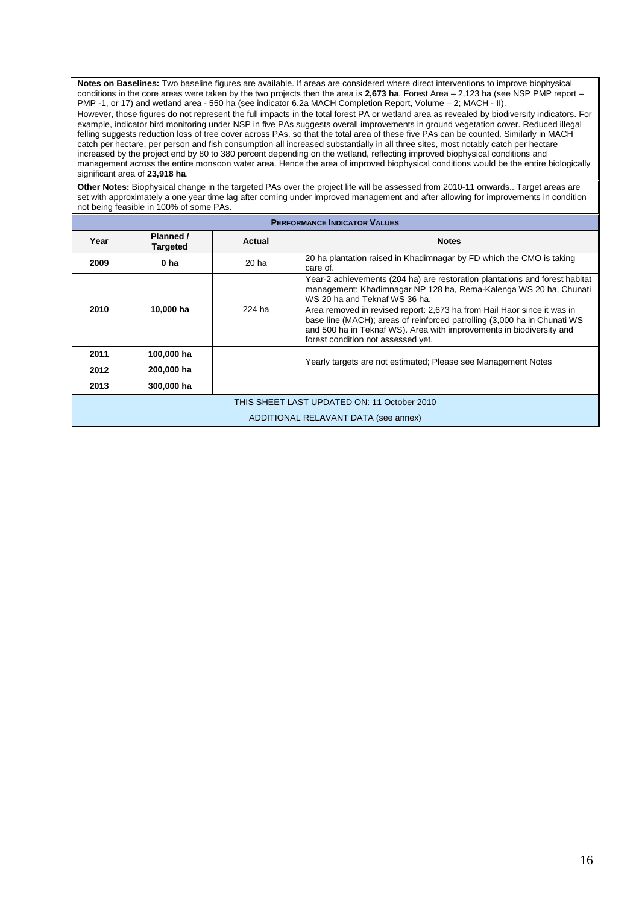**Notes on Baselines:** Two baseline figures are available. If areas are considered where direct interventions to improve biophysical conditions in the core areas were taken by the two projects then the area is **2,673 ha**. Forest Area – 2,123 ha (see NSP PMP report – PMP -1, or 17) and wetland area - 550 ha (see indicator 6.2a MACH Completion Report, Volume – 2; MACH - II).
However, those figures do not represent the full impacts in the total forest PA or wetland area as revealed by biodiversity indicators. For example, indicator bird monitoring under NSP in five PAs suggests overall improvements in ground vegetation cover. Reduced illegal felling suggests reduction loss of tree cover across PAs, so that the total area of these five PAs can be counted. Similarly in MACH catch per hectare, per person and fish consumption all increased substantially in all three sites, most notably catch per hectare increased by the project end by 80 to 380 percent depending on the wetland, reflecting improved biophysical conditions and management across the entire monsoon water area. Hence the area of improved biophysical conditions would be the entire biologically significant area of **23,918 ha**.

**Other Notes:** Biophysical change in the targeted PAs over the project life will be assessed from 2010-11 onwards.. Target areas are set with approximately a one year time lag after coming under improved management and after allowing for improvements in condition not being feasible in 100% of some PAs.

| **PERFORMANCE INDICATOR VALUES** | | | |
|---|---|---|---|
| **Year** | **Planned / Targeted** | **Actual** | **Notes** |
| **2009** | **0 ha** | 20 ha | 20 ha plantation raised in Khadimnagar by FD which the CMO is taking care of. |
| **2010** | **10,000 ha** | 224 ha | Year-2 achievements (204 ha) are restoration plantations and forest habitat management: Khadimnagar NP 128 ha, Rema-Kalenga WS 20 ha, Chunati WS 20 ha and Teknaf WS 36 ha.<br>Area removed in revised report: 2,673 ha from Hail Haor since it was in base line (MACH); areas of reinforced patrolling (3,000 ha in Chunati WS and 500 ha in Teknaf WS). Area with improvements in biodiversity and forest condition not assessed yet. |
| **2011** | **100,000 ha** | | Yearly targets are not estimated; Please see Management Notes |
| **2012** | **200,000 ha** | | |
| **2013** | **300,000 ha** | | |
| THIS SHEET LAST UPDATED ON: 11 October 2010 | | | |
| ADDITIONAL RELAVANT DATA (see annex) | | | |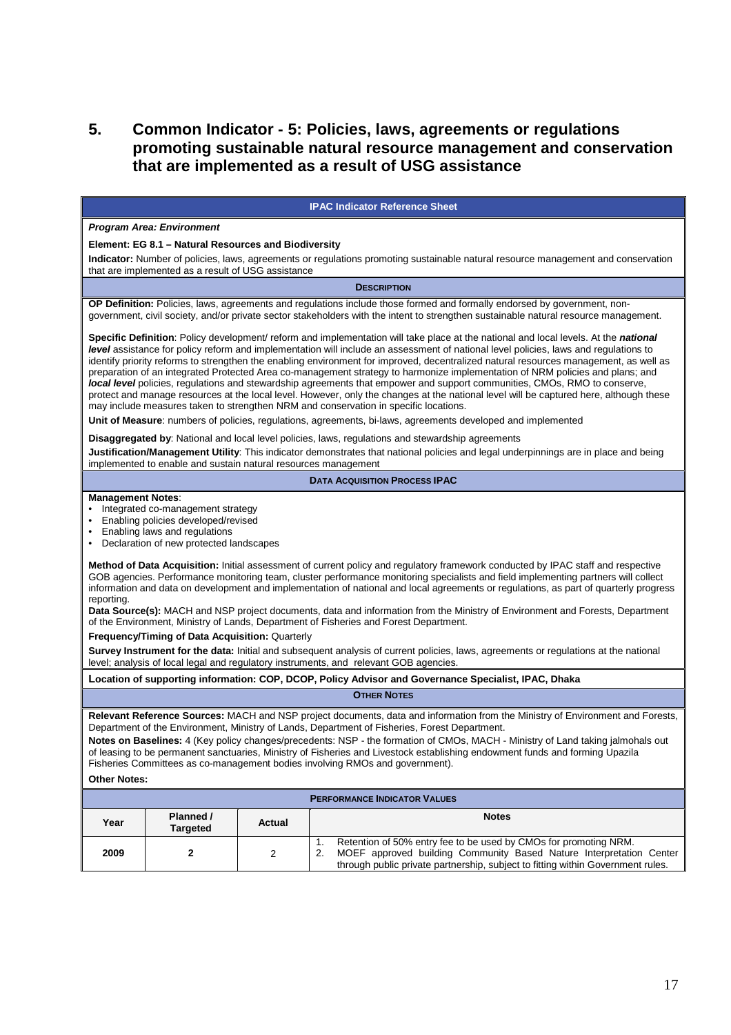# 5. Common Indicator - 5: Policies, laws, agreements or regulations promoting sustainable natural resource management and conservation that are implemented as a result of USG assistance

**IPAC Indicator Reference Sheet**

***Program Area: Environment***

**Element: EG 8.1 – Natural Resources and Biodiversity**

**Indicator:** Number of policies, laws, agreements or regulations promoting sustainable natural resource management and conservation that are implemented as a result of USG assistance

**DESCRIPTION**

**OP Definition:** Policies, laws, agreements and regulations include those formed and formally endorsed by government, non-government, civil society, and/or private sector stakeholders with the intent to strengthen sustainable natural resource management.

**Specific Definition**: Policy development/ reform and implementation will take place at the national and local levels. At the ***national level*** assistance for policy reform and implementation will include an assessment of national level policies, laws and regulations to identify priority reforms to strengthen the enabling environment for improved, decentralized natural resources management, as well as preparation of an integrated Protected Area co-management strategy to harmonize implementation of NRM policies and plans; and ***local level*** policies, regulations and stewardship agreements that empower and support communities, CMOs, RMO to conserve, protect and manage resources at the local level. However, only the changes at the national level will be captured here, although these may include measures taken to strengthen NRM and conservation in specific locations.

**Unit of Measure**: numbers of policies, regulations, agreements, bi-laws, agreements developed and implemented

**Disaggregated by**: National and local level policies, laws, regulations and stewardship agreements

**Justification/Management Utility**: This indicator demonstrates that national policies and legal underpinnings are in place and being implemented to enable and sustain natural resources management

**DATA ACQUISITION PROCESS IPAC**

**Management Notes**:

- Integrated co-management strategy
- Enabling policies developed/revised
- Enabling laws and regulations
- Declaration of new protected landscapes

**Method of Data Acquisition:** Initial assessment of current policy and regulatory framework conducted by IPAC staff and respective GOB agencies. Performance monitoring team, cluster performance monitoring specialists and field implementing partners will collect information and data on development and implementation of national and local agreements or regulations, as part of quarterly progress reporting.

**Data Source(s):** MACH and NSP project documents, data and information from the Ministry of Environment and Forests, Department of the Environment, Ministry of Lands, Department of Fisheries and Forest Department.

**Frequency/Timing of Data Acquisition:** Quarterly

**Survey Instrument for the data:** Initial and subsequent analysis of current policies, laws, agreements or regulations at the national level; analysis of local legal and regulatory instruments, and relevant GOB agencies.

**Location of supporting information: COP, DCOP, Policy Advisor and Governance Specialist, IPAC, Dhaka**

**OTHER NOTES**

**Relevant Reference Sources:** MACH and NSP project documents, data and information from the Ministry of Environment and Forests, Department of the Environment, Ministry of Lands, Department of Fisheries, Forest Department.

**Notes on Baselines:** 4 (Key policy changes/precedents: NSP - the formation of CMOs, MACH - Ministry of Land taking jalmohals out of leasing to be permanent sanctuaries, Ministry of Fisheries and Livestock establishing endowment funds and forming Upazila Fisheries Committees as co-management bodies involving RMOs and government).

**Other Notes:**

**PERFORMANCE INDICATOR VALUES**

| Year | Planned / Targeted | Actual | Notes |
|---|---|---|---|
| 2009 | **2** | 2 | 1. Retention of 50% entry fee to be used by CMOs for promoting NRM.<br>2. MOEF approved building Community Based Nature Interpretation Center through public private partnership, subject to fitting within Government rules. |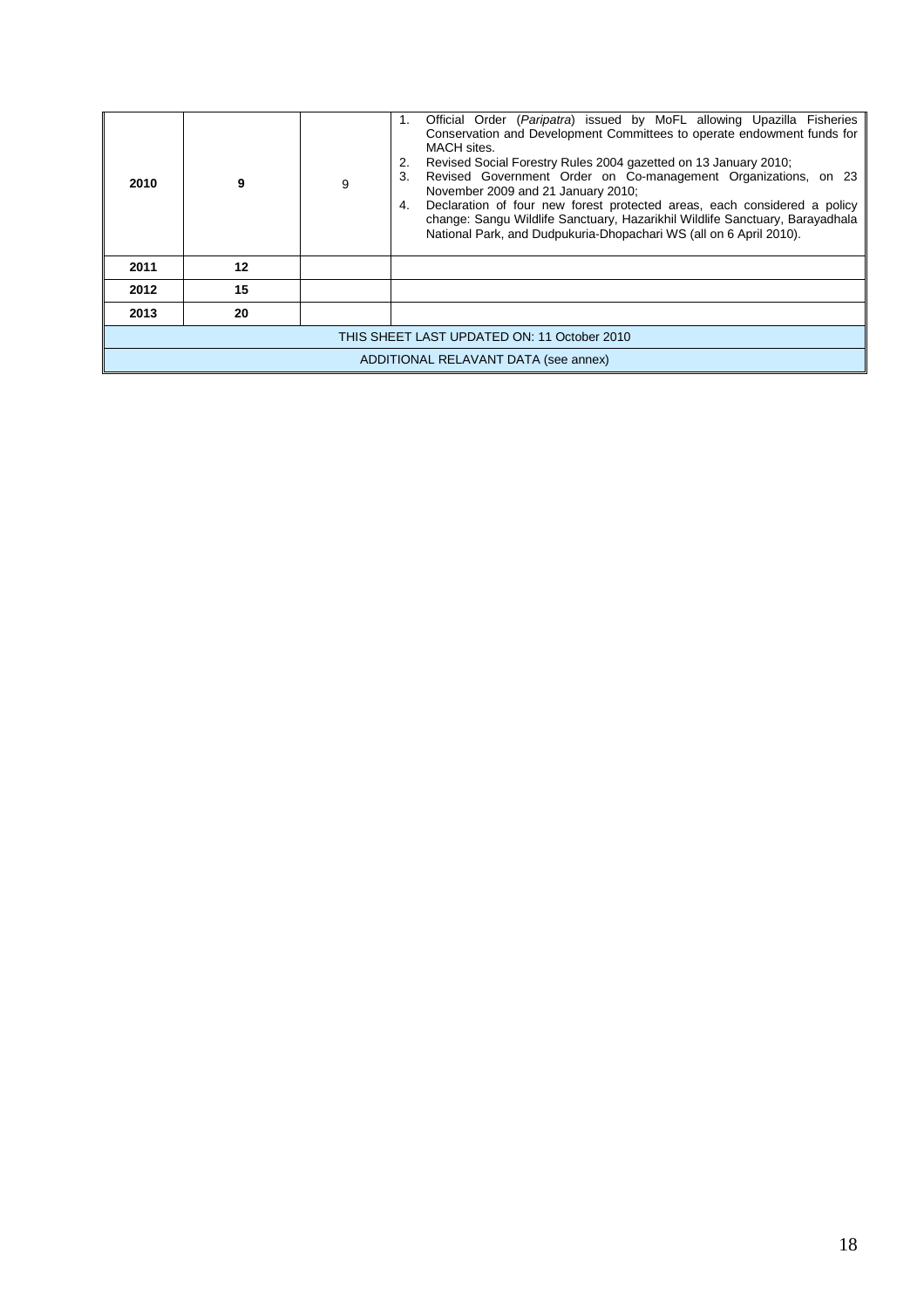| | | | |
|---|---|---|---|
| **2010** | **9** | 9 | 1. Official Order (*Paripatra*) issued by MoFL allowing Upazilla Fisheries Conservation and Development Committees to operate endowment funds for MACH sites.<br>2. Revised Social Forestry Rules 2004 gazetted on 13 January 2010;<br>3. Revised Government Order on Co-management Organizations, on 23 November 2009 and 21 January 2010;<br>4. Declaration of four new forest protected areas, each considered a policy change: Sangu Wildlife Sanctuary, Hazarikhil Wildlife Sanctuary, Barayadhala National Park, and Dudpukuria-Dhopachari WS (all on 6 April 2010). |
| **2011** | **12** | | |
| **2012** | **15** | | |
| **2013** | **20** | | |
| THIS SHEET LAST UPDATED ON: 11 October 2010 | | | |
| ADDITIONAL RELAVANT DATA (see annex) | | | |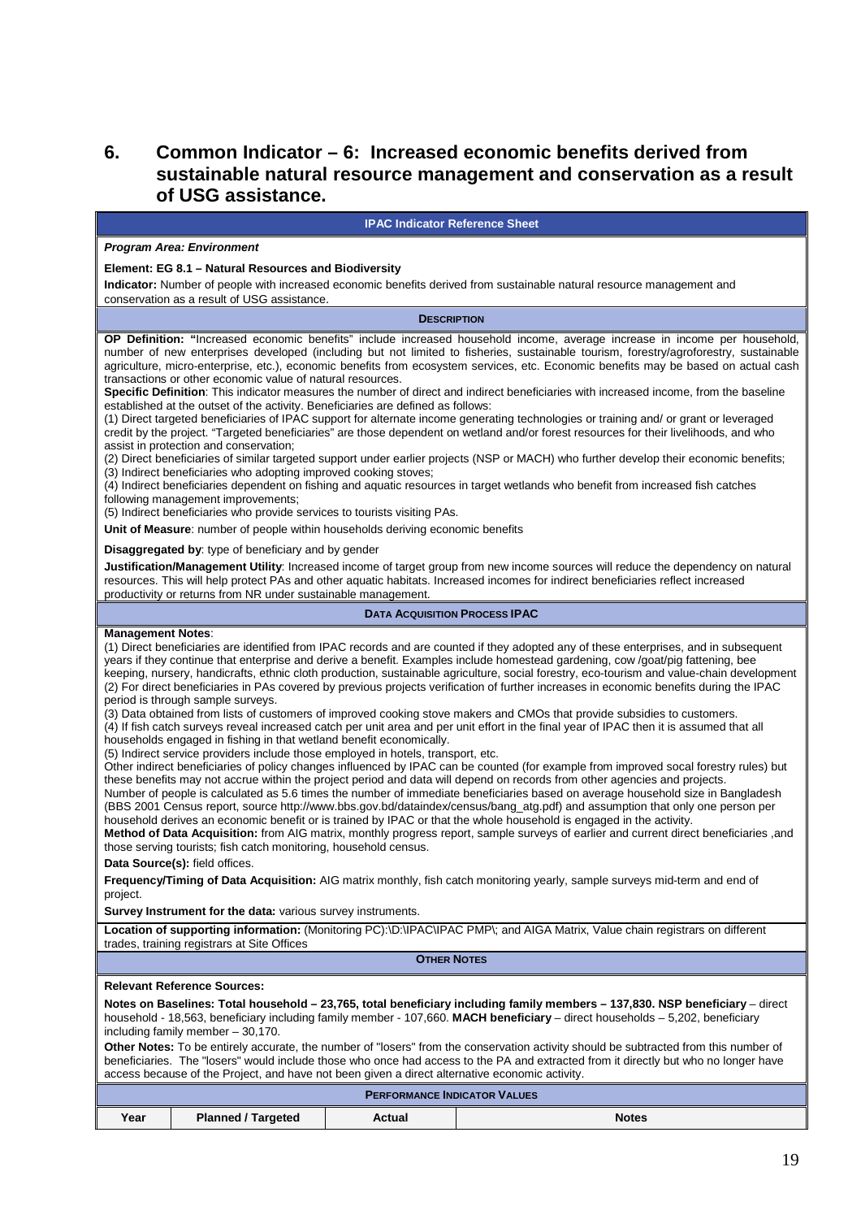## 6. Common Indicator – 6: Increased economic benefits derived from sustainable natural resource management and conservation as a result of USG assistance.

**IPAC Indicator Reference Sheet**

***Program Area: Environment***

**Element: EG 8.1 – Natural Resources and Biodiversity**

**Indicator:** Number of people with increased economic benefits derived from sustainable natural resource management and conservation as a result of USG assistance.

**DESCRIPTION**

**OP Definition: "**Increased economic benefits" include increased household income, average increase in income per household, number of new enterprises developed (including but not limited to fisheries, sustainable tourism, forestry/agroforestry, sustainable agriculture, micro-enterprise, etc.), economic benefits from ecosystem services, etc. Economic benefits may be based on actual cash transactions or other economic value of natural resources.

**Specific Definition**: This indicator measures the number of direct and indirect beneficiaries with increased income, from the baseline established at the outset of the activity. Beneficiaries are defined as follows:

(1) Direct targeted beneficiaries of IPAC support for alternate income generating technologies or training and/ or grant or leveraged credit by the project. "Targeted beneficiaries" are those dependent on wetland and/or forest resources for their livelihoods, and who assist in protection and conservation;

(2) Direct beneficiaries of similar targeted support under earlier projects (NSP or MACH) who further develop their economic benefits;

(3) Indirect beneficiaries who adopting improved cooking stoves;

(4) Indirect beneficiaries dependent on fishing and aquatic resources in target wetlands who benefit from increased fish catches following management improvements;

(5) Indirect beneficiaries who provide services to tourists visiting PAs.

**Unit of Measure**: number of people within households deriving economic benefits

**Disaggregated by**: type of beneficiary and by gender

**Justification/Management Utility**: Increased income of target group from new income sources will reduce the dependency on natural resources. This will help protect PAs and other aquatic habitats. Increased incomes for indirect beneficiaries reflect increased productivity or returns from NR under sustainable management.

**DATA ACQUISITION PROCESS IPAC**

**Management Notes**:

(1) Direct beneficiaries are identified from IPAC records and are counted if they adopted any of these enterprises, and in subsequent years if they continue that enterprise and derive a benefit. Examples include homestead gardening, cow /goat/pig fattening, bee keeping, nursery, handicrafts, ethnic cloth production, sustainable agriculture, social forestry, eco-tourism and value-chain development

(2) For direct beneficiaries in PAs covered by previous projects verification of further increases in economic benefits during the IPAC period is through sample surveys.

(3) Data obtained from lists of customers of improved cooking stove makers and CMOs that provide subsidies to customers.

(4) If fish catch surveys reveal increased catch per unit area and per unit effort in the final year of IPAC then it is assumed that all households engaged in fishing in that wetland benefit economically.

(5) Indirect service providers include those employed in hotels, transport, etc.

Other indirect beneficiaries of policy changes influenced by IPAC can be counted (for example from improved socal forestry rules) but these benefits may not accrue within the project period and data will depend on records from other agencies and projects.

Number of people is calculated as 5.6 times the number of immediate beneficiaries based on average household size in Bangladesh (BBS 2001 Census report, source http://www.bbs.gov.bd/dataindex/census/bang_atg.pdf) and assumption that only one person per household derives an economic benefit or is trained by IPAC or that the whole household is engaged in the activity.

**Method of Data Acquisition:** from AIG matrix, monthly progress report, sample surveys of earlier and current direct beneficiaries ,and those serving tourists; fish catch monitoring, household census.

**Data Source(s):** field offices.

**Frequency/Timing of Data Acquisition:** AIG matrix monthly, fish catch monitoring yearly, sample surveys mid-term and end of project.

**Survey Instrument for the data:** various survey instruments.

**Location of supporting information:** (Monitoring PC):\D:\IPAC\IPAC PMP\; and AIGA Matrix, Value chain registrars on different trades, training registrars at Site Offices

**OTHER NOTES**

**Relevant Reference Sources:**

**Notes on Baselines: Total household – 23,765, total beneficiary including family members – 137,830. NSP beneficiary** – direct household - 18,563, beneficiary including family member - 107,660. **MACH beneficiary** – direct households – 5,202, beneficiary including family member – 30,170.

**Other Notes:** To be entirely accurate, the number of "losers" from the conservation activity should be subtracted from this number of beneficiaries. The "losers" would include those who once had access to the PA and extracted from it directly but who no longer have access because of the Project, and have not been given a direct alternative economic activity.

**PERFORMANCE INDICATOR VALUES**

| Year | Planned / Targeted | Actual | Notes |
|---|---|---|---|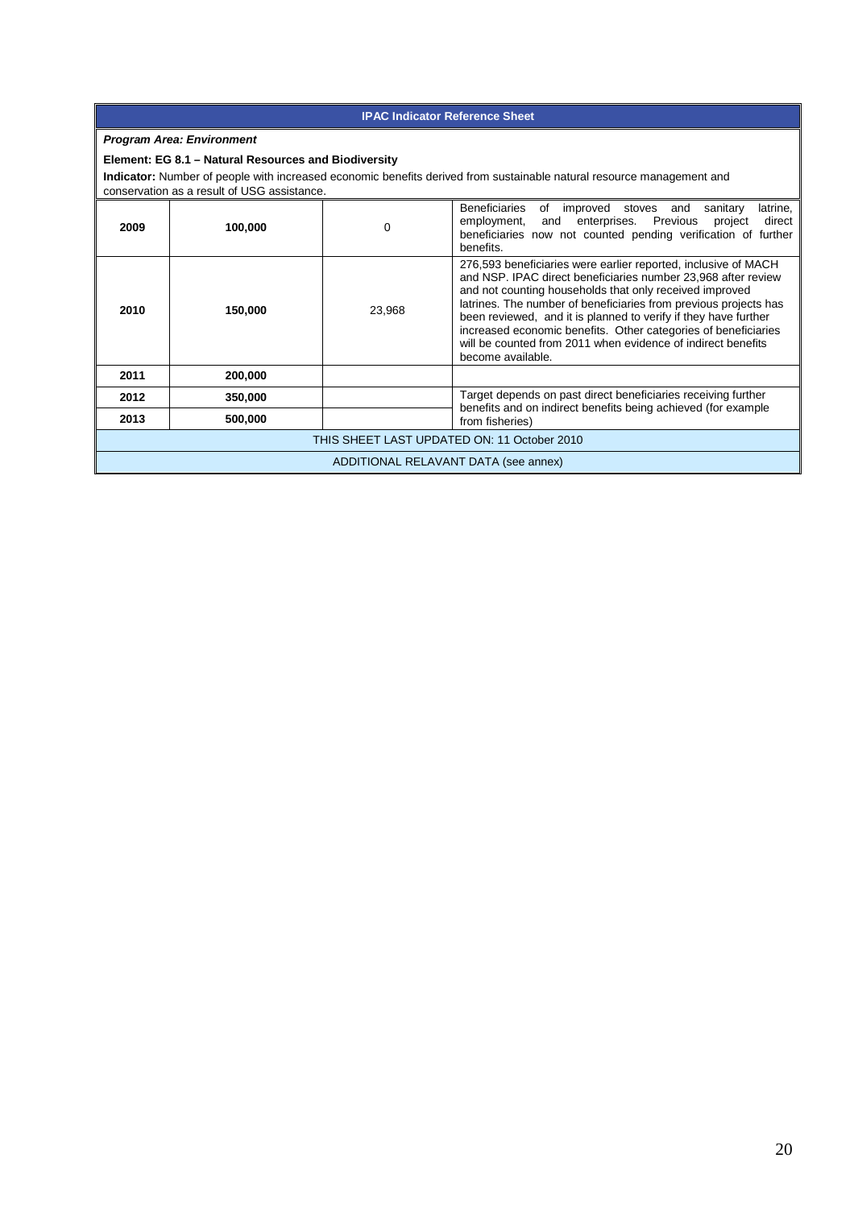**IPAC Indicator Reference Sheet**

***Program Area: Environment***

**Element: EG 8.1 – Natural Resources and Biodiversity**

**Indicator:** Number of people with increased economic benefits derived from sustainable natural resource management and conservation as a result of USG assistance.

| | | | |
|---|---|---|---|
| **2009** | **100,000** | 0 | Beneficiaries of improved stoves and sanitary latrine, employment, and enterprises. Previous project direct beneficiaries now not counted pending verification of further benefits. |
| **2010** | **150,000** | 23,968 | 276,593 beneficiaries were earlier reported, inclusive of MACH and NSP. IPAC direct beneficiaries number 23,968 after review and not counting households that only received improved latrines. The number of beneficiaries from previous projects has been reviewed, and it is planned to verify if they have further increased economic benefits. Other categories of beneficiaries will be counted from 2011 when evidence of indirect benefits become available. |
| **2011** | **200,000** | | |
| **2012** | **350,000** | | Target depends on past direct beneficiaries receiving further benefits and on indirect benefits being achieved (for example from fisheries) |
| **2013** | **500,000** | | |

THIS SHEET LAST UPDATED ON: 11 October 2010

ADDITIONAL RELAVANT DATA (see annex)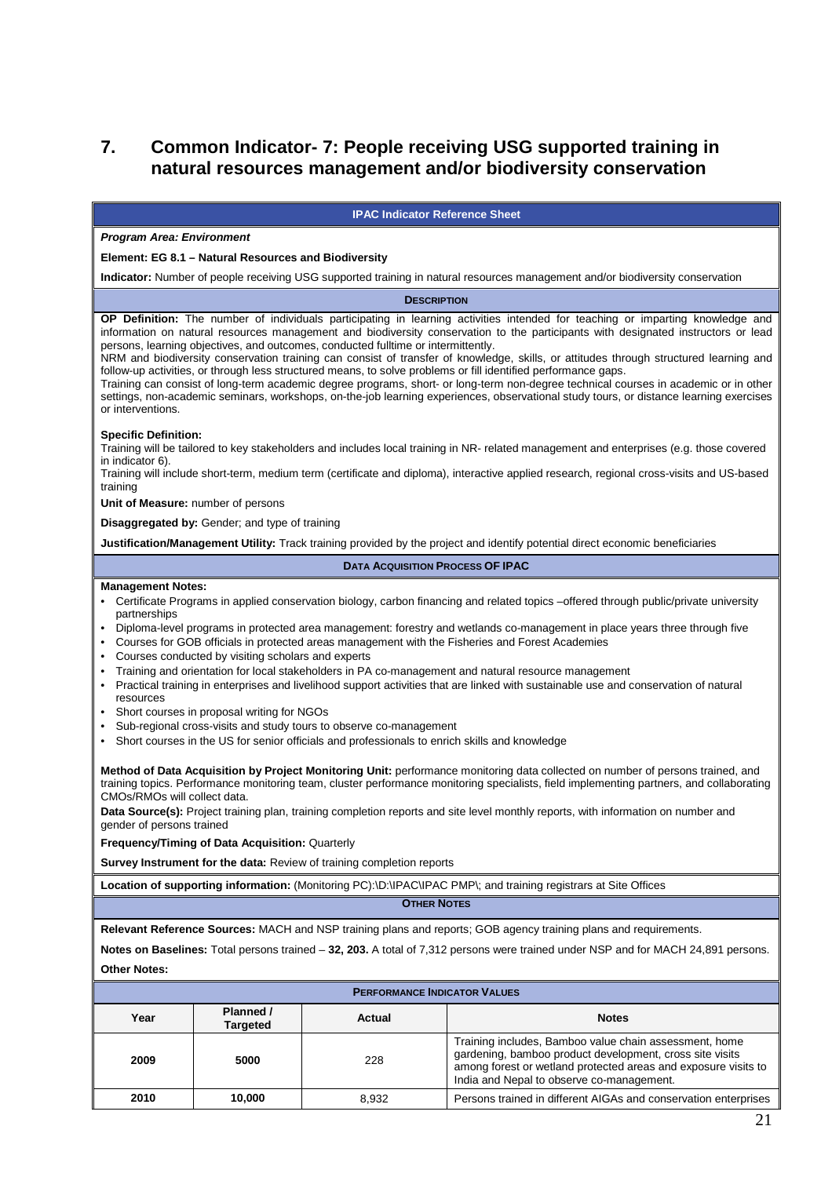## 7. Common Indicator- 7: People receiving USG supported training in natural resources management and/or biodiversity conservation

**IPAC Indicator Reference Sheet**

***Program Area: Environment***

**Element: EG 8.1 – Natural Resources and Biodiversity**

**Indicator:** Number of people receiving USG supported training in natural resources management and/or biodiversity conservation

**DESCRIPTION**

**OP Definition:** The number of individuals participating in learning activities intended for teaching or imparting knowledge and information on natural resources management and biodiversity conservation to the participants with designated instructors or lead persons, learning objectives, and outcomes, conducted fulltime or intermittently.
NRM and biodiversity conservation training can consist of transfer of knowledge, skills, or attitudes through structured learning and follow-up activities, or through less structured means, to solve problems or fill identified performance gaps.
Training can consist of long-term academic degree programs, short- or long-term non-degree technical courses in academic or in other settings, non-academic seminars, workshops, on-the-job learning experiences, observational study tours, or distance learning exercises or interventions.

**Specific Definition:**
Training will be tailored to key stakeholders and includes local training in NR- related management and enterprises (e.g. those covered in indicator 6).
Training will include short-term, medium term (certificate and diploma), interactive applied research, regional cross-visits and US-based training

**Unit of Measure:** number of persons

**Disaggregated by:** Gender; and type of training

**Justification/Management Utility:** Track training provided by the project and identify potential direct economic beneficiaries

**DATA ACQUISITION PROCESS OF IPAC**

**Management Notes:**

- Certificate Programs in applied conservation biology, carbon financing and related topics –offered through public/private university partnerships
- Diploma-level programs in protected area management: forestry and wetlands co-management in place years three through five
- Courses for GOB officials in protected areas management with the Fisheries and Forest Academies
- Courses conducted by visiting scholars and experts
- Training and orientation for local stakeholders in PA co-management and natural resource management
- Practical training in enterprises and livelihood support activities that are linked with sustainable use and conservation of natural resources
- Short courses in proposal writing for NGOs
- Sub-regional cross-visits and study tours to observe co-management
- Short courses in the US for senior officials and professionals to enrich skills and knowledge

**Method of Data Acquisition by Project Monitoring Unit:** performance monitoring data collected on number of persons trained, and training topics. Performance monitoring team, cluster performance monitoring specialists, field implementing partners, and collaborating CMOs/RMOs will collect data.

**Data Source(s):** Project training plan, training completion reports and site level monthly reports, with information on number and gender of persons trained

**Frequency/Timing of Data Acquisition:** Quarterly

**Survey Instrument for the data:** Review of training completion reports

**Location of supporting information:** (Monitoring PC):\D:\IPAC\IPAC PMP\; and training registrars at Site Offices

**OTHER NOTES**

**Relevant Reference Sources:** MACH and NSP training plans and reports; GOB agency training plans and requirements.

**Notes on Baselines:** Total persons trained – **32, 203.** A total of 7,312 persons were trained under NSP and for MACH 24,891 persons.

**Other Notes:**

**PERFORMANCE INDICATOR VALUES**

| Year | Planned / Targeted | Actual | Notes |
|---|---|---|---|
| 2009 | 5000 | 228 | Training includes, Bamboo value chain assessment, home gardening, bamboo product development, cross site visits among forest or wetland protected areas and exposure visits to India and Nepal to observe co-management. |
| 2010 | 10,000 | 8,932 | Persons trained in different AIGAs and conservation enterprises |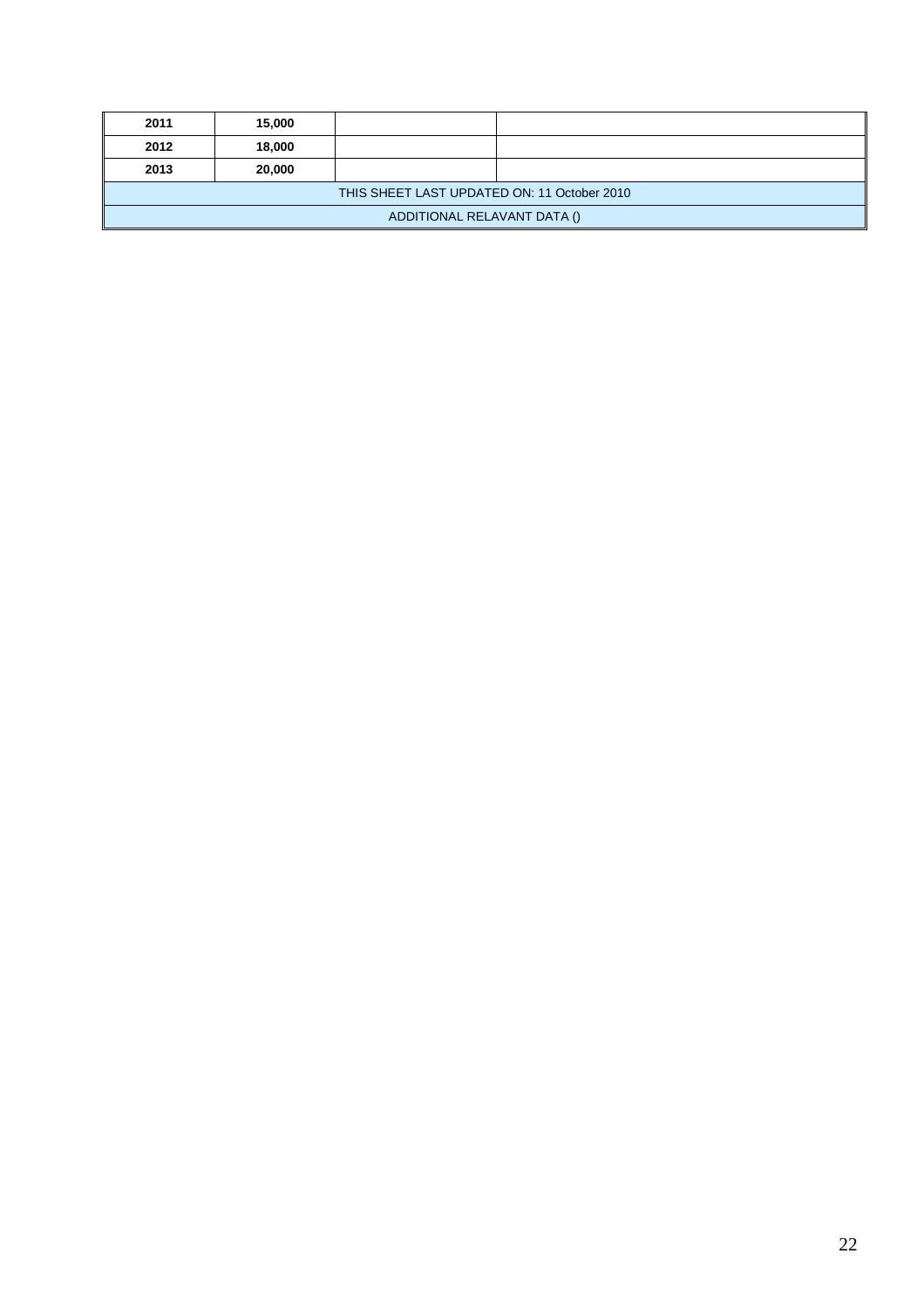| | | | |
|---|---|---|---|
| **2011** | **15,000** | | |
| **2012** | **18,000** | | |
| **2013** | **20,000** | | |
| THIS SHEET LAST UPDATED ON: 11 October 2010 | | | |
| ADDITIONAL RELAVANT DATA () | | | |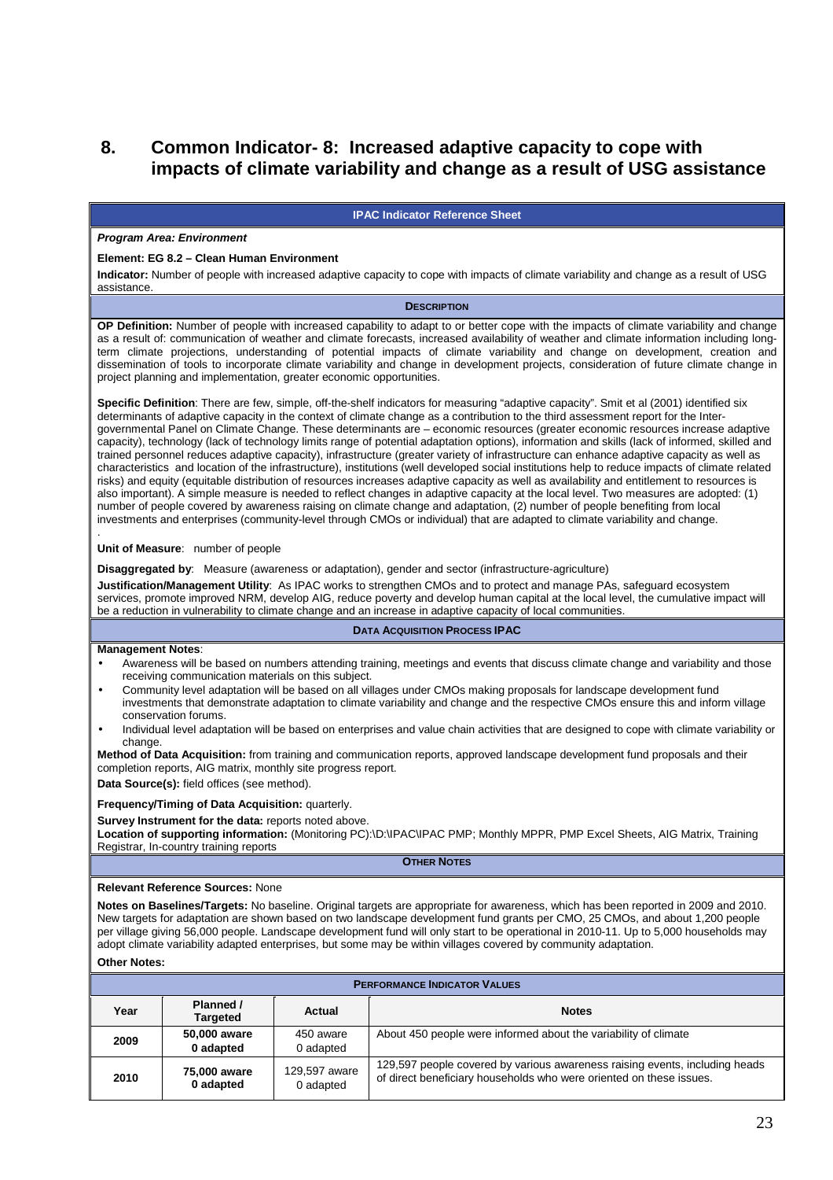## 8. Common Indicator- 8: Increased adaptive capacity to cope with impacts of climate variability and change as a result of USG assistance

**IPAC Indicator Reference Sheet**

***Program Area: Environment***

**Element: EG 8.2 – Clean Human Environment**

**Indicator:** Number of people with increased adaptive capacity to cope with impacts of climate variability and change as a result of USG assistance.

**DESCRIPTION**

**OP Definition:** Number of people with increased capability to adapt to or better cope with the impacts of climate variability and change as a result of: communication of weather and climate forecasts, increased availability of weather and climate information including long-term climate projections, understanding of potential impacts of climate variability and change on development, creation and dissemination of tools to incorporate climate variability and change in development projects, consideration of future climate change in project planning and implementation, greater economic opportunities.

**Specific Definition**: There are few, simple, off-the-shelf indicators for measuring "adaptive capacity". Smit et al (2001) identified six determinants of adaptive capacity in the context of climate change as a contribution to the third assessment report for the Inter-governmental Panel on Climate Change. These determinants are – economic resources (greater economic resources increase adaptive capacity), technology (lack of technology limits range of potential adaptation options), information and skills (lack of informed, skilled and trained personnel reduces adaptive capacity), infrastructure (greater variety of infrastructure can enhance adaptive capacity as well as characteristics and location of the infrastructure), institutions (well developed social institutions help to reduce impacts of climate related risks) and equity (equitable distribution of resources increases adaptive capacity as well as availability and entitlement to resources is also important). A simple measure is needed to reflect changes in adaptive capacity at the local level. Two measures are adopted: (1) number of people covered by awareness raising on climate change and adaptation, (2) number of people benefiting from local investments and enterprises (community-level through CMOs or individual) that are adapted to climate variability and change.

**Unit of Measure**: number of people

**Disaggregated by**: Measure (awareness or adaptation), gender and sector (infrastructure-agriculture)

**Justification/Management Utility**: As IPAC works to strengthen CMOs and to protect and manage PAs, safeguard ecosystem services, promote improved NRM, develop AIG, reduce poverty and develop human capital at the local level, the cumulative impact will be a reduction in vulnerability to climate change and an increase in adaptive capacity of local communities.

**DATA ACQUISITION PROCESS IPAC**

**Management Notes**:

- Awareness will be based on numbers attending training, meetings and events that discuss climate change and variability and those receiving communication materials on this subject.
- Community level adaptation will be based on all villages under CMOs making proposals for landscape development fund investments that demonstrate adaptation to climate variability and change and the respective CMOs ensure this and inform village conservation forums.
- Individual level adaptation will be based on enterprises and value chain activities that are designed to cope with climate variability or change.

**Method of Data Acquisition:** from training and communication reports, approved landscape development fund proposals and their completion reports, AIG matrix, monthly site progress report.

**Data Source(s):** field offices (see method).

**Frequency/Timing of Data Acquisition:** quarterly.

**Survey Instrument for the data:** reports noted above.

**Location of supporting information:** (Monitoring PC):\D:\IPAC\IPAC PMP; Monthly MPPR, PMP Excel Sheets, AIG Matrix, Training Registrar, In-country training reports

**OTHER NOTES**

**Relevant Reference Sources:** None

**Notes on Baselines/Targets:** No baseline. Original targets are appropriate for awareness, which has been reported in 2009 and 2010. New targets for adaptation are shown based on two landscape development fund grants per CMO, 25 CMOs, and about 1,200 people per village giving 56,000 people. Landscape development fund will only start to be operational in 2010-11. Up to 5,000 households may adopt climate variability adapted enterprises, but some may be within villages covered by community adaptation.

**Other Notes:**

**PERFORMANCE INDICATOR VALUES**

| Year | Planned / Targeted | Actual | Notes |
|---|---|---|---|
| 2009 | 50,000 aware<br>0 adapted | 450 aware<br>0 adapted | About 450 people were informed about the variability of climate |
| 2010 | 75,000 aware<br>0 adapted | 129,597 aware<br>0 adapted | 129,597 people covered by various awareness raising events, including heads of direct beneficiary households who were oriented on these issues. |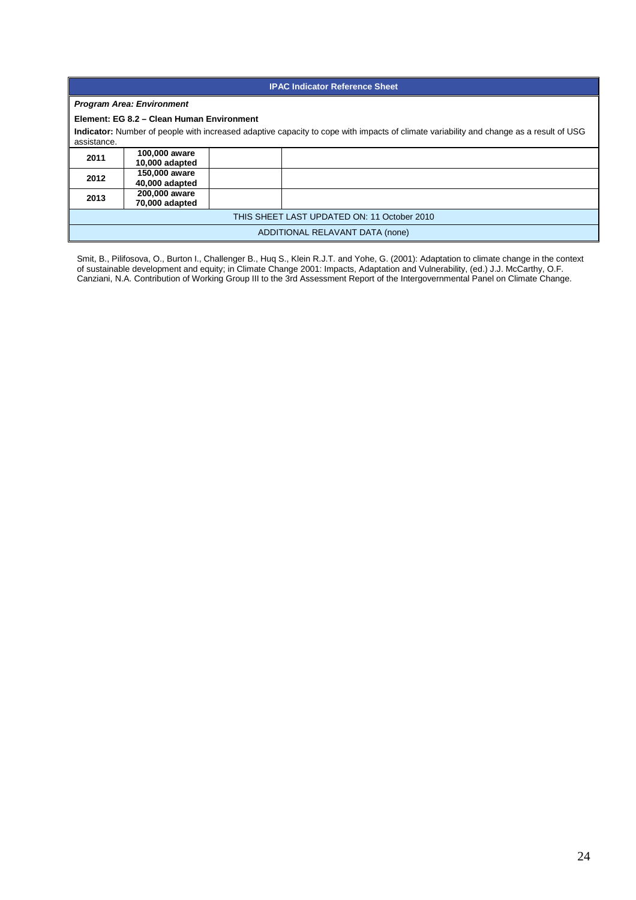| IPAC Indicator Reference Sheet | | | |
|---|---|---|---|
| ***Program Area: Environment*** | | | |
| **Element: EG 8.2 – Clean Human Environment** | | | |
| **Indicator:** Number of people with increased adaptive capacity to cope with impacts of climate variability and change as a result of USG assistance. | | | |
| **2011** | **100,000 aware 10,000 adapted** | | |
| **2012** | **150,000 aware 40,000 adapted** | | |
| **2013** | **200,000 aware 70,000 adapted** | | |
| THIS SHEET LAST UPDATED ON: 11 October 2010 | | | |
| ADDITIONAL RELAVANT DATA (none) | | | |

Smit, B., Pilifosova, O., Burton I., Challenger B., Huq S., Klein R.J.T. and Yohe, G. (2001): Adaptation to climate change in the context of sustainable development and equity; in Climate Change 2001: Impacts, Adaptation and Vulnerability, (ed.) J.J. McCarthy, O.F. Canziani, N.A. Contribution of Working Group III to the 3rd Assessment Report of the Intergovernmental Panel on Climate Change.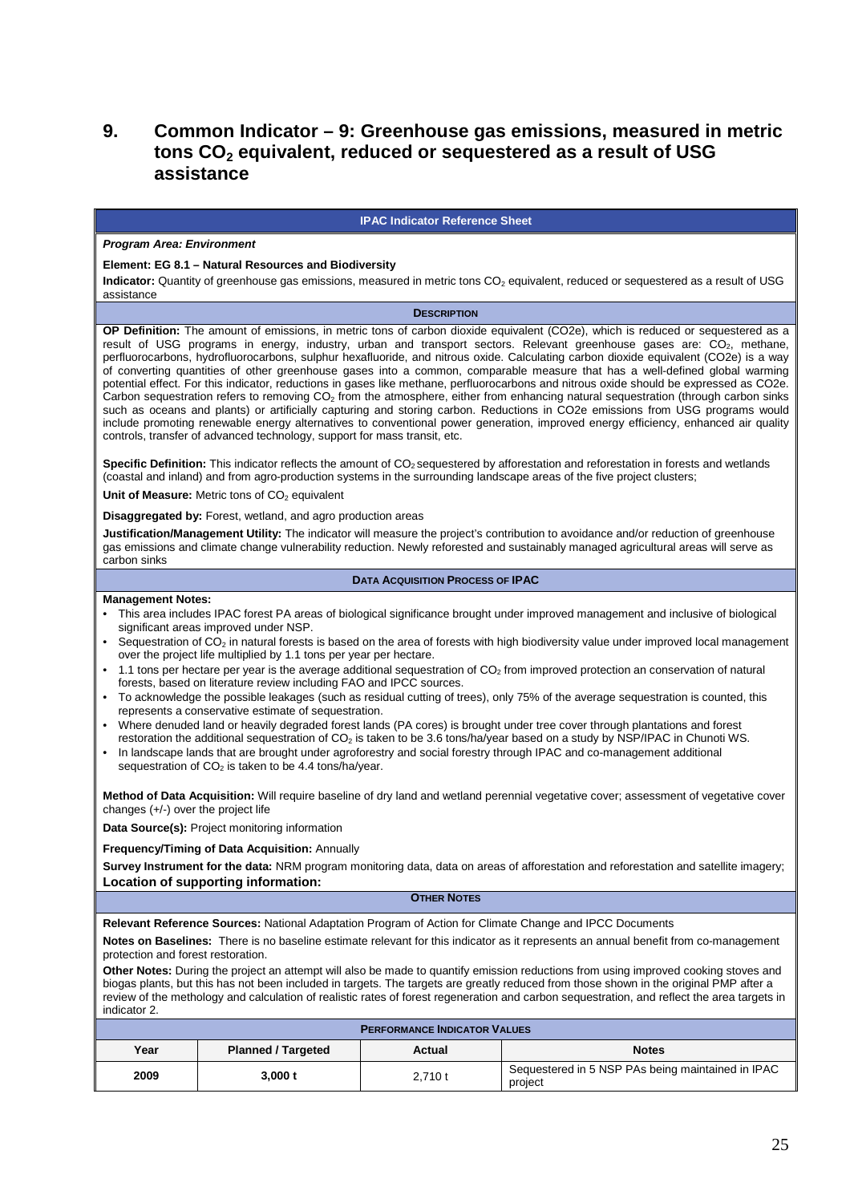## 9. Common Indicator – 9: Greenhouse gas emissions, measured in metric tons $CO_2$ equivalent, reduced or sequestered as a result of USG assistance

**IPAC Indicator Reference Sheet**

***Program Area: Environment***

**Element: EG 8.1 – Natural Resources and Biodiversity**

**Indicator:** Quantity of greenhouse gas emissions, measured in metric tons $CO_2$ equivalent, reduced or sequestered as a result of USG assistance

**DESCRIPTION**

**OP Definition:** The amount of emissions, in metric tons of carbon dioxide equivalent (CO2e), which is reduced or sequestered as a result of USG programs in energy, industry, urban and transport sectors. Relevant greenhouse gases are: $CO_2$, methane, perfluorocarbons, hydrofluorocarbons, sulphur hexafluoride, and nitrous oxide. Calculating carbon dioxide equivalent (CO2e) is a way of converting quantities of other greenhouse gases into a common, comparable measure that has a well-defined global warming potential effect. For this indicator, reductions in gases like methane, perfluorocarbons and nitrous oxide should be expressed as CO2e. Carbon sequestration refers to removing $CO_2$ from the atmosphere, either from enhancing natural sequestration (through carbon sinks such as oceans and plants) or artificially capturing and storing carbon. Reductions in CO2e emissions from USG programs would include promoting renewable energy alternatives to conventional power generation, improved energy efficiency, enhanced air quality controls, transfer of advanced technology, support for mass transit, etc.

**Specific Definition:** This indicator reflects the amount of $CO_2$ sequestered by afforestation and reforestation in forests and wetlands (coastal and inland) and from agro-production systems in the surrounding landscape areas of the five project clusters;

**Unit of Measure:** Metric tons of $CO_2$ equivalent

**Disaggregated by:** Forest, wetland, and agro production areas

**Justification/Management Utility:** The indicator will measure the project's contribution to avoidance and/or reduction of greenhouse gas emissions and climate change vulnerability reduction. Newly reforested and sustainably managed agricultural areas will serve as carbon sinks

**DATA ACQUISITION PROCESS OF IPAC**

**Management Notes:**

- This area includes IPAC forest PA areas of biological significance brought under improved management and inclusive of biological significant areas improved under NSP.
- Sequestration of $CO_2$ in natural forests is based on the area of forests with high biodiversity value under improved local management over the project life multiplied by 1.1 tons per year per hectare.
- 1.1 tons per hectare per year is the average additional sequestration of $CO_2$ from improved protection an conservation of natural forests, based on literature review including FAO and IPCC sources.
- To acknowledge the possible leakages (such as residual cutting of trees), only 75% of the average sequestration is counted, this represents a conservative estimate of sequestration.
- Where denuded land or heavily degraded forest lands (PA cores) is brought under tree cover through plantations and forest restoration the additional sequestration of $CO_2$ is taken to be 3.6 tons/ha/year based on a study by NSP/IPAC in Chunoti WS.
- In landscape lands that are brought under agroforestry and social forestry through IPAC and co-management additional sequestration of $CO_2$ is taken to be 4.4 tons/ha/year.

**Method of Data Acquisition:** Will require baseline of dry land and wetland perennial vegetative cover; assessment of vegetative cover changes (+/-) over the project life

**Data Source(s):** Project monitoring information

**Frequency/Timing of Data Acquisition:** Annually

**Survey Instrument for the data:** NRM program monitoring data, data on areas of afforestation and reforestation and satellite imagery;

**Location of supporting information:**

**OTHER NOTES**

**Relevant Reference Sources:** National Adaptation Program of Action for Climate Change and IPCC Documents

**Notes on Baselines:** There is no baseline estimate relevant for this indicator as it represents an annual benefit from co-management protection and forest restoration.

**Other Notes:** During the project an attempt will also be made to quantify emission reductions from using improved cooking stoves and biogas plants, but this has not been included in targets. The targets are greatly reduced from those shown in the original PMP after a review of the methology and calculation of realistic rates of forest regeneration and carbon sequestration, and reflect the area targets in indicator 2.

**PERFORMANCE INDICATOR VALUES**

| Year | Planned / Targeted | Actual | Notes |
|---|---|---|---|
| **2009** | **3,000 t** | 2,710 t | Sequestered in 5 NSP PAs being maintained in IPAC project |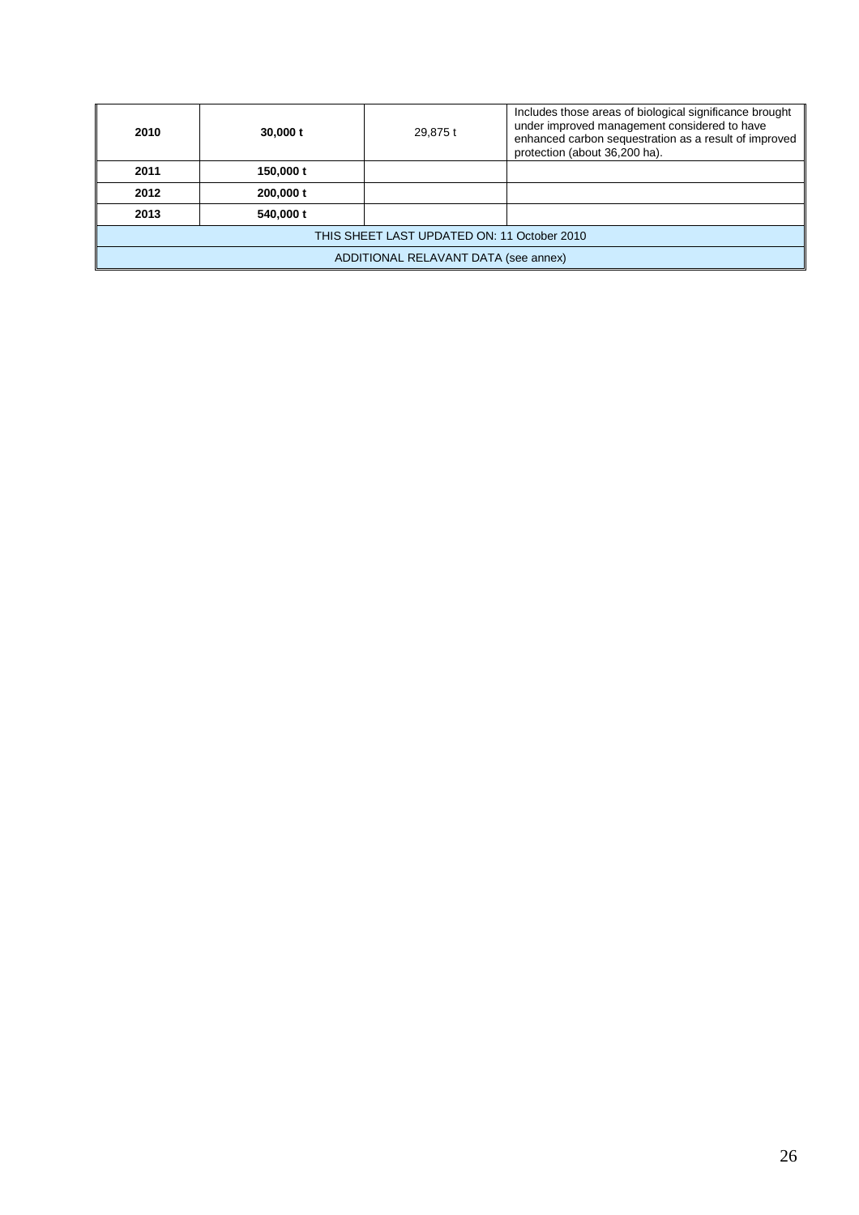| | | | |
|---|---|---|---|
| **2010** | **30,000 t** | 29,875 t | Includes those areas of biological significance brought under improved management considered to have enhanced carbon sequestration as a result of improved protection (about 36,200 ha). |
| **2011** | **150,000 t** | | |
| **2012** | **200,000 t** | | |
| **2013** | **540,000 t** | | |
| THIS SHEET LAST UPDATED ON: 11 October 2010 | | | |
| ADDITIONAL RELAVANT DATA (see annex) | | | |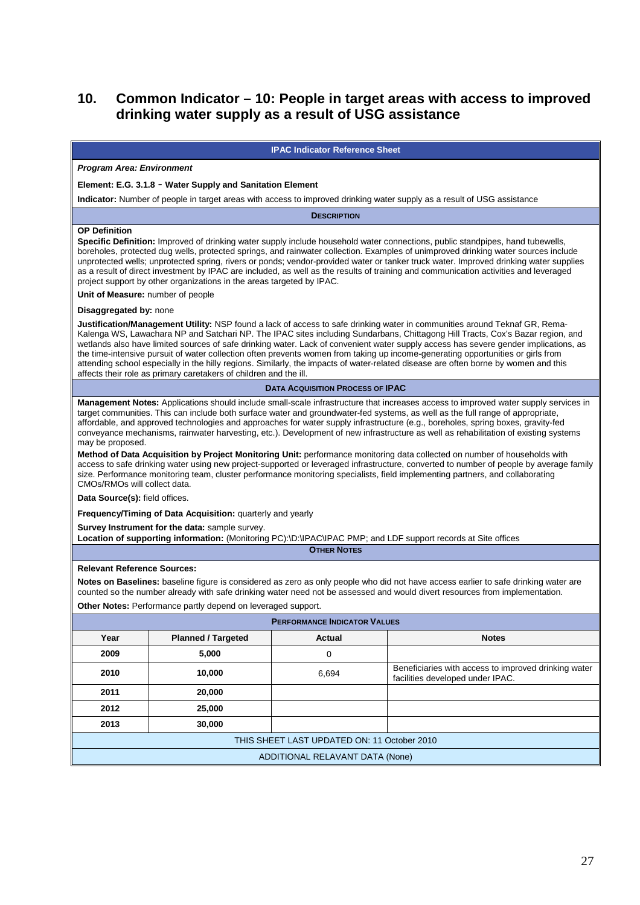## 10. Common Indicator – 10: People in target areas with access to improved drinking water supply as a result of USG assistance

**IPAC Indicator Reference Sheet**

***Program Area: Environment***

**Element: E.G. 3.1.8 - Water Supply and Sanitation Element**

**Indicator:** Number of people in target areas with access to improved drinking water supply as a result of USG assistance

**DESCRIPTION**

**OP Definition**

**Specific Definition:** Improved of drinking water supply include household water connections, public standpipes, hand tubewells, boreholes, protected dug wells, protected springs, and rainwater collection. Examples of unimproved drinking water sources include unprotected wells; unprotected spring, rivers or ponds; vendor-provided water or tanker truck water. Improved drinking water supplies as a result of direct investment by IPAC are included, as well as the results of training and communication activities and leveraged project support by other organizations in the areas targeted by IPAC.

**Unit of Measure:** number of people

**Disaggregated by:** none

**Justification/Management Utility:** NSP found a lack of access to safe drinking water in communities around Teknaf GR, Rema-Kalenga WS, Lawachara NP and Satchari NP. The IPAC sites including Sundarbans, Chittagong Hill Tracts, Cox's Bazar region, and wetlands also have limited sources of safe drinking water. Lack of convenient water supply access has severe gender implications, as the time-intensive pursuit of water collection often prevents women from taking up income-generating opportunities or girls from attending school especially in the hilly regions. Similarly, the impacts of water-related disease are often borne by women and this affects their role as primary caretakers of children and the ill.

**DATA ACQUISITION PROCESS OF IPAC**

**Management Notes:** Applications should include small-scale infrastructure that increases access to improved water supply services in target communities. This can include both surface water and groundwater-fed systems, as well as the full range of appropriate, affordable, and approved technologies and approaches for water supply infrastructure (e.g., boreholes, spring boxes, gravity-fed conveyance mechanisms, rainwater harvesting, etc.). Development of new infrastructure as well as rehabilitation of existing systems may be proposed.

**Method of Data Acquisition by Project Monitoring Unit:** performance monitoring data collected on number of households with access to safe drinking water using new project-supported or leveraged infrastructure, converted to number of people by average family size. Performance monitoring team, cluster performance monitoring specialists, field implementing partners, and collaborating CMOs/RMOs will collect data.

**Data Source(s):** field offices.

**Frequency/Timing of Data Acquisition:** quarterly and yearly

**Survey Instrument for the data:** sample survey.

**Location of supporting information:** (Monitoring PC):\D:\IPAC\IPAC PMP; and LDF support records at Site offices

**OTHER NOTES**

**Relevant Reference Sources:**

**Notes on Baselines:** baseline figure is considered as zero as only people who did not have access earlier to safe drinking water are counted so the number already with safe drinking water need not be assessed and would divert resources from implementation.

**Other Notes:** Performance partly depend on leveraged support.

**PERFORMANCE INDICATOR VALUES**

| Year | Planned / Targeted | Actual | Notes |
|---|---|---|---|
| **2009** | **5,000** | 0 | |
| **2010** | **10,000** | 6,694 | Beneficiaries with access to improved drinking water facilities developed under IPAC. |
| **2011** | **20,000** | | |
| **2012** | **25,000** | | |
| **2013** | **30,000** | | |

THIS SHEET LAST UPDATED ON: 11 October 2010

ADDITIONAL RELAVANT DATA (None)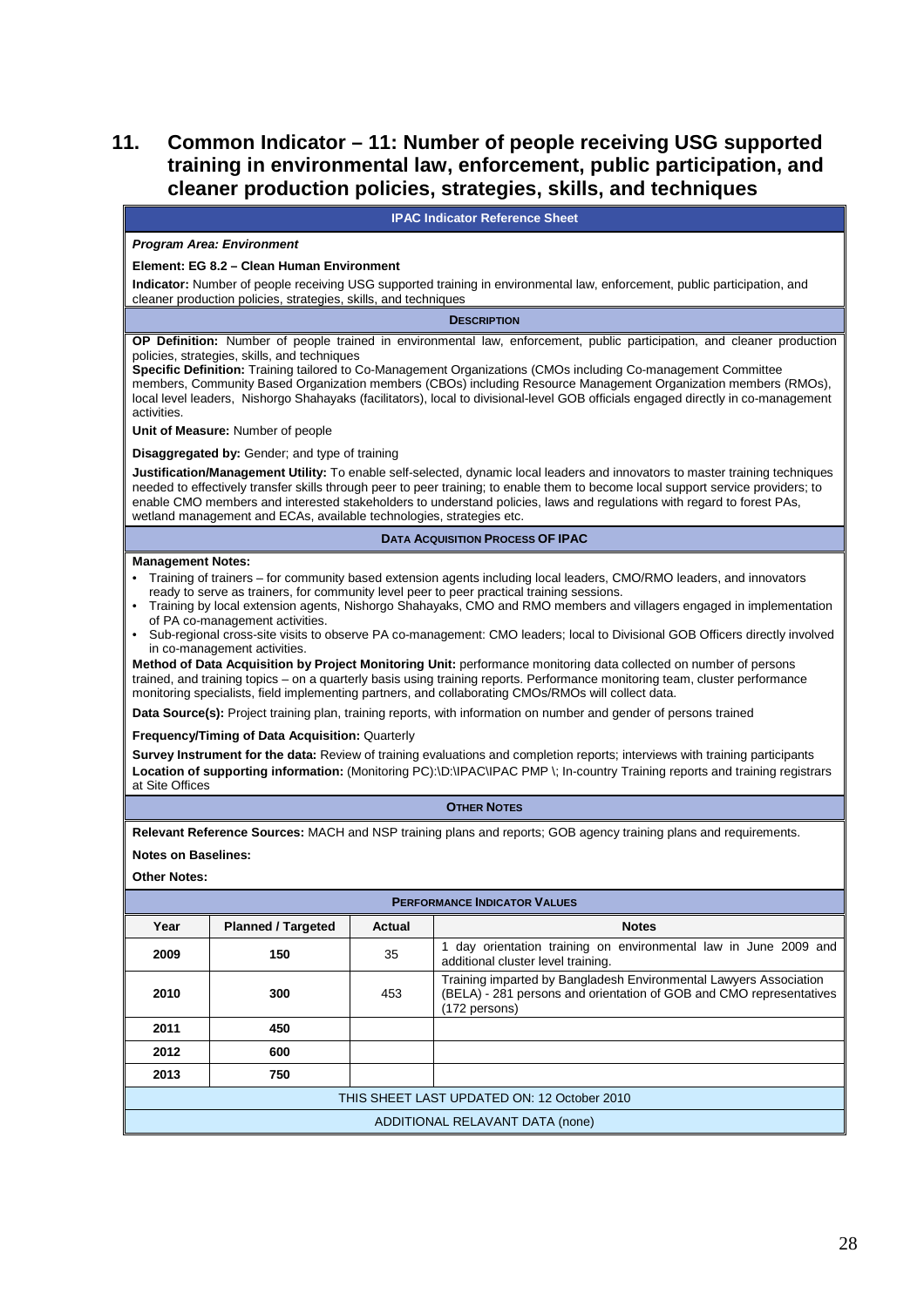## 11. Common Indicator – 11: Number of people receiving USG supported training in environmental law, enforcement, public participation, and cleaner production policies, strategies, skills, and techniques

**IPAC Indicator Reference Sheet**

***Program Area: Environment***

**Element: EG 8.2 – Clean Human Environment**

**Indicator:** Number of people receiving USG supported training in environmental law, enforcement, public participation, and cleaner production policies, strategies, skills, and techniques

**DESCRIPTION**

**OP Definition:** Number of people trained in environmental law, enforcement, public participation, and cleaner production policies, strategies, skills, and techniques
**Specific Definition:** Training tailored to Co-Management Organizations (CMOs including Co-management Committee members, Community Based Organization members (CBOs) including Resource Management Organization members (RMOs), local level leaders, Nishorgo Shahayaks (facilitators), local to divisional-level GOB officials engaged directly in co-management activities.

**Unit of Measure:** Number of people

**Disaggregated by:** Gender; and type of training

**Justification/Management Utility:** To enable self-selected, dynamic local leaders and innovators to master training techniques needed to effectively transfer skills through peer to peer training; to enable them to become local support service providers; to enable CMO members and interested stakeholders to understand policies, laws and regulations with regard to forest PAs, wetland management and ECAs, available technologies, strategies etc.

**DATA ACQUISITION PROCESS OF IPAC**

**Management Notes:**

- Training of trainers – for community based extension agents including local leaders, CMO/RMO leaders, and innovators ready to serve as trainers, for community level peer to peer practical training sessions.
- Training by local extension agents, Nishorgo Shahayaks, CMO and RMO members and villagers engaged in implementation of PA co-management activities.
- Sub-regional cross-site visits to observe PA co-management: CMO leaders; local to Divisional GOB Officers directly involved in co-management activities.

**Method of Data Acquisition by Project Monitoring Unit:** performance monitoring data collected on number of persons trained, and training topics – on a quarterly basis using training reports. Performance monitoring team, cluster performance monitoring specialists, field implementing partners, and collaborating CMOs/RMOs will collect data.

**Data Source(s):** Project training plan, training reports, with information on number and gender of persons trained

**Frequency/Timing of Data Acquisition:** Quarterly

**Survey Instrument for the data:** Review of training evaluations and completion reports; interviews with training participants
**Location of supporting information:** (Monitoring PC):\D:\IPAC\IPAC PMP \; In-country Training reports and training registrars at Site Offices

**OTHER NOTES**

**Relevant Reference Sources:** MACH and NSP training plans and reports; GOB agency training plans and requirements.

**Notes on Baselines:**

**Other Notes:**

**PERFORMANCE INDICATOR VALUES**

| Year | Planned / Targeted | Actual | Notes |
|---|---|---|---|
| **2009** | **150** | 35 | 1 day orientation training on environmental law in June 2009 and additional cluster level training. |
| **2010** | **300** | 453 | Training imparted by Bangladesh Environmental Lawyers Association (BELA) - 281 persons and orientation of GOB and CMO representatives (172 persons) |
| **2011** | **450** | | |
| **2012** | **600** | | |
| **2013** | **750** | | |

THIS SHEET LAST UPDATED ON: 12 October 2010

ADDITIONAL RELAVANT DATA (none)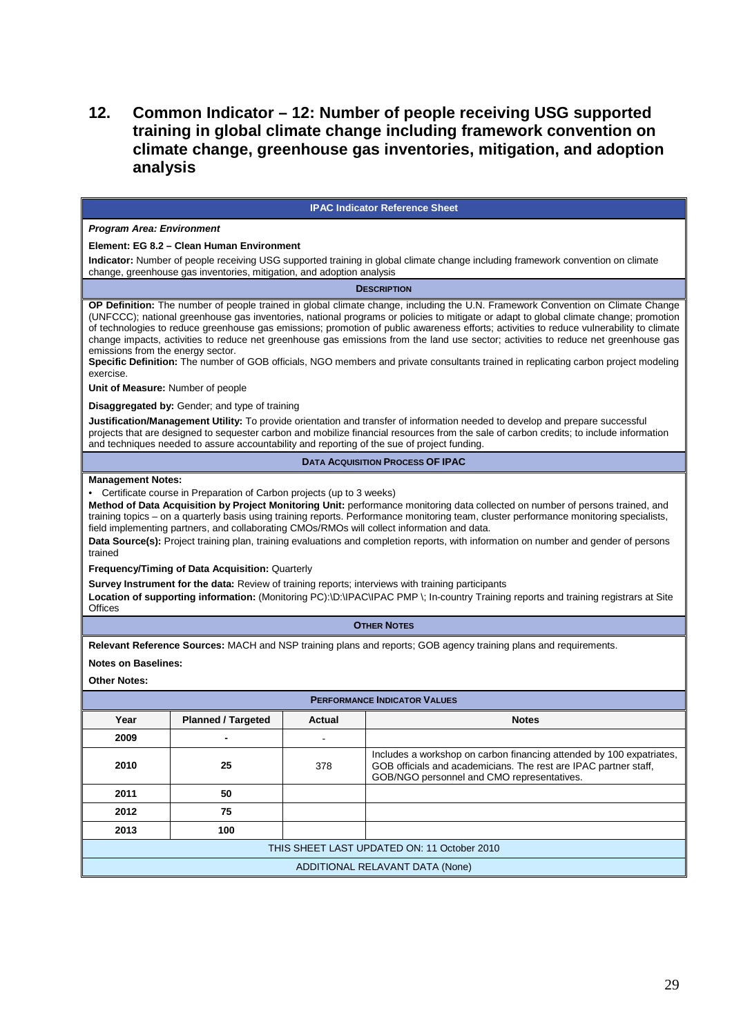## 12. Common Indicator – 12: Number of people receiving USG supported training in global climate change including framework convention on climate change, greenhouse gas inventories, mitigation, and adoption analysis

**IPAC Indicator Reference Sheet**

***Program Area: Environment***

**Element: EG 8.2 – Clean Human Environment**

**Indicator:** Number of people receiving USG supported training in global climate change including framework convention on climate change, greenhouse gas inventories, mitigation, and adoption analysis

**DESCRIPTION**

**OP Definition:** The number of people trained in global climate change, including the U.N. Framework Convention on Climate Change (UNFCCC); national greenhouse gas inventories, national programs or policies to mitigate or adapt to global climate change; promotion of technologies to reduce greenhouse gas emissions; promotion of public awareness efforts; activities to reduce vulnerability to climate change impacts, activities to reduce net greenhouse gas emissions from the land use sector; activities to reduce net greenhouse gas emissions from the energy sector.
**Specific Definition:** The number of GOB officials, NGO members and private consultants trained in replicating carbon project modeling exercise.

**Unit of Measure:** Number of people

**Disaggregated by:** Gender; and type of training

**Justification/Management Utility:** To provide orientation and transfer of information needed to develop and prepare successful projects that are designed to sequester carbon and mobilize financial resources from the sale of carbon credits; to include information and techniques needed to assure accountability and reporting of the sue of project funding.

**DATA ACQUISITION PROCESS OF IPAC**

**Management Notes:**

- Certificate course in Preparation of Carbon projects (up to 3 weeks)

**Method of Data Acquisition by Project Monitoring Unit:** performance monitoring data collected on number of persons trained, and training topics – on a quarterly basis using training reports. Performance monitoring team, cluster performance monitoring specialists, field implementing partners, and collaborating CMOs/RMOs will collect information and data.

**Data Source(s):** Project training plan, training evaluations and completion reports, with information on number and gender of persons trained

**Frequency/Timing of Data Acquisition:** Quarterly

**Survey Instrument for the data:** Review of training reports; interviews with training participants

**Location of supporting information:** (Monitoring PC):\D:\IPAC\IPAC PMP \; In-country Training reports and training registrars at Site Offices

**OTHER NOTES**

**Relevant Reference Sources:** MACH and NSP training plans and reports; GOB agency training plans and requirements.

**Notes on Baselines:**

**Other Notes:**

**PERFORMANCE INDICATOR VALUES**

| Year | Planned / Targeted | Actual | Notes |
|---|---|---|---|
| 2009 | - | - | |
| 2010 | 25 | 378 | Includes a workshop on carbon financing attended by 100 expatriates, GOB officials and academicians. The rest are IPAC partner staff, GOB/NGO personnel and CMO representatives. |
| 2011 | 50 | | |
| 2012 | 75 | | |
| 2013 | 100 | | |

THIS SHEET LAST UPDATED ON: 11 October 2010

ADDITIONAL RELAVANT DATA (None)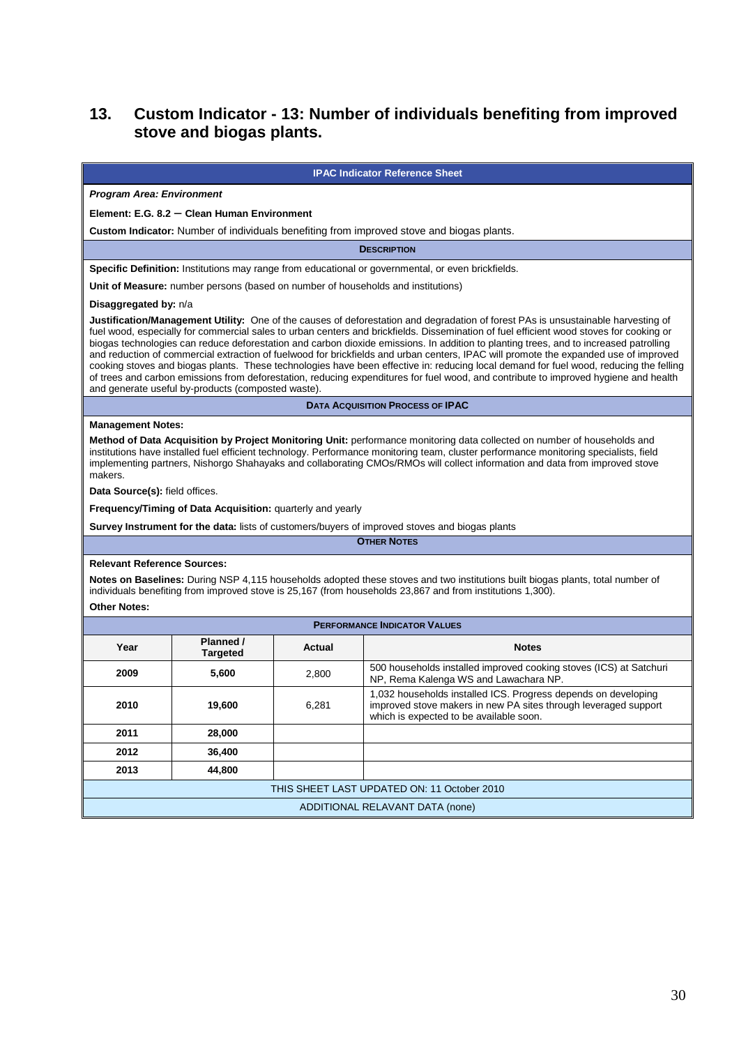## 13. Custom Indicator - 13: Number of individuals benefiting from improved stove and biogas plants.

**IPAC Indicator Reference Sheet**

***Program Area: Environment***

**Element: E.G. 8.2 – Clean Human Environment**

**Custom Indicator:** Number of individuals benefiting from improved stove and biogas plants.

**DESCRIPTION**

**Specific Definition:** Institutions may range from educational or governmental, or even brickfields.

**Unit of Measure:** number persons (based on number of households and institutions)

**Disaggregated by:** n/a

**Justification/Management Utility:** One of the causes of deforestation and degradation of forest PAs is unsustainable harvesting of fuel wood, especially for commercial sales to urban centers and brickfields. Dissemination of fuel efficient wood stoves for cooking or biogas technologies can reduce deforestation and carbon dioxide emissions. In addition to planting trees, and to increased patrolling and reduction of commercial extraction of fuelwood for brickfields and urban centers, IPAC will promote the expanded use of improved cooking stoves and biogas plants. These technologies have been effective in: reducing local demand for fuel wood, reducing the felling of trees and carbon emissions from deforestation, reducing expenditures for fuel wood, and contribute to improved hygiene and health and generate useful by-products (composted waste).

**DATA ACQUISITION PROCESS OF IPAC**

**Management Notes:**

**Method of Data Acquisition by Project Monitoring Unit:** performance monitoring data collected on number of households and institutions have installed fuel efficient technology. Performance monitoring team, cluster performance monitoring specialists, field implementing partners, Nishorgo Shahayaks and collaborating CMOs/RMOs will collect information and data from improved stove makers.

**Data Source(s):** field offices.

**Frequency/Timing of Data Acquisition:** quarterly and yearly

**Survey Instrument for the data:** lists of customers/buyers of improved stoves and biogas plants

**OTHER NOTES**

**Relevant Reference Sources:**

**Notes on Baselines:** During NSP 4,115 households adopted these stoves and two institutions built biogas plants, total number of individuals benefiting from improved stove is 25,167 (from households 23,867 and from institutions 1,300).

**Other Notes:**

**PERFORMANCE INDICATOR VALUES**

| Year | Planned / Targeted | Actual | Notes |
|---|---|---|---|
| 2009 | 5,600 | 2,800 | 500 households installed improved cooking stoves (ICS) at Satchuri NP, Rema Kalenga WS and Lawachara NP. |
| 2010 | 19,600 | 6,281 | 1,032 households installed ICS. Progress depends on developing improved stove makers in new PA sites through leveraged support which is expected to be available soon. |
| 2011 | 28,000 | | |
| 2012 | 36,400 | | |
| 2013 | 44,800 | | |

THIS SHEET LAST UPDATED ON: 11 October 2010

ADDITIONAL RELAVANT DATA (none)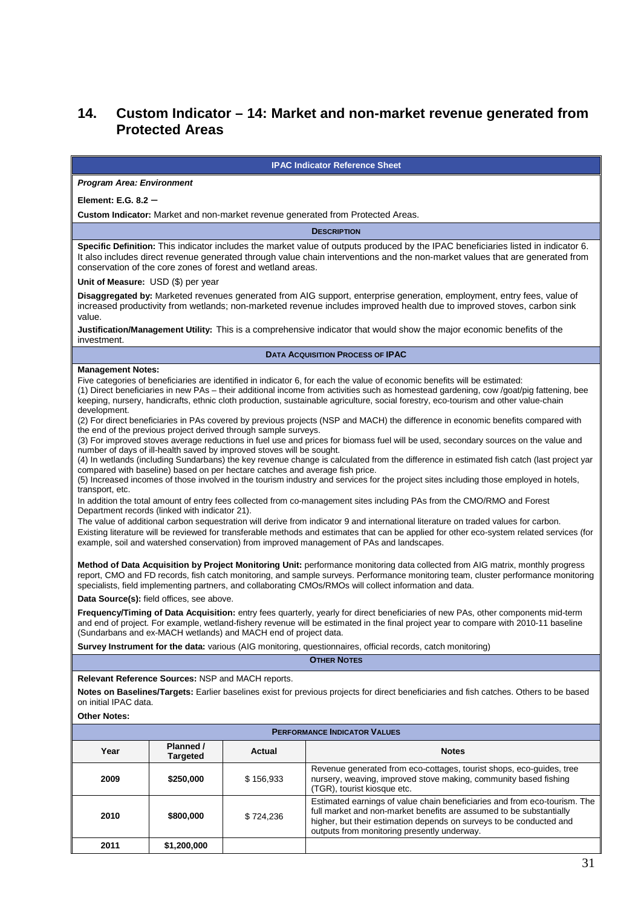## 14. Custom Indicator – 14: Market and non-market revenue generated from Protected Areas

| IPAC Indicator Reference Sheet |
|---|
| ***Program Area: Environment*** |
| **Element: E.G. 8.2 –** |
| **Custom Indicator:** Market and non-market revenue generated from Protected Areas. |
| **DESCRIPTION** |
| **Specific Definition:** This indicator includes the market value of outputs produced by the IPAC beneficiaries listed in indicator 6. It also includes direct revenue generated through value chain interventions and the non-market values that are generated from conservation of the core zones of forest and wetland areas. |
| **Unit of Measure:** USD ($) per year |
| **Disaggregated by:** Marketed revenues generated from AIG support, enterprise generation, employment, entry fees, value of increased productivity from wetlands; non-marketed revenue includes improved health due to improved stoves, carbon sink value. |
| **Justification/Management Utility:** This is a comprehensive indicator that would show the major economic benefits of the investment. |
| **DATA ACQUISITION PROCESS OF IPAC** |
| **Management Notes:**<br>Five categories of beneficiaries are identified in indicator 6, for each the value of economic benefits will be estimated:<br>(1) Direct beneficiaries in new PAs – their additional income from activities such as homestead gardening, cow /goat/pig fattening, bee keeping, nursery, handicrafts, ethnic cloth production, sustainable agriculture, social forestry, eco-tourism and other value-chain development.<br>(2) For direct beneficiaries in PAs covered by previous projects (NSP and MACH) the difference in economic benefits compared with the end of the previous project derived through sample surveys.<br>(3) For improved stoves average reductions in fuel use and prices for biomass fuel will be used, secondary sources on the value and number of days of ill-health saved by improved stoves will be sought.<br>(4) In wetlands (including Sundarbans) the key revenue change is calculated from the difference in estimated fish catch (last project yar compared with baseline) based on per hectare catches and average fish price.<br>(5) Increased incomes of those involved in the tourism industry and services for the project sites including those employed in hotels, transport, etc.<br>In addition the total amount of entry fees collected from co-management sites including PAs from the CMO/RMO and Forest Department records (linked with indicator 21).<br>The value of additional carbon sequestration will derive from indicator 9 and international literature on traded values for carbon.<br>Existing literature will be reviewed for transferable methods and estimates that can be applied for other eco-system related services (for example, soil and watershed conservation) from improved management of PAs and landscapes. |
| **Method of Data Acquisition by Project Monitoring Unit:** performance monitoring data collected from AIG matrix, monthly progress report, CMO and FD records, fish catch monitoring, and sample surveys. Performance monitoring team, cluster performance monitoring specialists, field implementing partners, and collaborating CMOs/RMOs will collect information and data. |
| **Data Source(s):** field offices, see above. |
| **Frequency/Timing of Data Acquisition:** entry fees quarterly, yearly for direct beneficiaries of new PAs, other components mid-term and end of project. For example, wetland-fishery revenue will be estimated in the final project year to compare with 2010-11 baseline (Sundarbans and ex-MACH wetlands) and MACH end of project data. |
| **Survey Instrument for the data:** various (AIG monitoring, questionnaires, official records, catch monitoring) |
| **OTHER NOTES** |
| **Relevant Reference Sources:** NSP and MACH reports. |
| **Notes on Baselines/Targets:** Earlier baselines exist for previous projects for direct beneficiaries and fish catches. Others to be based on initial IPAC data. |
| **Other Notes:** |

**PERFORMANCE INDICATOR VALUES**

| Year | Planned / Targeted | Actual | Notes |
|---|---|---|---|
| **2009** | **$250,000** | $ 156,933 | Revenue generated from eco-cottages, tourist shops, eco-guides, tree nursery, weaving, improved stove making, community based fishing (TGR), tourist kiosque etc. |
| **2010** | **$800,000** | $ 724,236 | Estimated earnings of value chain beneficiaries and from eco-tourism. The full market and non-market benefits are assumed to be substantially higher, but their estimation depends on surveys to be conducted and outputs from monitoring presently underway. |
| **2011** | **$1,200,000** | | |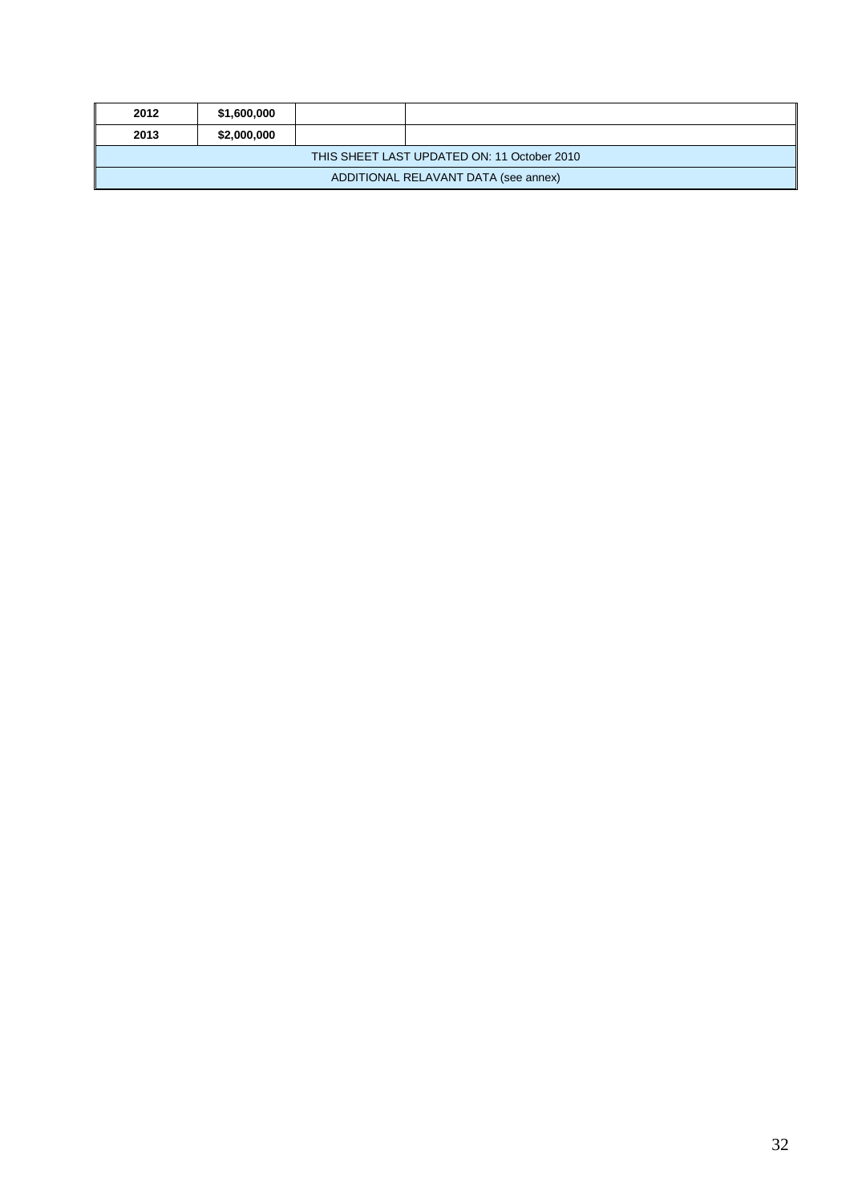| 2012 | $1,600,000 | | |
|---|---|---|---|
| **2013** | **$2,000,000** | | |
| THIS SHEET LAST UPDATED ON: 11 October 2010 | | | |
| ADDITIONAL RELAVANT DATA (see annex) | | | |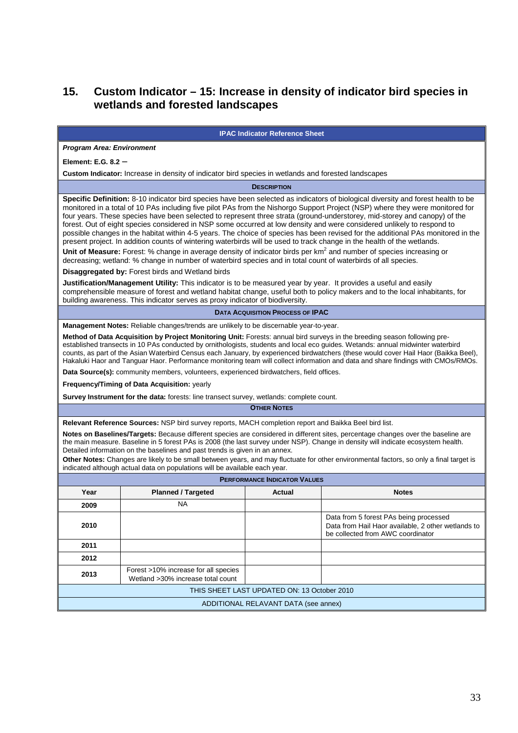## 15. Custom Indicator – 15: Increase in density of indicator bird species in wetlands and forested landscapes

**IPAC Indicator Reference Sheet**

***Program Area: Environment***

**Element: E.G. 8.2 –**

**Custom Indicator:** Increase in density of indicator bird species in wetlands and forested landscapes

**DESCRIPTION**

**Specific Definition:** 8-10 indicator bird species have been selected as indicators of biological diversity and forest health to be monitored in a total of 10 PAs including five pilot PAs from the Nishorgo Support Project (NSP) where they were monitored for four years. These species have been selected to represent three strata (ground-understorey, mid-storey and canopy) of the forest. Out of eight species considered in NSP some occurred at low density and were considered unlikely to respond to possible changes in the habitat within 4-5 years. The choice of species has been revised for the additional PAs monitored in the present project. In addition counts of wintering waterbirds will be used to track change in the health of the wetlands.

**Unit of Measure:** Forest: % change in average density of indicator birds per km$^2$ and number of species increasing or decreasing; wetland: % change in number of waterbird species and in total count of waterbirds of all species.

**Disaggregated by:** Forest birds and Wetland birds

**Justification/Management Utility:** This indicator is to be measured year by year. It provides a useful and easily comprehensible measure of forest and wetland habitat change, useful both to policy makers and to the local inhabitants, for building awareness. This indicator serves as proxy indicator of biodiversity.

**DATA ACQUISITION PROCESS OF IPAC**

**Management Notes:** Reliable changes/trends are unlikely to be discernable year-to-year.

**Method of Data Acquisition by Project Monitoring Unit:** Forests: annual bird surveys in the breeding season following pre-established transects in 10 PAs conducted by ornithologists, students and local eco guides. Wetands: annual midwinter waterbird counts, as part of the Asian Waterbird Census each January, by experienced birdwatchers (these would cover Hail Haor (Baikka Beel), Hakaluki Haor and Tanguar Haor. Performance monitoring team will collect information and data and share findings with CMOs/RMOs.

**Data Source(s):** community members, volunteers, experienced birdwatchers, field offices.

**Frequency/Timing of Data Acquisition:** yearly

**Survey Instrument for the data:** forests: line transect survey, wetlands: complete count.

**OTHER NOTES**

**Relevant Reference Sources:** NSP bird survey reports, MACH completion report and Baikka Beel bird list.

**Notes on Baselines/Targets:** Because different species are considered in different sites, percentage changes over the baseline are the main measure. Baseline in 5 forest PAs is 2008 (the last survey under NSP). Change in density will indicate ecosystem health. Detailed information on the baselines and past trends is given in an annex.

**Other Notes:** Changes are likely to be small between years, and may fluctuate for other environmental factors, so only a final target is indicated although actual data on populations will be available each year.

**PERFORMANCE INDICATOR VALUES**

| Year | Planned / Targeted | Actual | Notes |
|---|---|---|---|
| 2009 | NA | | |
| 2010 | | | Data from 5 forest PAs being processed<br>Data from Hail Haor available, 2 other wetlands to be collected from AWC coordinator |
| 2011 | | | |
| 2012 | | | |
| 2013 | Forest >10% increase for all species<br>Wetland >30% increase total count | | |

THIS SHEET LAST UPDATED ON: 13 October 2010

ADDITIONAL RELAVANT DATA (see annex)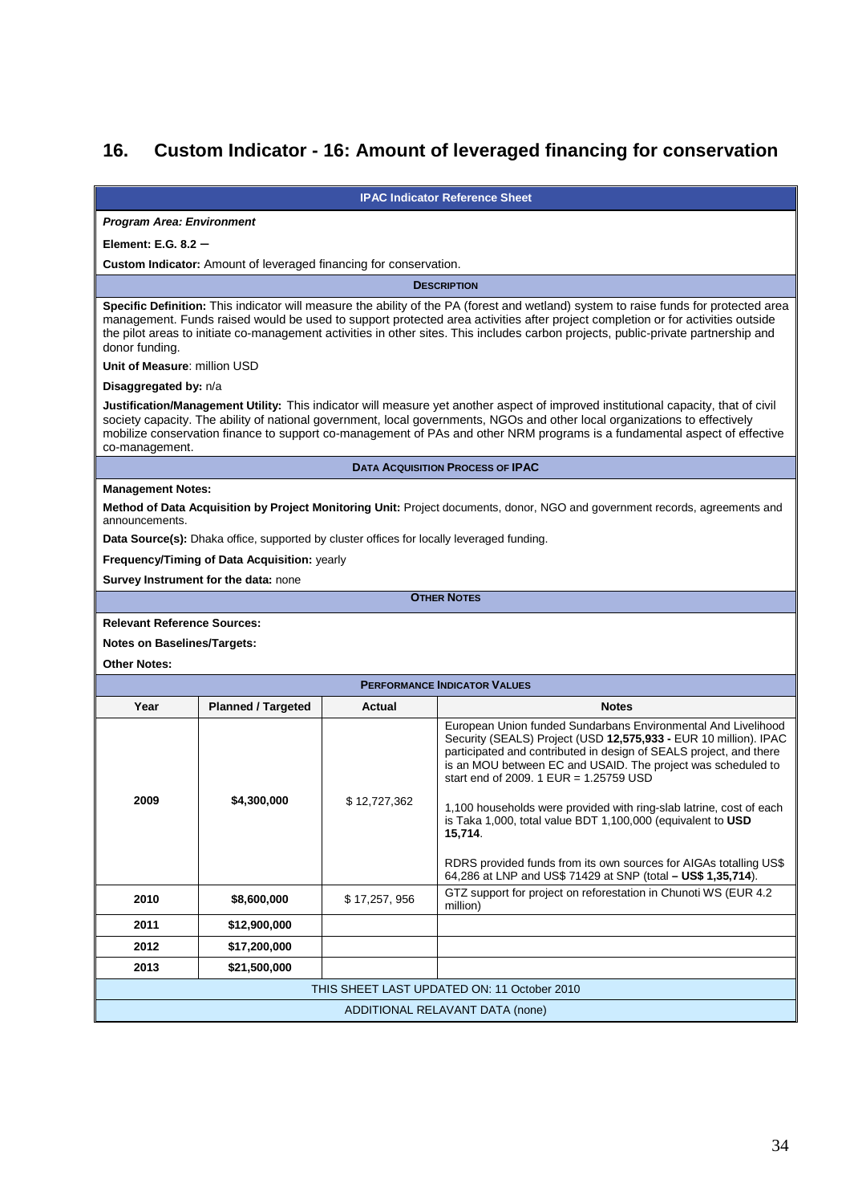## 16. Custom Indicator - 16: Amount of leveraged financing for conservation

**IPAC Indicator Reference Sheet**

***Program Area: Environment***

**Element: E.G. 8.2 –**

**Custom Indicator:** Amount of leveraged financing for conservation.

**DESCRIPTION**

**Specific Definition:** This indicator will measure the ability of the PA (forest and wetland) system to raise funds for protected area management. Funds raised would be used to support protected area activities after project completion or for activities outside the pilot areas to initiate co-management activities in other sites. This includes carbon projects, public-private partnership and donor funding.

**Unit of Measure**: million USD

**Disaggregated by:** n/a

**Justification/Management Utility:** This indicator will measure yet another aspect of improved institutional capacity, that of civil society capacity. The ability of national government, local governments, NGOs and other local organizations to effectively mobilize conservation finance to support co-management of PAs and other NRM programs is a fundamental aspect of effective co-management.

**DATA ACQUISITION PROCESS OF IPAC**

**Management Notes:**

**Method of Data Acquisition by Project Monitoring Unit:** Project documents, donor, NGO and government records, agreements and announcements.

**Data Source(s):** Dhaka office, supported by cluster offices for locally leveraged funding.

**Frequency/Timing of Data Acquisition:** yearly

**Survey Instrument for the data:** none

**OTHER NOTES**

**Relevant Reference Sources:**

**Notes on Baselines/Targets:**

**Other Notes:**

**PERFORMANCE INDICATOR VALUES**

| Year | Planned / Targeted | Actual | Notes |
|---|---|---|---|
| **2009** | **$4,300,000** | $ 12,727,362 | European Union funded Sundarbans Environmental And Livelihood Security (SEALS) Project (USD **12,575,933 -** EUR 10 million). IPAC participated and contributed in design of SEALS project, and there is an MOU between EC and USAID. The project was scheduled to start end of 2009. 1 EUR = 1.25759 USD<br><br>1,100 households were provided with ring-slab latrine, cost of each is Taka 1,000, total value BDT 1,100,000 (equivalent to **USD 15,714**.<br><br>RDRS provided funds from its own sources for AIGAs totalling US$ 64,286 at LNP and US$ 71429 at SNP (total **– US$ 1,35,714**). |
| **2010** | **$8,600,000** | $ 17,257, 956 | GTZ support for project on reforestation in Chunoti WS (EUR 4.2 million) |
| **2011** | **$12,900,000** | | |
| **2012** | **$17,200,000** | | |
| **2013** | **$21,500,000** | | |

THIS SHEET LAST UPDATED ON: 11 October 2010

ADDITIONAL RELAVANT DATA (none)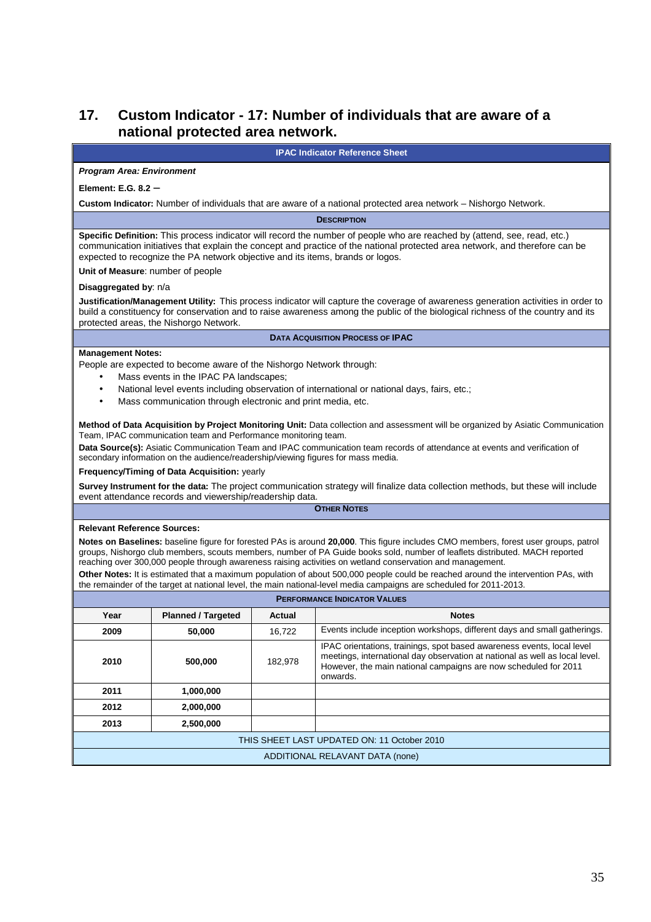## 17. Custom Indicator - 17: Number of individuals that are aware of a national protected area network.

**IPAC Indicator Reference Sheet**

***Program Area: Environment***

**Element: E.G. 8.2 –**

**Custom Indicator:** Number of individuals that are aware of a national protected area network – Nishorgo Network.

**DESCRIPTION**

**Specific Definition:** This process indicator will record the number of people who are reached by (attend, see, read, etc.) communication initiatives that explain the concept and practice of the national protected area network, and therefore can be expected to recognize the PA network objective and its items, brands or logos.

**Unit of Measure**: number of people

**Disaggregated by**: n/a

**Justification/Management Utility:** This process indicator will capture the coverage of awareness generation activities in order to build a constituency for conservation and to raise awareness among the public of the biological richness of the country and its protected areas, the Nishorgo Network.

**DATA ACQUISITION PROCESS OF IPAC**

**Management Notes:**
People are expected to become aware of the Nishorgo Network through:

- Mass events in the IPAC PA landscapes;
- National level events including observation of international or national days, fairs, etc.;
- Mass communication through electronic and print media, etc.

**Method of Data Acquisition by Project Monitoring Unit:** Data collection and assessment will be organized by Asiatic Communication Team, IPAC communication team and Performance monitoring team.

**Data Source(s):** Asiatic Communication Team and IPAC communication team records of attendance at events and verification of secondary information on the audience/readership/viewing figures for mass media.

**Frequency/Timing of Data Acquisition:** yearly

**Survey Instrument for the data:** The project communication strategy will finalize data collection methods, but these will include event attendance records and viewership/readership data.

**OTHER NOTES**

**Relevant Reference Sources:**

**Notes on Baselines:** baseline figure for forested PAs is around **20,000**. This figure includes CMO members, forest user groups, patrol groups, Nishorgo club members, scouts members, number of PA Guide books sold, number of leaflets distributed. MACH reported reaching over 300,000 people through awareness raising activities on wetland conservation and management.

**Other Notes:** It is estimated that a maximum population of about 500,000 people could be reached around the intervention PAs, with the remainder of the target at national level, the main national-level media campaigns are scheduled for 2011-2013.

**PERFORMANCE INDICATOR VALUES**

| Year | Planned / Targeted | Actual | Notes |
|---|---|---|---|
| **2009** | **50,000** | 16,722 | Events include inception workshops, different days and small gatherings. |
| **2010** | **500,000** | 182,978 | IPAC orientations, trainings, spot based awareness events, local level meetings, international day observation at national as well as local level. However, the main national campaigns are now scheduled for 2011 onwards. |
| **2011** | **1,000,000** | | |
| **2012** | **2,000,000** | | |
| **2013** | **2,500,000** | | |

THIS SHEET LAST UPDATED ON: 11 October 2010

ADDITIONAL RELAVANT DATA (none)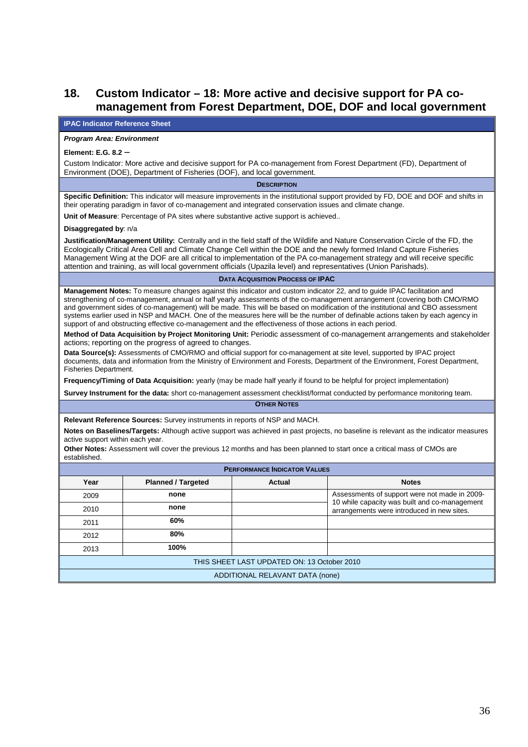## 18. Custom Indicator – 18: More active and decisive support for PA co-management from Forest Department, DOE, DOF and local government

**IPAC Indicator Reference Sheet**

***Program Area: Environment***

**Element: E.G. 8.2 –**

Custom Indicator: More active and decisive support for PA co-management from Forest Department (FD), Department of Environment (DOE), Department of Fisheries (DOF), and local government.

**DESCRIPTION**

**Specific Definition:** This indicator will measure improvements in the institutional support provided by FD, DOE and DOF and shifts in their operating paradigm in favor of co-management and integrated conservation issues and climate change.

**Unit of Measure**: Percentage of PA sites where substantive active support is achieved..

**Disaggregated by**: n/a

**Justification/Management Utility:** Centrally and in the field staff of the Wildlife and Nature Conservation Circle of the FD, the Ecologically Critical Area Cell and Climate Change Cell within the DOE and the newly formed Inland Capture Fisheries Management Wing at the DOF are all critical to implementation of the PA co-management strategy and will receive specific attention and training, as will local government officials (Upazila level) and representatives (Union Parishads).

**DATA ACQUISITION PROCESS OF IPAC**

**Management Notes:** To measure changes against this indicator and custom indicator 22, and to guide IPAC facilitation and strengthening of co-management, annual or half yearly assessments of the co-management arrangement (covering both CMO/RMO and government sides of co-management) will be made. This will be based on modification of the institutional and CBO assessment systems earlier used in NSP and MACH. One of the measures here will be the number of definable actions taken by each agency in support of and obstructing effective co-management and the effectiveness of those actions in each period.

**Method of Data Acquisition by Project Monitoring Unit:** Periodic assessment of co-management arrangements and stakeholder actions; reporting on the progress of agreed to changes.

**Data Source(s):** Assessments of CMO/RMO and official support for co-management at site level, supported by IPAC project documents, data and information from the Ministry of Environment and Forests, Department of the Environment, Forest Department, Fisheries Department.

**Frequency/Timing of Data Acquisition:** yearly (may be made half yearly if found to be helpful for project implementation)

**Survey Instrument for the data:** short co-management assessment checklist/format conducted by performance monitoring team.

**OTHER NOTES**

**Relevant Reference Sources:** Survey instruments in reports of NSP and MACH.

**Notes on Baselines/Targets:** Although active support was achieved in past projects, no baseline is relevant as the indicator measures active support within each year.

**Other Notes:** Assessment will cover the previous 12 months and has been planned to start once a critical mass of CMOs are established.

**PERFORMANCE INDICATOR VALUES**

| Year | Planned / Targeted | Actual | Notes |
|---|---|---|---|
| 2009 | **none** | | Assessments of support were not made in 2009-10 while capacity was built and co-management arrangements were introduced in new sites. |
| 2010 | **none** | | |
| 2011 | **60%** | | |
| 2012 | **80%** | | |
| 2013 | **100%** | | |

THIS SHEET LAST UPDATED ON: 13 October 2010

ADDITIONAL RELAVANT DATA (none)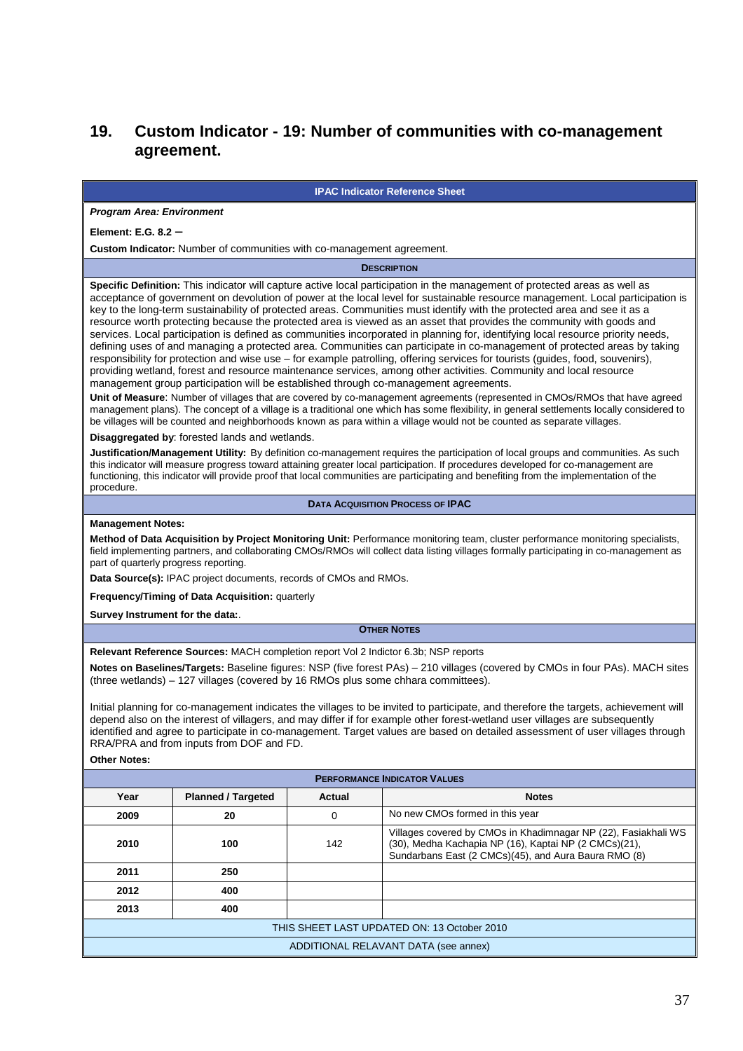## 19. Custom Indicator - 19: Number of communities with co-management agreement.

**IPAC Indicator Reference Sheet**

***Program Area: Environment***

**Element: E.G. 8.2 –**

**Custom Indicator:** Number of communities with co-management agreement.

**DESCRIPTION**

**Specific Definition:** This indicator will capture active local participation in the management of protected areas as well as acceptance of government on devolution of power at the local level for sustainable resource management. Local participation is key to the long-term sustainability of protected areas. Communities must identify with the protected area and see it as a resource worth protecting because the protected area is viewed as an asset that provides the community with goods and services. Local participation is defined as communities incorporated in planning for, identifying local resource priority needs, defining uses of and managing a protected area. Communities can participate in co-management of protected areas by taking responsibility for protection and wise use – for example patrolling, offering services for tourists (guides, food, souvenirs), providing wetland, forest and resource maintenance services, among other activities. Community and local resource management group participation will be established through co-management agreements.

**Unit of Measure**: Number of villages that are covered by co-management agreements (represented in CMOs/RMOs that have agreed management plans). The concept of a village is a traditional one which has some flexibility, in general settlements locally considered to be villages will be counted and neighborhoods known as para within a village would not be counted as separate villages.

**Disaggregated by**: forested lands and wetlands.

**Justification/Management Utility:** By definition co-management requires the participation of local groups and communities. As such this indicator will measure progress toward attaining greater local participation. If procedures developed for co-management are functioning, this indicator will provide proof that local communities are participating and benefiting from the implementation of the procedure.

**DATA ACQUISITION PROCESS OF IPAC**

**Management Notes:**

**Method of Data Acquisition by Project Monitoring Unit:** Performance monitoring team, cluster performance monitoring specialists, field implementing partners, and collaborating CMOs/RMOs will collect data listing villages formally participating in co-management as part of quarterly progress reporting.

**Data Source(s):** IPAC project documents, records of CMOs and RMOs.

**Frequency/Timing of Data Acquisition:** quarterly

**Survey Instrument for the data:**.

**OTHER NOTES**

**Relevant Reference Sources:** MACH completion report Vol 2 Indictor 6.3b; NSP reports

**Notes on Baselines/Targets:** Baseline figures: NSP (five forest PAs) – 210 villages (covered by CMOs in four PAs). MACH sites (three wetlands) – 127 villages (covered by 16 RMOs plus some chhara committees).

Initial planning for co-management indicates the villages to be invited to participate, and therefore the targets, achievement will depend also on the interest of villagers, and may differ if for example other forest-wetland user villages are subsequently identified and agree to participate in co-management. Target values are based on detailed assessment of user villages through RRA/PRA and from inputs from DOF and FD.

**Other Notes:**

**PERFORMANCE INDICATOR VALUES**

| Year | Planned / Targeted | Actual | Notes |
|---|---|---|---|
| 2009 | 20 | 0 | No new CMOs formed in this year |
| 2010 | 100 | 142 | Villages covered by CMOs in Khadimnagar NP (22), Fasiakhali WS (30), Medha Kachapia NP (16), Kaptai NP (2 CMOs)(21), Sundarbans East (2 CMOs)(45), and Aura Baura RMO (8) |
| 2011 | 250 | | |
| 2012 | 400 | | |
| 2013 | 400 | | |

THIS SHEET LAST UPDATED ON: 13 October 2010

ADDITIONAL RELAVANT DATA (see annex)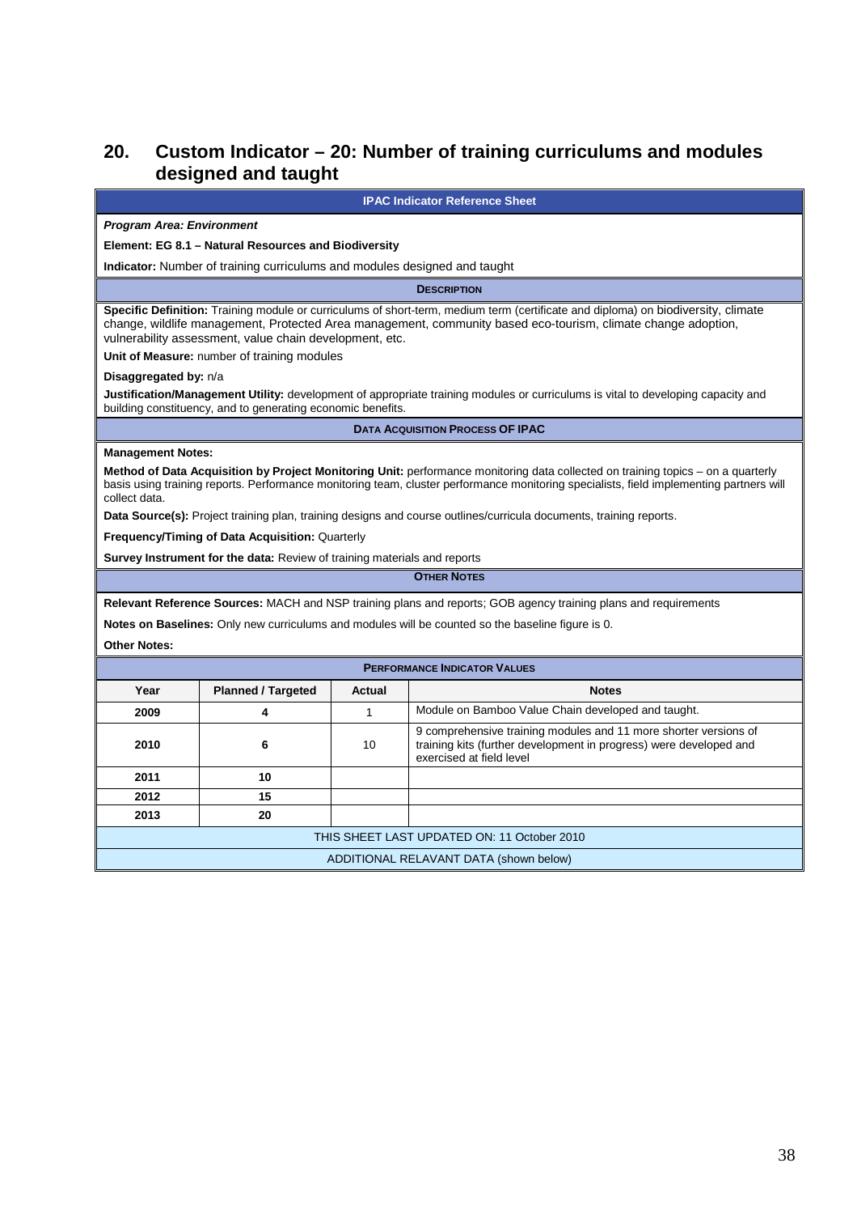## 20. Custom Indicator – 20: Number of training curriculums and modules designed and taught

**IPAC Indicator Reference Sheet**

***Program Area: Environment***

**Element: EG 8.1 – Natural Resources and Biodiversity**

**Indicator:** Number of training curriculums and modules designed and taught

**DESCRIPTION**

**Specific Definition:** Training module or curriculums of short-term, medium term (certificate and diploma) on biodiversity, climate change, wildlife management, Protected Area management, community based eco-tourism, climate change adoption, vulnerability assessment, value chain development, etc.

**Unit of Measure:** number of training modules

**Disaggregated by:** n/a

**Justification/Management Utility:** development of appropriate training modules or curriculums is vital to developing capacity and building constituency, and to generating economic benefits.

**DATA ACQUISITION PROCESS OF IPAC**

**Management Notes:**

**Method of Data Acquisition by Project Monitoring Unit:** performance monitoring data collected on training topics – on a quarterly basis using training reports. Performance monitoring team, cluster performance monitoring specialists, field implementing partners will collect data.

**Data Source(s):** Project training plan, training designs and course outlines/curricula documents, training reports.

**Frequency/Timing of Data Acquisition:** Quarterly

**Survey Instrument for the data:** Review of training materials and reports

**OTHER NOTES**

**Relevant Reference Sources:** MACH and NSP training plans and reports; GOB agency training plans and requirements

**Notes on Baselines:** Only new curriculums and modules will be counted so the baseline figure is 0.

**Other Notes:**

**PERFORMANCE INDICATOR VALUES**

| Year | Planned / Targeted | Actual | Notes |
|---|---|---|---|
| **2009** | **4** | 1 | Module on Bamboo Value Chain developed and taught. |
| **2010** | **6** | 10 | 9 comprehensive training modules and 11 more shorter versions of training kits (further development in progress) were developed and exercised at field level |
| **2011** | **10** | | |
| **2012** | **15** | | |
| **2013** | **20** | | |

THIS SHEET LAST UPDATED ON: 11 October 2010

ADDITIONAL RELAVANT DATA (shown below)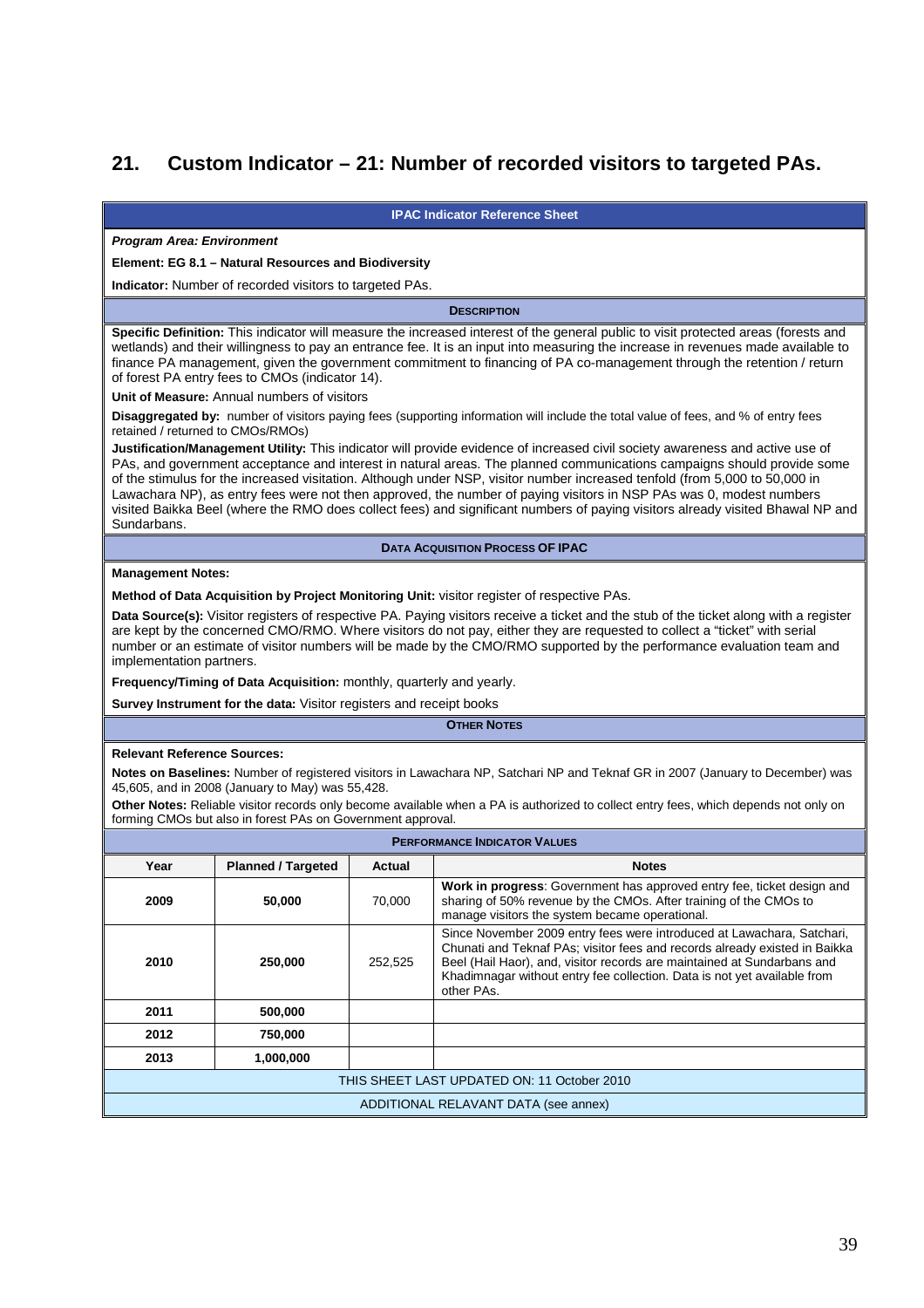## 21. Custom Indicator – 21: Number of recorded visitors to targeted PAs.

**IPAC Indicator Reference Sheet**

***Program Area: Environment***

**Element: EG 8.1 – Natural Resources and Biodiversity**

**Indicator:** Number of recorded visitors to targeted PAs.

**DESCRIPTION**

**Specific Definition:** This indicator will measure the increased interest of the general public to visit protected areas (forests and wetlands) and their willingness to pay an entrance fee. It is an input into measuring the increase in revenues made available to finance PA management, given the government commitment to financing of PA co-management through the retention / return of forest PA entry fees to CMOs (indicator 14).

**Unit of Measure:** Annual numbers of visitors

**Disaggregated by:** number of visitors paying fees (supporting information will include the total value of fees, and % of entry fees retained / returned to CMOs/RMOs)

**Justification/Management Utility:** This indicator will provide evidence of increased civil society awareness and active use of PAs, and government acceptance and interest in natural areas. The planned communications campaigns should provide some of the stimulus for the increased visitation. Although under NSP, visitor number increased tenfold (from 5,000 to 50,000 in Lawachara NP), as entry fees were not then approved, the number of paying visitors in NSP PAs was 0, modest numbers visited Baikka Beel (where the RMO does collect fees) and significant numbers of paying visitors already visited Bhawal NP and Sundarbans.

**DATA ACQUISITION PROCESS OF IPAC**

**Management Notes:**

**Method of Data Acquisition by Project Monitoring Unit:** visitor register of respective PAs.

**Data Source(s):** Visitor registers of respective PA. Paying visitors receive a ticket and the stub of the ticket along with a register are kept by the concerned CMO/RMO. Where visitors do not pay, either they are requested to collect a "ticket" with serial number or an estimate of visitor numbers will be made by the CMO/RMO supported by the performance evaluation team and implementation partners.

**Frequency/Timing of Data Acquisition:** monthly, quarterly and yearly.

**Survey Instrument for the data:** Visitor registers and receipt books

**OTHER NOTES**

**Relevant Reference Sources:**

**Notes on Baselines:** Number of registered visitors in Lawachara NP, Satchari NP and Teknaf GR in 2007 (January to December) was 45,605, and in 2008 (January to May) was 55,428.

**Other Notes:** Reliable visitor records only become available when a PA is authorized to collect entry fees, which depends not only on forming CMOs but also in forest PAs on Government approval.

**PERFORMANCE INDICATOR VALUES**

| Year | Planned / Targeted | Actual | Notes |
|---|---|---|---|
| **2009** | **50,000** | 70,000 | **Work in progress**: Government has approved entry fee, ticket design and sharing of 50% revenue by the CMOs. After training of the CMOs to manage visitors the system became operational. |
| **2010** | **250,000** | 252,525 | Since November 2009 entry fees were introduced at Lawachara, Satchari, Chunati and Teknaf PAs; visitor fees and records already existed in Baikka Beel (Hail Haor), and, visitor records are maintained at Sundarbans and Khadimnagar without entry fee collection. Data is not yet available from other PAs. |
| **2011** | **500,000** | | |
| **2012** | **750,000** | | |
| **2013** | **1,000,000** | | |

THIS SHEET LAST UPDATED ON: 11 October 2010

ADDITIONAL RELAVANT DATA (see annex)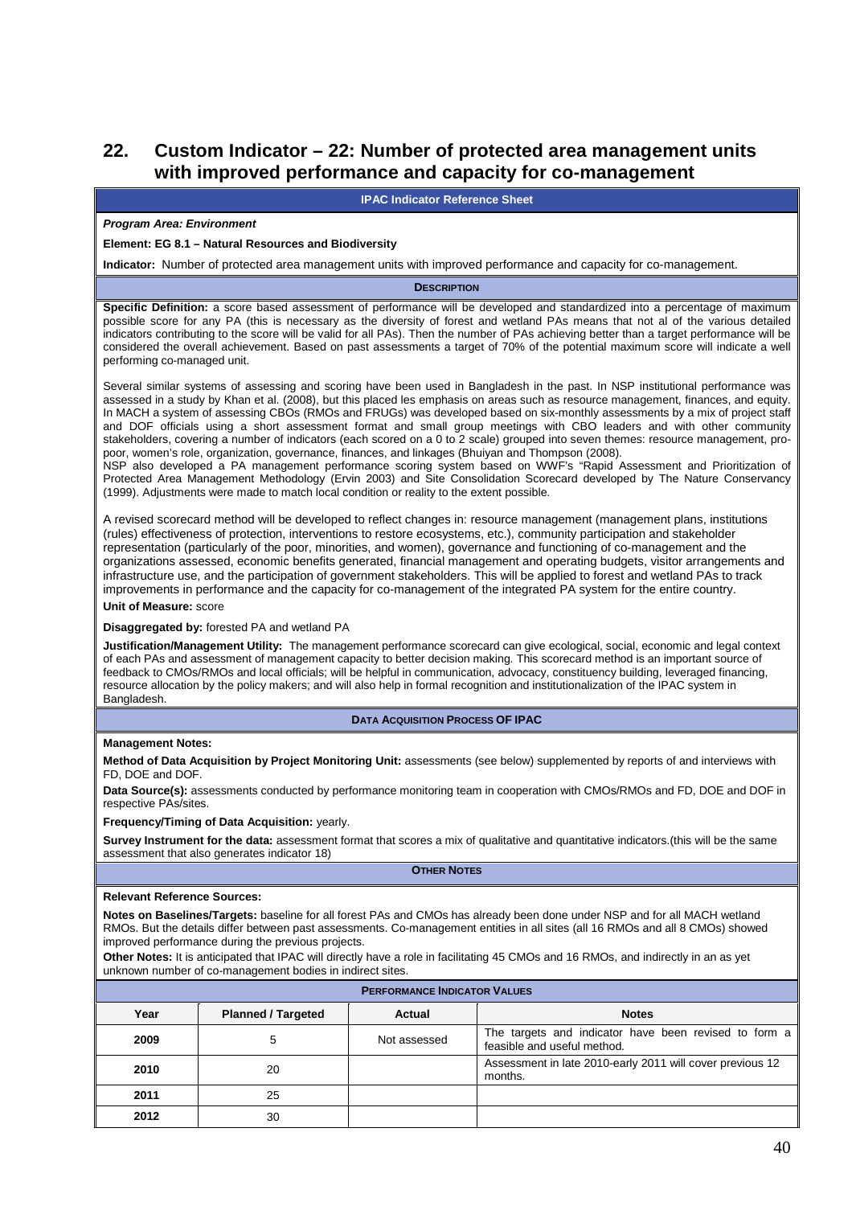## 22. Custom Indicator – 22: Number of protected area management units with improved performance and capacity for co-management

**IPAC Indicator Reference Sheet**

***Program Area: Environment***

**Element: EG 8.1 – Natural Resources and Biodiversity**

**Indicator:** Number of protected area management units with improved performance and capacity for co-management.

**DESCRIPTION**

**Specific Definition:** a score based assessment of performance will be developed and standardized into a percentage of maximum possible score for any PA (this is necessary as the diversity of forest and wetland PAs means that not al of the various detailed indicators contributing to the score will be valid for all PAs). Then the number of PAs achieving better than a target performance will be considered the overall achievement. Based on past assessments a target of 70% of the potential maximum score will indicate a well performing co-managed unit.

Several similar systems of assessing and scoring have been used in Bangladesh in the past. In NSP institutional performance was assessed in a study by Khan et al. (2008), but this placed les emphasis on areas such as resource management, finances, and equity. In MACH a system of assessing CBOs (RMOs and FRUGs) was developed based on six-monthly assessments by a mix of project staff and DOF officials using a short assessment format and small group meetings with CBO leaders and with other community stakeholders, covering a number of indicators (each scored on a 0 to 2 scale) grouped into seven themes: resource management, pro-poor, women's role, organization, governance, finances, and linkages (Bhuiyan and Thompson (2008).

NSP also developed a PA management performance scoring system based on WWF's "Rapid Assessment and Prioritization of Protected Area Management Methodology (Ervin 2003) and Site Consolidation Scorecard developed by The Nature Conservancy (1999). Adjustments were made to match local condition or reality to the extent possible.

A revised scorecard method will be developed to reflect changes in: resource management (management plans, institutions (rules) effectiveness of protection, interventions to restore ecosystems, etc.), community participation and stakeholder representation (particularly of the poor, minorities, and women), governance and functioning of co-management and the organizations assessed, economic benefits generated, financial management and operating budgets, visitor arrangements and infrastructure use, and the participation of government stakeholders. This will be applied to forest and wetland PAs to track improvements in performance and the capacity for co-management of the integrated PA system for the entire country.

**Unit of Measure:** score

**Disaggregated by:** forested PA and wetland PA

**Justification/Management Utility:** The management performance scorecard can give ecological, social, economic and legal context of each PAs and assessment of management capacity to better decision making. This scorecard method is an important source of feedback to CMOs/RMOs and local officials; will be helpful in communication, advocacy, constituency building, leveraged financing, resource allocation by the policy makers; and will also help in formal recognition and institutionalization of the IPAC system in Bangladesh.

**DATA ACQUISITION PROCESS OF IPAC**

**Management Notes:**

**Method of Data Acquisition by Project Monitoring Unit:** assessments (see below) supplemented by reports of and interviews with FD, DOE and DOF.

**Data Source(s):** assessments conducted by performance monitoring team in cooperation with CMOs/RMOs and FD, DOE and DOF in respective PAs/sites.

**Frequency/Timing of Data Acquisition:** yearly.

**Survey Instrument for the data:** assessment format that scores a mix of qualitative and quantitative indicators.(this will be the same assessment that also generates indicator 18)

**OTHER NOTES**

**Relevant Reference Sources:**

**Notes on Baselines/Targets:** baseline for all forest PAs and CMOs has already been done under NSP and for all MACH wetland RMOs. But the details differ between past assessments. Co-management entities in all sites (all 16 RMOs and all 8 CMOs) showed improved performance during the previous projects.

**Other Notes:** It is anticipated that IPAC will directly have a role in facilitating 45 CMOs and 16 RMOs, and indirectly in an as yet unknown number of co-management bodies in indirect sites.

**PERFORMANCE INDICATOR VALUES**

| Year | Planned / Targeted | Actual | Notes |
|---|---|---|---|
| 2009 | 5 | Not assessed | The targets and indicator have been revised to form a feasible and useful method. |
| 2010 | 20 | | Assessment in late 2010-early 2011 will cover previous 12 months. |
| 2011 | 25 | | |
| 2012 | 30 | | |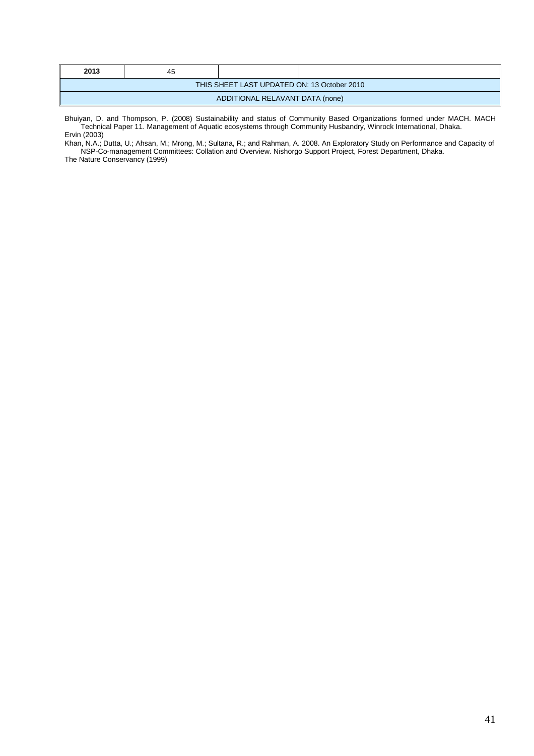| | | | |
|---|---|---|---|
| **2013** | 45 | | |
| THIS SHEET LAST UPDATED ON: 13 October 2010 | | | |
| ADDITIONAL RELAVANT DATA (none) | | | |

Bhuiyan, D. and Thompson, P. (2008) Sustainability and status of Community Based Organizations formed under MACH. MACH Technical Paper 11. Management of Aquatic ecosystems through Community Husbandry, Winrock International, Dhaka.

Ervin (2003)

Khan, N.A.; Dutta, U.; Ahsan, M.; Mrong, M.; Sultana, R.; and Rahman, A. 2008. An Exploratory Study on Performance and Capacity of NSP-Co-management Committees: Collation and Overview. Nishorgo Support Project, Forest Department, Dhaka.

The Nature Conservancy (1999)